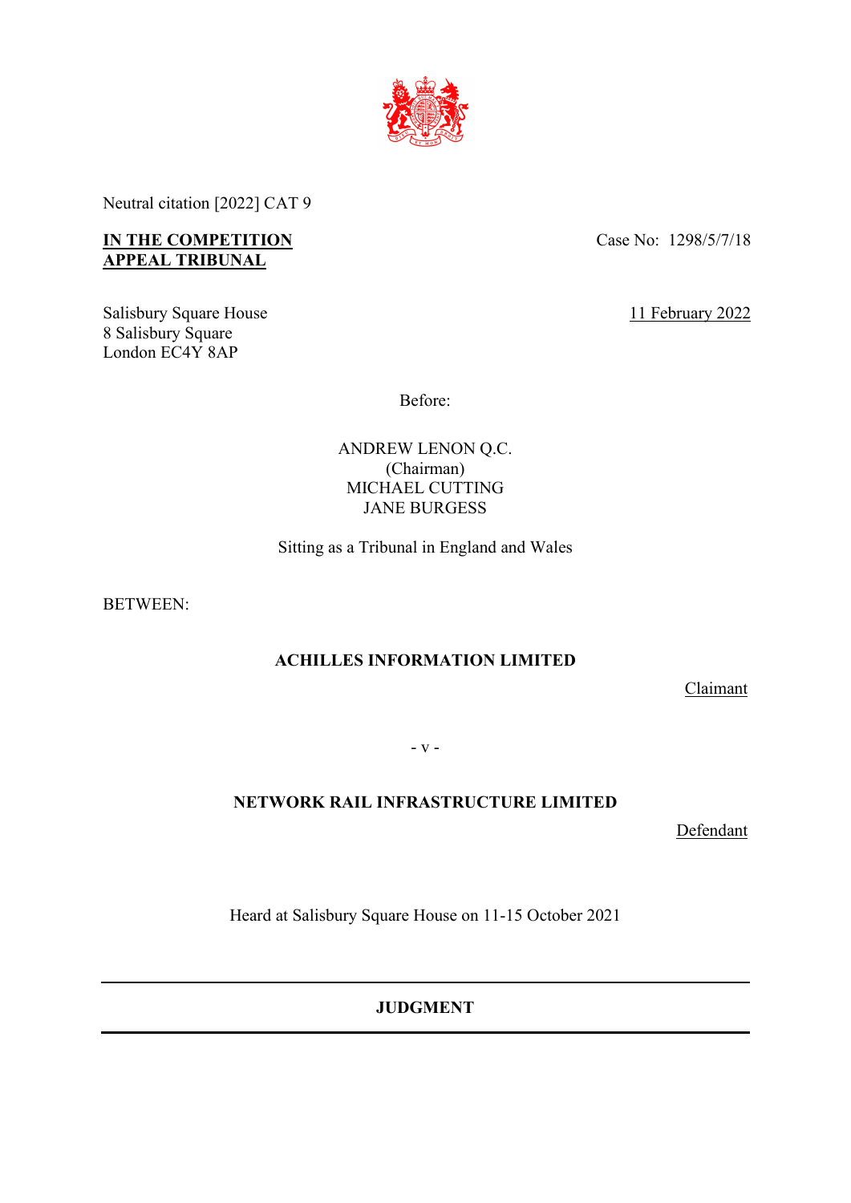Neutral citation [2022] CAT 9

**IN THE COMPETITION APPEAL TRIBUNAL**

Case No: 1298/5/7/18

Salisbury Square House
8 Salisbury Square
London EC4Y 8AP

11 February 2022

Before:

ANDREW LENON Q.C.
(Chairman)
MICHAEL CUTTING
JANE BURGESS

Sitting as a Tribunal in England and Wales

BETWEEN:

**ACHILLES INFORMATION LIMITED**

Claimant

\- v -

**NETWORK RAIL INFRASTRUCTURE LIMITED**

Defendant

Heard at Salisbury Square House on 11-15 October 2021

---

**JUDGMENT**

---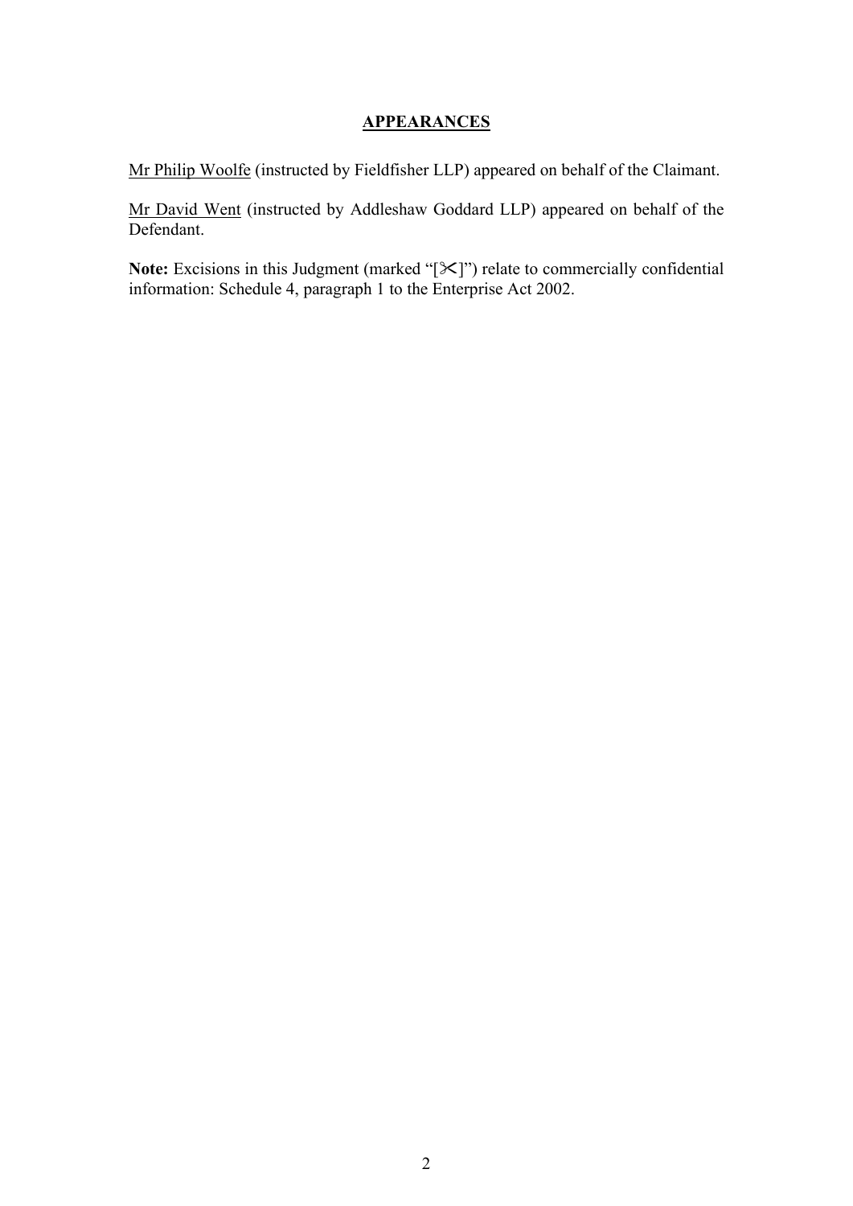## APPEARANCES

Mr Philip Woolfe (instructed by Fieldfisher LLP) appeared on behalf of the Claimant.

Mr David Went (instructed by Addleshaw Goddard LLP) appeared on behalf of the Defendant.

**Note:** Excisions in this Judgment (marked "[✂]") relate to commercially confidential information: Schedule 4, paragraph 1 to the Enterprise Act 2002.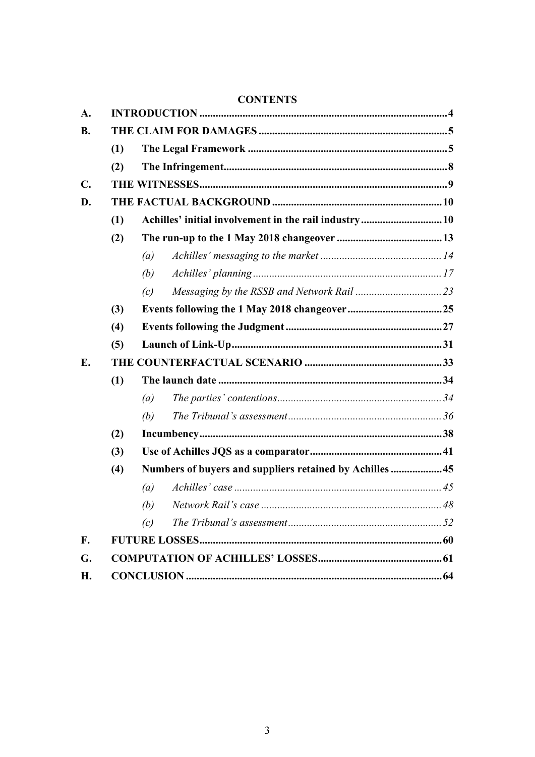# CONTENTS

| | | | | |
|---|---|---|---|---|
| **A.** | **INTRODUCTION** | | | **4** |
| **B.** | **THE CLAIM FOR DAMAGES** | | | **5** |
| | **(1)** | **The Legal Framework** | | **5** |
| | **(2)** | **The Infringement** | | **8** |
| **C.** | **THE WITNESSES** | | | **9** |
| **D.** | **THE FACTUAL BACKGROUND** | | | **10** |
| | **(1)** | **Achilles' initial involvement in the rail industry** | | **10** |
| | **(2)** | **The run-up to the 1 May 2018 changeover** | | **13** |
| | | *(a)* | *Achilles' messaging to the market* | *14* |
| | | *(b)* | *Achilles' planning* | *17* |
| | | *(c)* | *Messaging by the RSSB and Network Rail* | *23* |
| | **(3)** | **Events following the 1 May 2018 changeover** | | **25** |
| | **(4)** | **Events following the Judgment** | | **27** |
| | **(5)** | **Launch of Link-Up** | | **31** |
| **E.** | **THE COUNTERFACTUAL SCENARIO** | | | **33** |
| | **(1)** | **The launch date** | | **34** |
| | | *(a)* | *The parties' contentions* | *34* |
| | | *(b)* | *The Tribunal's assessment* | *36* |
| | **(2)** | **Incumbency** | | **38** |
| | **(3)** | **Use of Achilles JQS as a comparator** | | **41** |
| | **(4)** | **Numbers of buyers and suppliers retained by Achilles** | | **45** |
| | | *(a)* | *Achilles' case* | *45* |
| | | *(b)* | *Network Rail's case* | *48* |
| | | *(c)* | *The Tribunal's assessment* | *52* |
| **F.** | **FUTURE LOSSES** | | | **60** |
| **G.** | **COMPUTATION OF ACHILLES' LOSSES** | | | **61** |
| **H.** | **CONCLUSION** | | | **64** |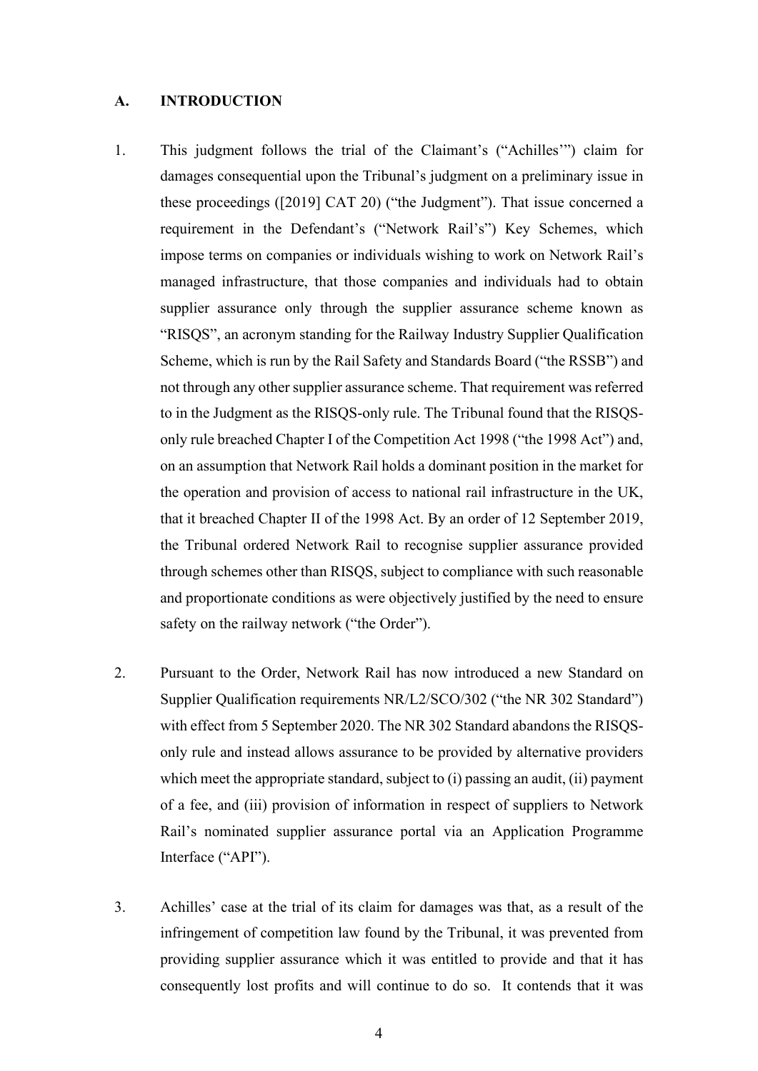## A. INTRODUCTION

1. This judgment follows the trial of the Claimant's ("Achilles'") claim for damages consequential upon the Tribunal's judgment on a preliminary issue in these proceedings ([2019] CAT 20) ("the Judgment"). That issue concerned a requirement in the Defendant's ("Network Rail's") Key Schemes, which impose terms on companies or individuals wishing to work on Network Rail's managed infrastructure, that those companies and individuals had to obtain supplier assurance only through the supplier assurance scheme known as "RISQS", an acronym standing for the Railway Industry Supplier Qualification Scheme, which is run by the Rail Safety and Standards Board ("the RSSB") and not through any other supplier assurance scheme. That requirement was referred to in the Judgment as the RISQS-only rule. The Tribunal found that the RISQS-only rule breached Chapter I of the Competition Act 1998 ("the 1998 Act") and, on an assumption that Network Rail holds a dominant position in the market for the operation and provision of access to national rail infrastructure in the UK, that it breached Chapter II of the 1998 Act. By an order of 12 September 2019, the Tribunal ordered Network Rail to recognise supplier assurance provided through schemes other than RISQS, subject to compliance with such reasonable and proportionate conditions as were objectively justified by the need to ensure safety on the railway network ("the Order").

2. Pursuant to the Order, Network Rail has now introduced a new Standard on Supplier Qualification requirements NR/L2/SCO/302 ("the NR 302 Standard") with effect from 5 September 2020. The NR 302 Standard abandons the RISQS-only rule and instead allows assurance to be provided by alternative providers which meet the appropriate standard, subject to (i) passing an audit, (ii) payment of a fee, and (iii) provision of information in respect of suppliers to Network Rail's nominated supplier assurance portal via an Application Programme Interface ("API").

3. Achilles' case at the trial of its claim for damages was that, as a result of the infringement of competition law found by the Tribunal, it was prevented from providing supplier assurance which it was entitled to provide and that it has consequently lost profits and will continue to do so. It contends that it was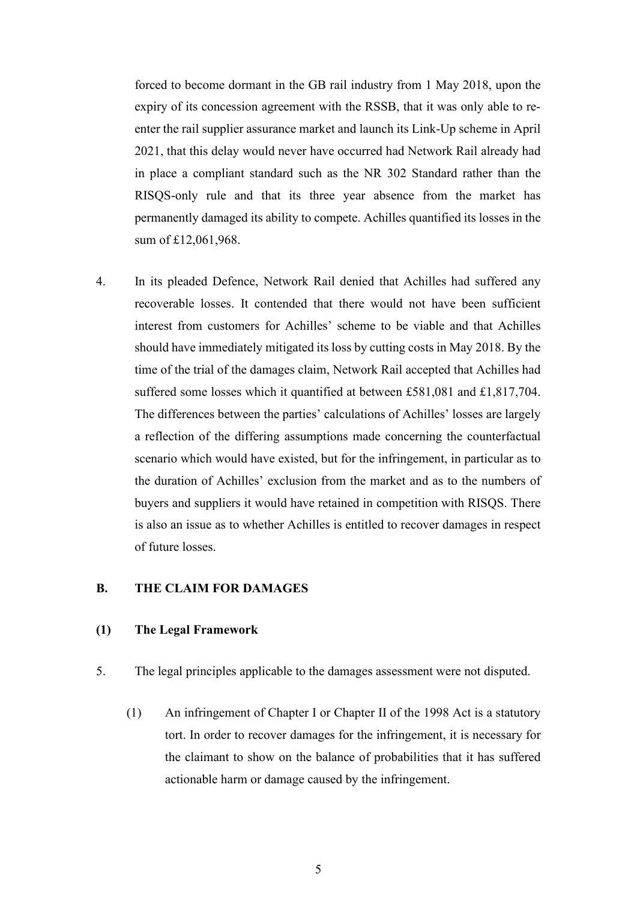forced to become dormant in the GB rail industry from 1 May 2018, upon the expiry of its concession agreement with the RSSB, that it was only able to re-enter the rail supplier assurance market and launch its Link-Up scheme in April 2021, that this delay would never have occurred had Network Rail already had in place a compliant standard such as the NR 302 Standard rather than the RISQS-only rule and that its three year absence from the market has permanently damaged its ability to compete. Achilles quantified its losses in the sum of £12,061,968.

4. In its pleaded Defence, Network Rail denied that Achilles had suffered any recoverable losses. It contended that there would not have been sufficient interest from customers for Achilles' scheme to be viable and that Achilles should have immediately mitigated its loss by cutting costs in May 2018. By the time of the trial of the damages claim, Network Rail accepted that Achilles had suffered some losses which it quantified at between £581,081 and £1,817,704. The differences between the parties' calculations of Achilles' losses are largely a reflection of the differing assumptions made concerning the counterfactual scenario which would have existed, but for the infringement, in particular as to the duration of Achilles' exclusion from the market and as to the numbers of buyers and suppliers it would have retained in competition with RISQS. There is also an issue as to whether Achilles is entitled to recover damages in respect of future losses.

## B. THE CLAIM FOR DAMAGES

### (1) The Legal Framework

5. The legal principles applicable to the damages assessment were not disputed.

   (1) An infringement of Chapter I or Chapter II of the 1998 Act is a statutory tort. In order to recover damages for the infringement, it is necessary for the claimant to show on the balance of probabilities that it has suffered actionable harm or damage caused by the infringement.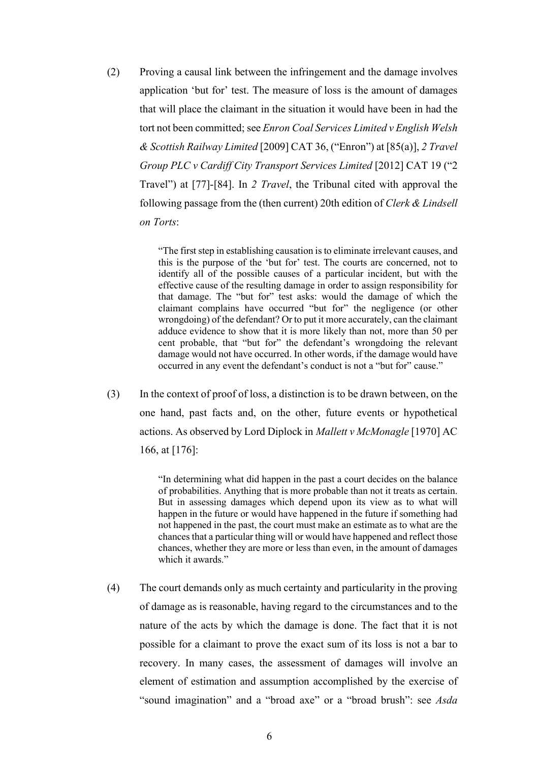(2) Proving a causal link between the infringement and the damage involves application 'but for' test. The measure of loss is the amount of damages that will place the claimant in the situation it would have been in had the tort not been committed; see *Enron Coal Services Limited v English Welsh & Scottish Railway Limited* [2009] CAT 36, ("Enron") at [85(a)], *2 Travel Group PLC v Cardiff City Transport Services Limited* [2012] CAT 19 ("2 Travel") at [77]-[84]. In *2 Travel*, the Tribunal cited with approval the following passage from the (then current) 20th edition of *Clerk & Lindsell on Torts*:

> "The first step in establishing causation is to eliminate irrelevant causes, and this is the purpose of the 'but for' test. The courts are concerned, not to identify all of the possible causes of a particular incident, but with the effective cause of the resulting damage in order to assign responsibility for that damage. The "but for" test asks: would the damage of which the claimant complains have occurred "but for" the negligence (or other wrongdoing) of the defendant? Or to put it more accurately, can the claimant adduce evidence to show that it is more likely than not, more than 50 per cent probable, that "but for" the defendant's wrongdoing the relevant damage would not have occurred. In other words, if the damage would have occurred in any event the defendant's conduct is not a "but for" cause."

(3) In the context of proof of loss, a distinction is to be drawn between, on the one hand, past facts and, on the other, future events or hypothetical actions. As observed by Lord Diplock in *Mallett v McMonagle* [1970] AC 166, at [176]:

> "In determining what did happen in the past a court decides on the balance of probabilities. Anything that is more probable than not it treats as certain. But in assessing damages which depend upon its view as to what will happen in the future or would have happened in the future if something had not happened in the past, the court must make an estimate as to what are the chances that a particular thing will or would have happened and reflect those chances, whether they are more or less than even, in the amount of damages which it awards."

(4) The court demands only as much certainty and particularity in the proving of damage as is reasonable, having regard to the circumstances and to the nature of the acts by which the damage is done. The fact that it is not possible for a claimant to prove the exact sum of its loss is not a bar to recovery. In many cases, the assessment of damages will involve an element of estimation and assumption accomplished by the exercise of "sound imagination" and a "broad axe" or a "broad brush": see *Asda*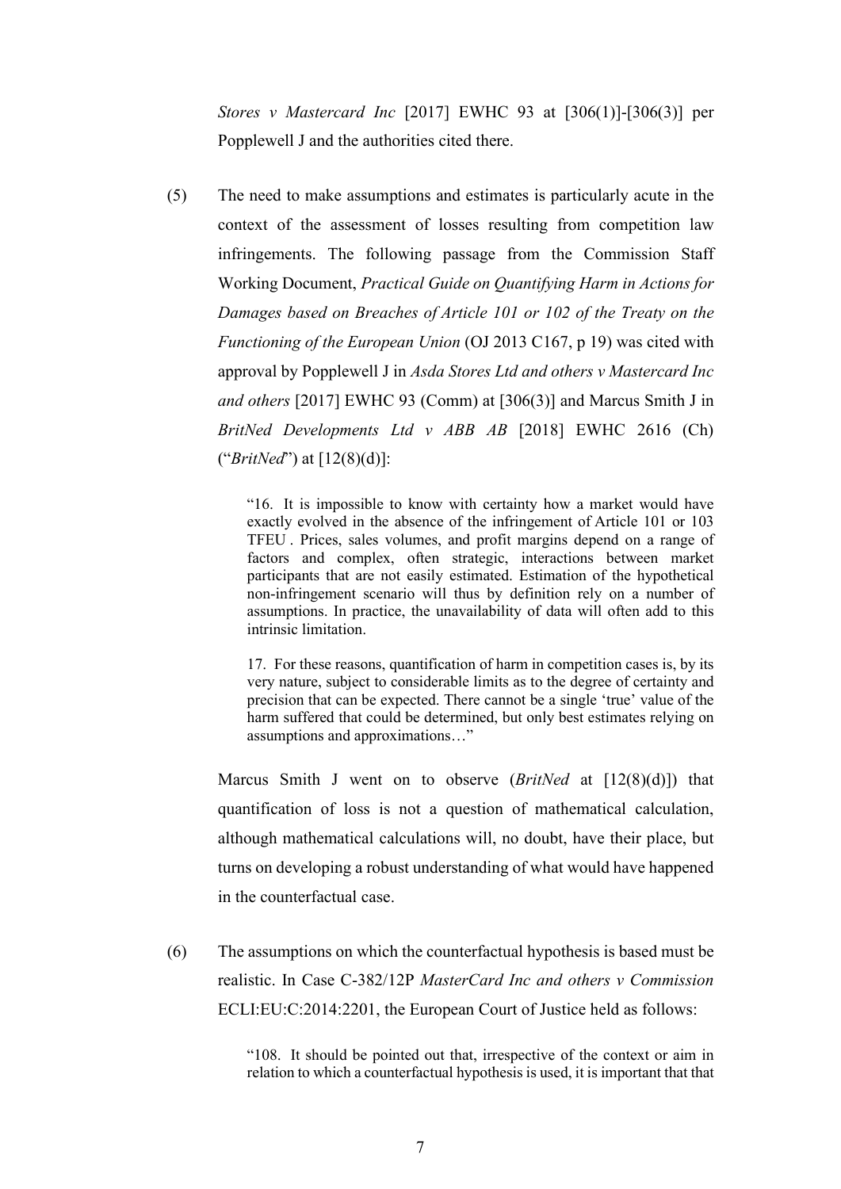*Stores v Mastercard Inc* [2017] EWHC 93 at [306(1)]-[306(3)] per Popplewell J and the authorities cited there.

(5) The need to make assumptions and estimates is particularly acute in the context of the assessment of losses resulting from competition law infringements. The following passage from the Commission Staff Working Document, *Practical Guide on Quantifying Harm in Actions for Damages based on Breaches of Article 101 or 102 of the Treaty on the Functioning of the European Union* (OJ 2013 C167, p 19) was cited with approval by Popplewell J in *Asda Stores Ltd and others v Mastercard Inc and others* [2017] EWHC 93 (Comm) at [306(3)] and Marcus Smith J in *BritNed Developments Ltd v ABB AB* [2018] EWHC 2616 (Ch) ("*BritNed*") at [12(8)(d)]:

> "16. It is impossible to know with certainty how a market would have exactly evolved in the absence of the infringement of Article 101 or 103 TFEU . Prices, sales volumes, and profit margins depend on a range of factors and complex, often strategic, interactions between market participants that are not easily estimated. Estimation of the hypothetical non-infringement scenario will thus by definition rely on a number of assumptions. In practice, the unavailability of data will often add to this intrinsic limitation.
>
> 17. For these reasons, quantification of harm in competition cases is, by its very nature, subject to considerable limits as to the degree of certainty and precision that can be expected. There cannot be a single 'true' value of the harm suffered that could be determined, but only best estimates relying on assumptions and approximations…"

Marcus Smith J went on to observe (*BritNed* at [12(8)(d)]) that quantification of loss is not a question of mathematical calculation, although mathematical calculations will, no doubt, have their place, but turns on developing a robust understanding of what would have happened in the counterfactual case.

(6) The assumptions on which the counterfactual hypothesis is based must be realistic. In Case C-382/12P *MasterCard Inc and others v Commission* ECLI:EU:C:2014:2201, the European Court of Justice held as follows:

> "108. It should be pointed out that, irrespective of the context or aim in relation to which a counterfactual hypothesis is used, it is important that that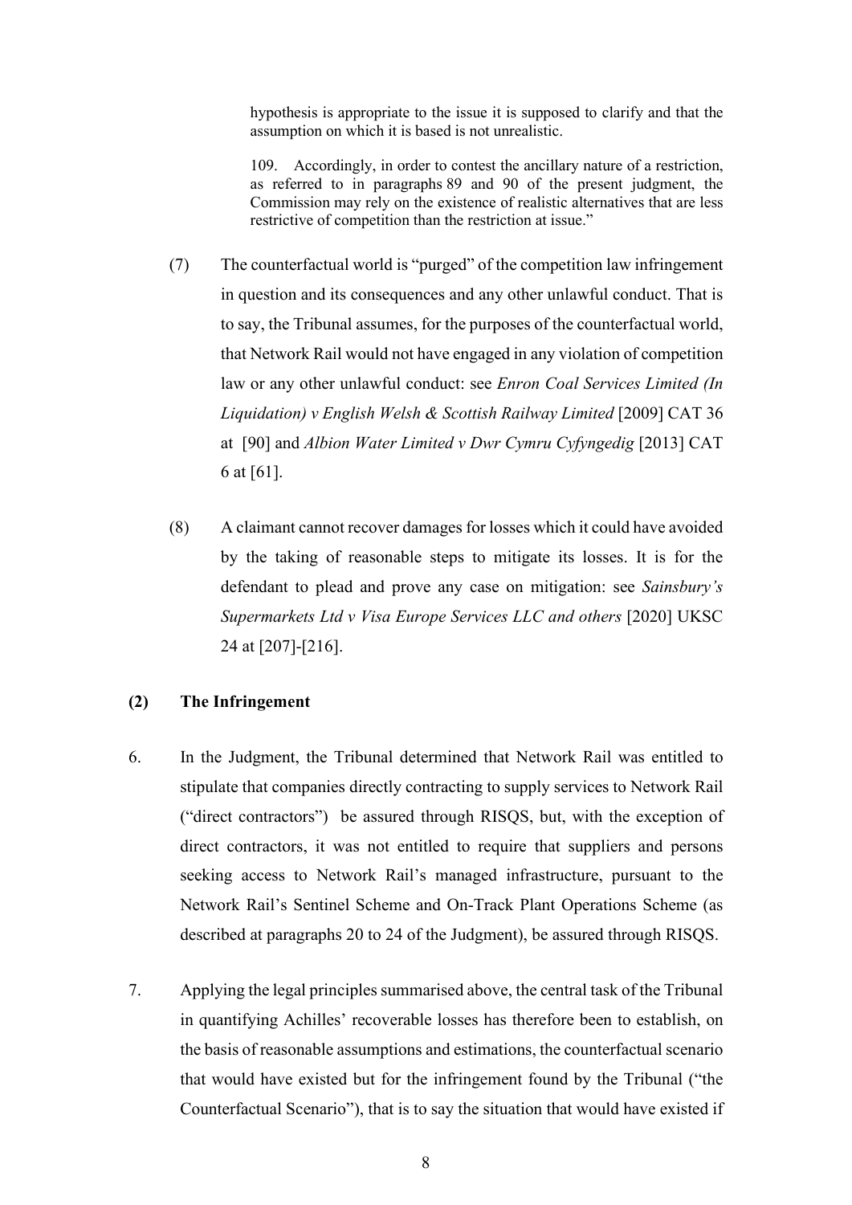> hypothesis is appropriate to the issue it is supposed to clarify and that the assumption on which it is based is not unrealistic.
>
> 109. Accordingly, in order to contest the ancillary nature of a restriction, as referred to in paragraphs 89 and 90 of the present judgment, the Commission may rely on the existence of realistic alternatives that are less restrictive of competition than the restriction at issue."

(7) The counterfactual world is "purged" of the competition law infringement in question and its consequences and any other unlawful conduct. That is to say, the Tribunal assumes, for the purposes of the counterfactual world, that Network Rail would not have engaged in any violation of competition law or any other unlawful conduct: see *Enron Coal Services Limited (In Liquidation) v English Welsh & Scottish Railway Limited* [2009] CAT 36 at [90] and *Albion Water Limited v Dwr Cymru Cyfyngedig* [2013] CAT 6 at [61].

(8) A claimant cannot recover damages for losses which it could have avoided by the taking of reasonable steps to mitigate its losses. It is for the defendant to plead and prove any case on mitigation: see *Sainsbury's Supermarkets Ltd v Visa Europe Services LLC and others* [2020] UKSC 24 at [207]-[216].

### (2) The Infringement

6. In the Judgment, the Tribunal determined that Network Rail was entitled to stipulate that companies directly contracting to supply services to Network Rail ("direct contractors") be assured through RISQS, but, with the exception of direct contractors, it was not entitled to require that suppliers and persons seeking access to Network Rail's managed infrastructure, pursuant to the Network Rail's Sentinel Scheme and On-Track Plant Operations Scheme (as described at paragraphs 20 to 24 of the Judgment), be assured through RISQS.

7. Applying the legal principles summarised above, the central task of the Tribunal in quantifying Achilles' recoverable losses has therefore been to establish, on the basis of reasonable assumptions and estimations, the counterfactual scenario that would have existed but for the infringement found by the Tribunal ("the Counterfactual Scenario"), that is to say the situation that would have existed if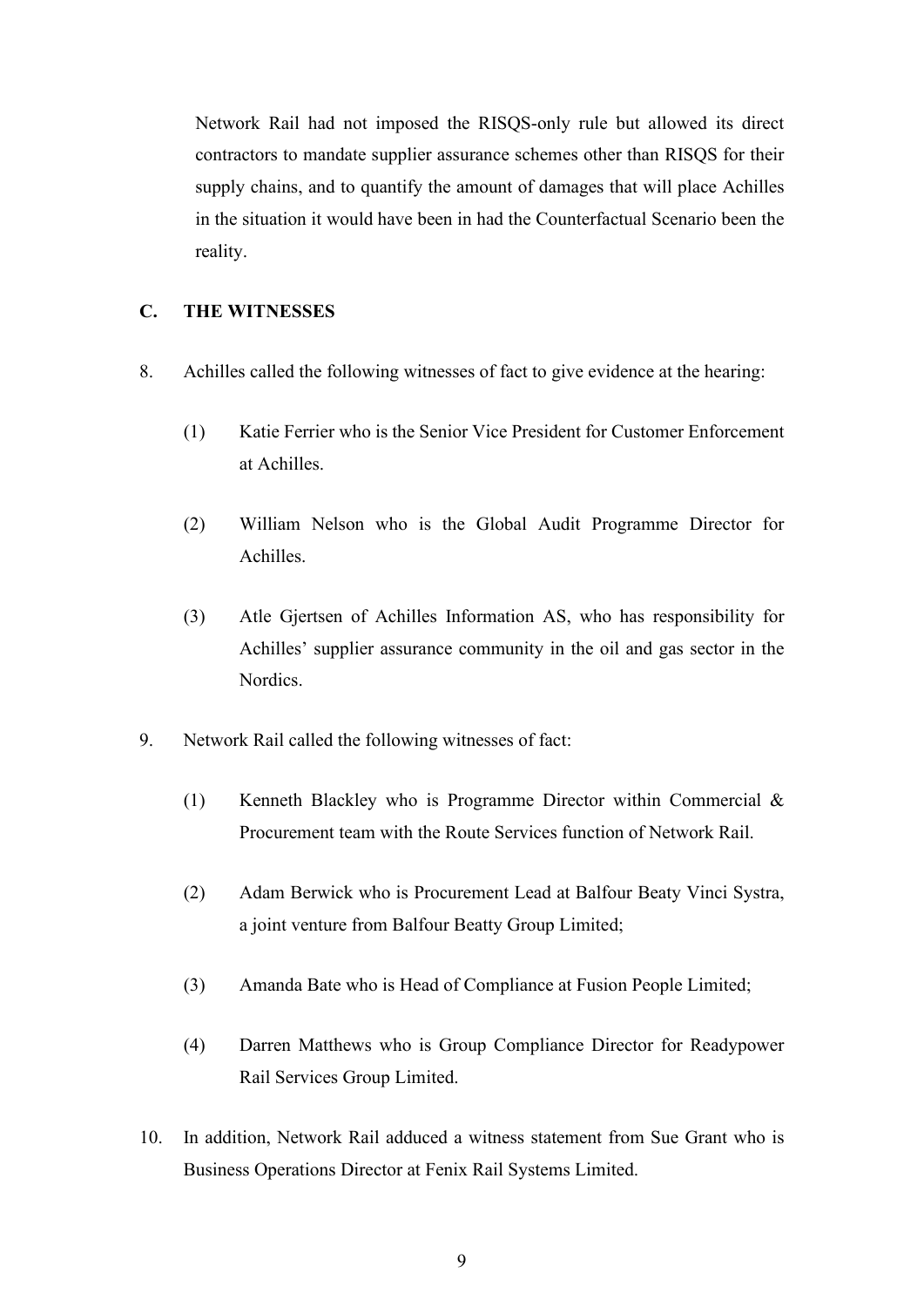Network Rail had not imposed the RISQS-only rule but allowed its direct contractors to mandate supplier assurance schemes other than RISQS for their supply chains, and to quantify the amount of damages that will place Achilles in the situation it would have been in had the Counterfactual Scenario been the reality.

## C. THE WITNESSES

8. Achilles called the following witnesses of fact to give evidence at the hearing:

   (1) Katie Ferrier who is the Senior Vice President for Customer Enforcement at Achilles.

   (2) William Nelson who is the Global Audit Programme Director for Achilles.

   (3) Atle Gjertsen of Achilles Information AS, who has responsibility for Achilles' supplier assurance community in the oil and gas sector in the Nordics.

9. Network Rail called the following witnesses of fact:

   (1) Kenneth Blackley who is Programme Director within Commercial & Procurement team with the Route Services function of Network Rail.

   (2) Adam Berwick who is Procurement Lead at Balfour Beaty Vinci Systra, a joint venture from Balfour Beatty Group Limited;

   (3) Amanda Bate who is Head of Compliance at Fusion People Limited;

   (4) Darren Matthews who is Group Compliance Director for Readypower Rail Services Group Limited.

10. In addition, Network Rail adduced a witness statement from Sue Grant who is Business Operations Director at Fenix Rail Systems Limited.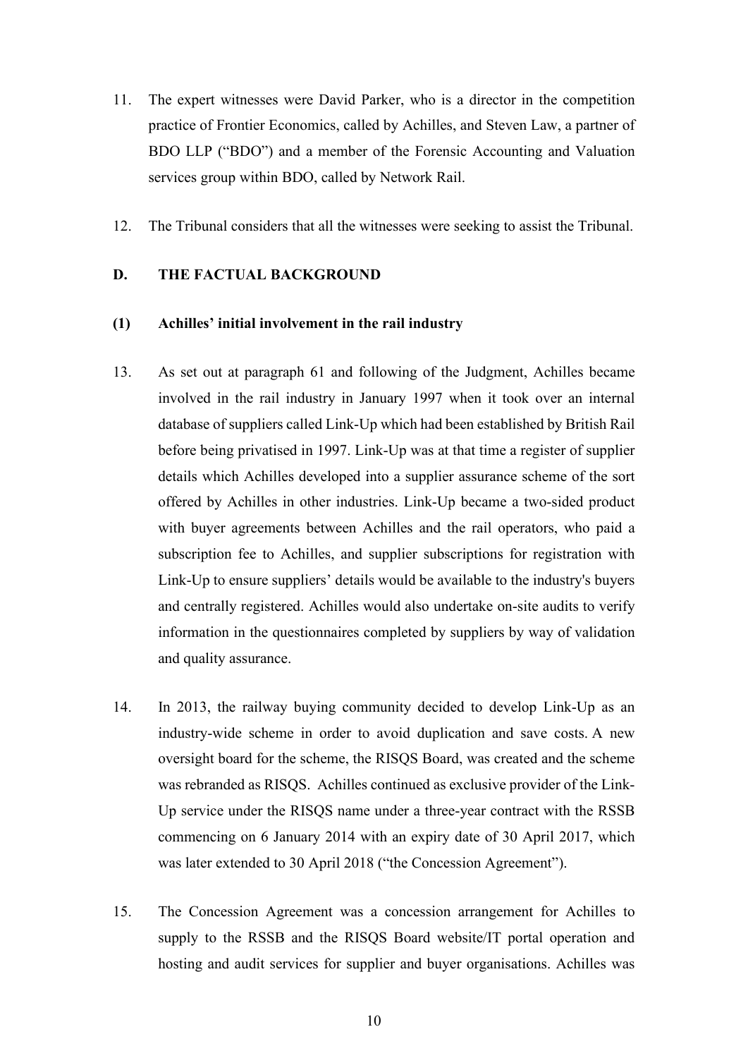11. The expert witnesses were David Parker, who is a director in the competition practice of Frontier Economics, called by Achilles, and Steven Law, a partner of BDO LLP ("BDO") and a member of the Forensic Accounting and Valuation services group within BDO, called by Network Rail.

12. The Tribunal considers that all the witnesses were seeking to assist the Tribunal.

## D. THE FACTUAL BACKGROUND

### (1) Achilles' initial involvement in the rail industry

13. As set out at paragraph 61 and following of the Judgment, Achilles became involved in the rail industry in January 1997 when it took over an internal database of suppliers called Link-Up which had been established by British Rail before being privatised in 1997. Link-Up was at that time a register of supplier details which Achilles developed into a supplier assurance scheme of the sort offered by Achilles in other industries. Link-Up became a two-sided product with buyer agreements between Achilles and the rail operators, who paid a subscription fee to Achilles, and supplier subscriptions for registration with Link-Up to ensure suppliers' details would be available to the industry's buyers and centrally registered. Achilles would also undertake on-site audits to verify information in the questionnaires completed by suppliers by way of validation and quality assurance.

14. In 2013, the railway buying community decided to develop Link-Up as an industry-wide scheme in order to avoid duplication and save costs. A new oversight board for the scheme, the RISQS Board, was created and the scheme was rebranded as RISQS. Achilles continued as exclusive provider of the Link-Up service under the RISQS name under a three-year contract with the RSSB commencing on 6 January 2014 with an expiry date of 30 April 2017, which was later extended to 30 April 2018 ("the Concession Agreement").

15. The Concession Agreement was a concession arrangement for Achilles to supply to the RSSB and the RISQS Board website/IT portal operation and hosting and audit services for supplier and buyer organisations. Achilles was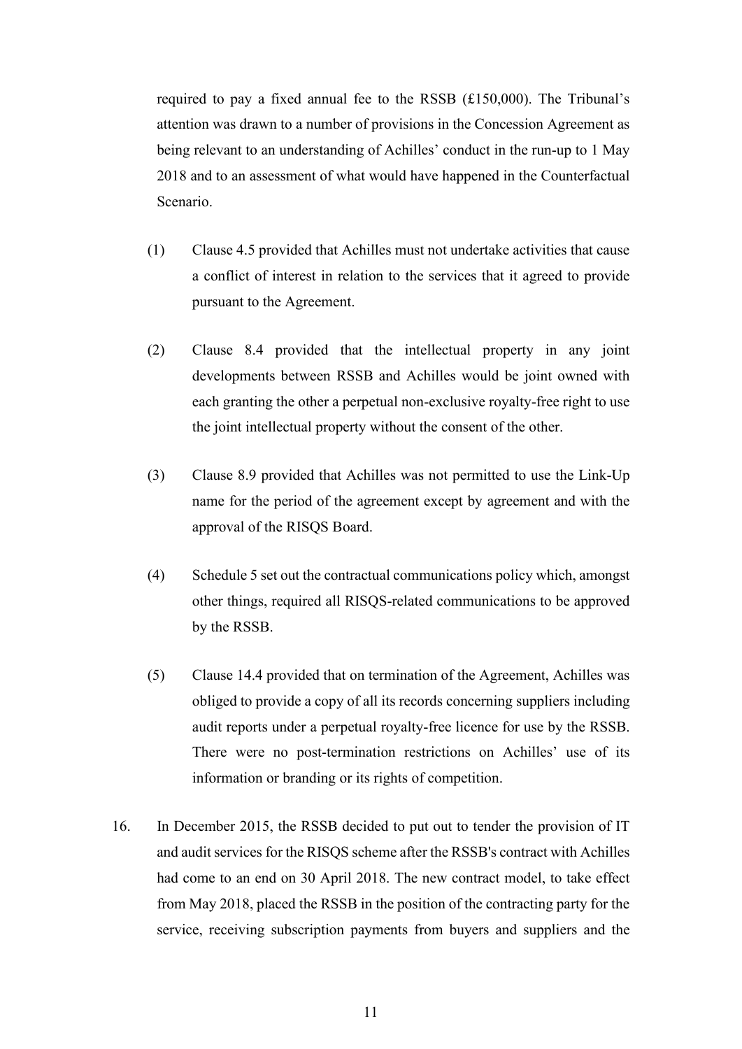required to pay a fixed annual fee to the RSSB (£150,000). The Tribunal's attention was drawn to a number of provisions in the Concession Agreement as being relevant to an understanding of Achilles' conduct in the run-up to 1 May 2018 and to an assessment of what would have happened in the Counterfactual Scenario.

(1) Clause 4.5 provided that Achilles must not undertake activities that cause a conflict of interest in relation to the services that it agreed to provide pursuant to the Agreement.

(2) Clause 8.4 provided that the intellectual property in any joint developments between RSSB and Achilles would be joint owned with each granting the other a perpetual non-exclusive royalty-free right to use the joint intellectual property without the consent of the other.

(3) Clause 8.9 provided that Achilles was not permitted to use the Link-Up name for the period of the agreement except by agreement and with the approval of the RISQS Board.

(4) Schedule 5 set out the contractual communications policy which, amongst other things, required all RISQS-related communications to be approved by the RSSB.

(5) Clause 14.4 provided that on termination of the Agreement, Achilles was obliged to provide a copy of all its records concerning suppliers including audit reports under a perpetual royalty-free licence for use by the RSSB. There were no post-termination restrictions on Achilles' use of its information or branding or its rights of competition.

16. In December 2015, the RSSB decided to put out to tender the provision of IT and audit services for the RISQS scheme after the RSSB's contract with Achilles had come to an end on 30 April 2018. The new contract model, to take effect from May 2018, placed the RSSB in the position of the contracting party for the service, receiving subscription payments from buyers and suppliers and the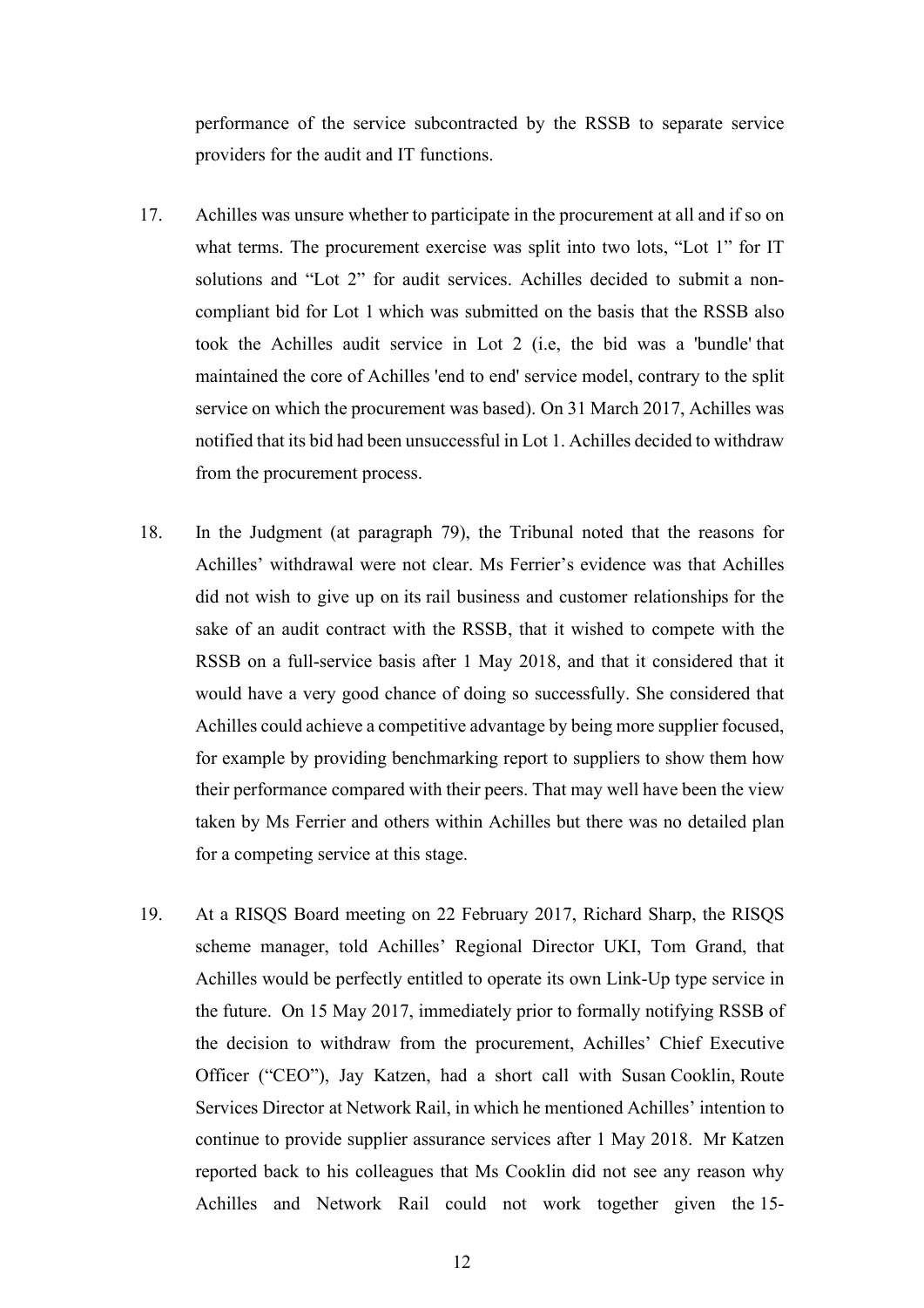performance of the service subcontracted by the RSSB to separate service providers for the audit and IT functions.

17. Achilles was unsure whether to participate in the procurement at all and if so on what terms. The procurement exercise was split into two lots, "Lot 1" for IT solutions and "Lot 2" for audit services. Achilles decided to submit a non-compliant bid for Lot 1 which was submitted on the basis that the RSSB also took the Achilles audit service in Lot 2 (i.e, the bid was a 'bundle' that maintained the core of Achilles 'end to end' service model, contrary to the split service on which the procurement was based). On 31 March 2017, Achilles was notified that its bid had been unsuccessful in Lot 1. Achilles decided to withdraw from the procurement process.

18. In the Judgment (at paragraph 79), the Tribunal noted that the reasons for Achilles' withdrawal were not clear. Ms Ferrier's evidence was that Achilles did not wish to give up on its rail business and customer relationships for the sake of an audit contract with the RSSB, that it wished to compete with the RSSB on a full-service basis after 1 May 2018, and that it considered that it would have a very good chance of doing so successfully. She considered that Achilles could achieve a competitive advantage by being more supplier focused, for example by providing benchmarking report to suppliers to show them how their performance compared with their peers. That may well have been the view taken by Ms Ferrier and others within Achilles but there was no detailed plan for a competing service at this stage.

19. At a RISQS Board meeting on 22 February 2017, Richard Sharp, the RISQS scheme manager, told Achilles' Regional Director UKI, Tom Grand, that Achilles would be perfectly entitled to operate its own Link-Up type service in the future. On 15 May 2017, immediately prior to formally notifying RSSB of the decision to withdraw from the procurement, Achilles' Chief Executive Officer ("CEO"), Jay Katzen, had a short call with Susan Cooklin, Route Services Director at Network Rail, in which he mentioned Achilles' intention to continue to provide supplier assurance services after 1 May 2018. Mr Katzen reported back to his colleagues that Ms Cooklin did not see any reason why Achilles and Network Rail could not work together given the 15-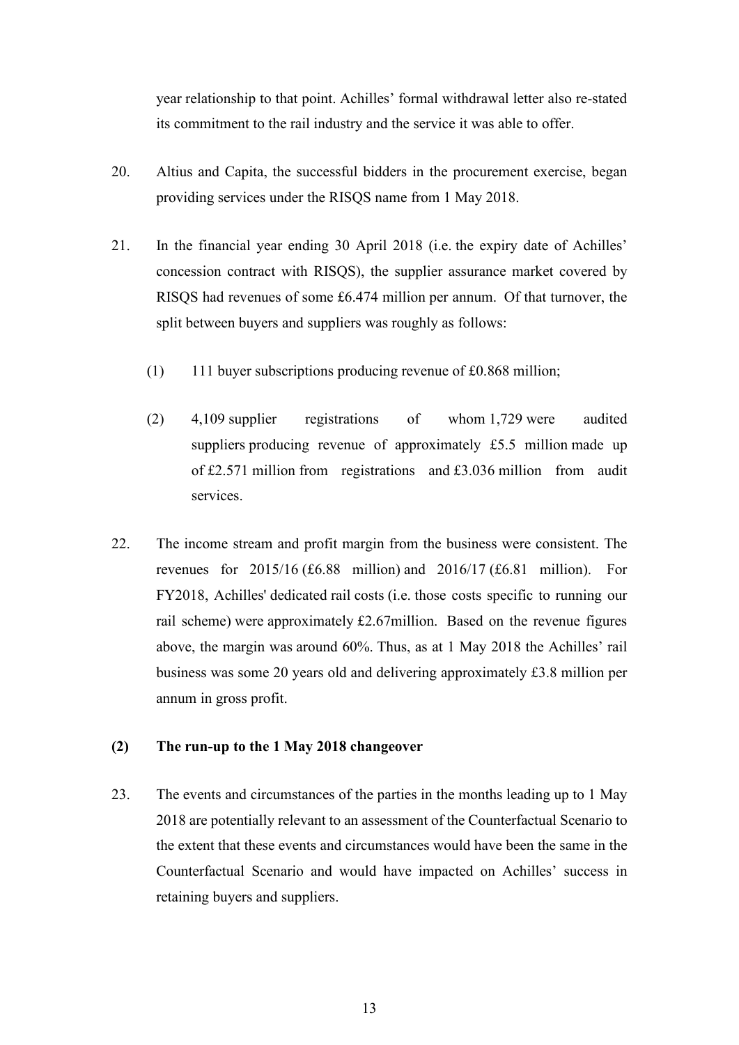year relationship to that point. Achilles' formal withdrawal letter also re-stated its commitment to the rail industry and the service it was able to offer.

20. Altius and Capita, the successful bidders in the procurement exercise, began providing services under the RISQS name from 1 May 2018.

21. In the financial year ending 30 April 2018 (i.e. the expiry date of Achilles' concession contract with RISQS), the supplier assurance market covered by RISQS had revenues of some £6.474 million per annum. Of that turnover, the split between buyers and suppliers was roughly as follows:

    (1) 111 buyer subscriptions producing revenue of £0.868 million;

    (2) 4,109 supplier registrations of whom 1,729 were audited suppliers producing revenue of approximately £5.5 million made up of £2.571 million from registrations and £3.036 million from audit services.

22. The income stream and profit margin from the business were consistent. The revenues for 2015/16 (£6.88 million) and 2016/17 (£6.81 million). For FY2018, Achilles' dedicated rail costs (i.e. those costs specific to running our rail scheme) were approximately £2.67million. Based on the revenue figures above, the margin was around 60%. Thus, as at 1 May 2018 the Achilles' rail business was some 20 years old and delivering approximately £3.8 million per annum in gross profit.

### (2) The run-up to the 1 May 2018 changeover

23. The events and circumstances of the parties in the months leading up to 1 May 2018 are potentially relevant to an assessment of the Counterfactual Scenario to the extent that these events and circumstances would have been the same in the Counterfactual Scenario and would have impacted on Achilles' success in retaining buyers and suppliers.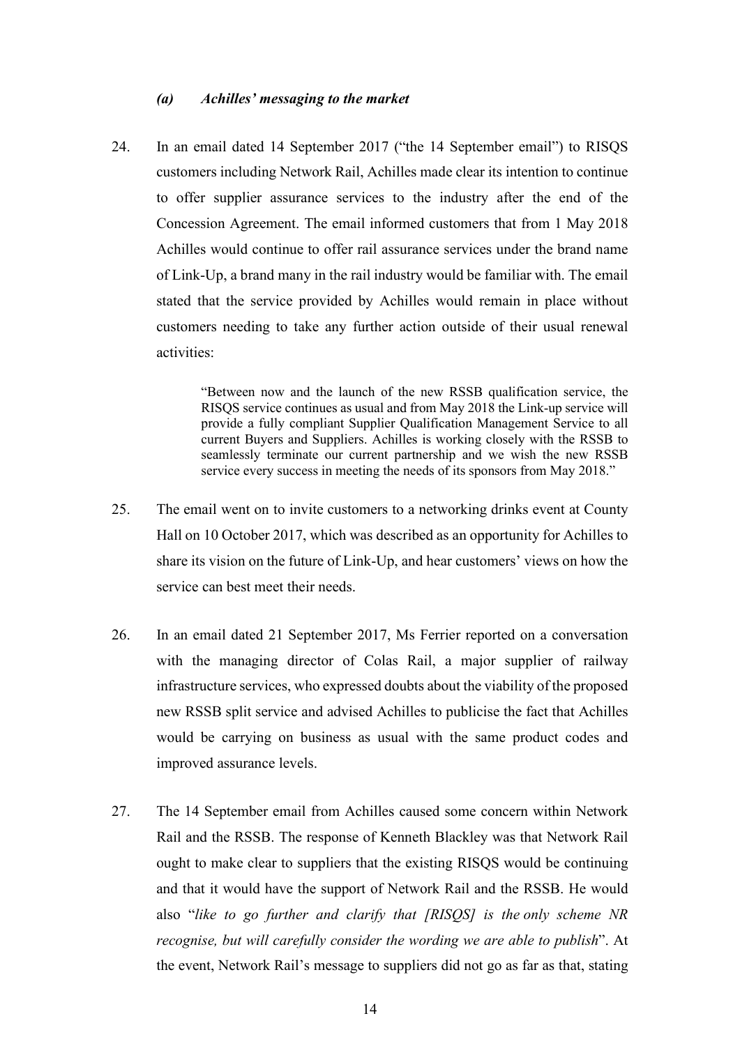### *(a) Achilles' messaging to the market*

24. In an email dated 14 September 2017 ("the 14 September email") to RISQS customers including Network Rail, Achilles made clear its intention to continue to offer supplier assurance services to the industry after the end of the Concession Agreement. The email informed customers that from 1 May 2018 Achilles would continue to offer rail assurance services under the brand name of Link-Up, a brand many in the rail industry would be familiar with. The email stated that the service provided by Achilles would remain in place without customers needing to take any further action outside of their usual renewal activities:

> "Between now and the launch of the new RSSB qualification service, the RISQS service continues as usual and from May 2018 the Link-up service will provide a fully compliant Supplier Qualification Management Service to all current Buyers and Suppliers. Achilles is working closely with the RSSB to seamlessly terminate our current partnership and we wish the new RSSB service every success in meeting the needs of its sponsors from May 2018."

25. The email went on to invite customers to a networking drinks event at County Hall on 10 October 2017, which was described as an opportunity for Achilles to share its vision on the future of Link-Up, and hear customers' views on how the service can best meet their needs.

26. In an email dated 21 September 2017, Ms Ferrier reported on a conversation with the managing director of Colas Rail, a major supplier of railway infrastructure services, who expressed doubts about the viability of the proposed new RSSB split service and advised Achilles to publicise the fact that Achilles would be carrying on business as usual with the same product codes and improved assurance levels.

27. The 14 September email from Achilles caused some concern within Network Rail and the RSSB. The response of Kenneth Blackley was that Network Rail ought to make clear to suppliers that the existing RISQS would be continuing and that it would have the support of Network Rail and the RSSB. He would also "*like to go further and clarify that [RISQS] is the only scheme NR recognise, but will carefully consider the wording we are able to publish*". At the event, Network Rail's message to suppliers did not go as far as that, stating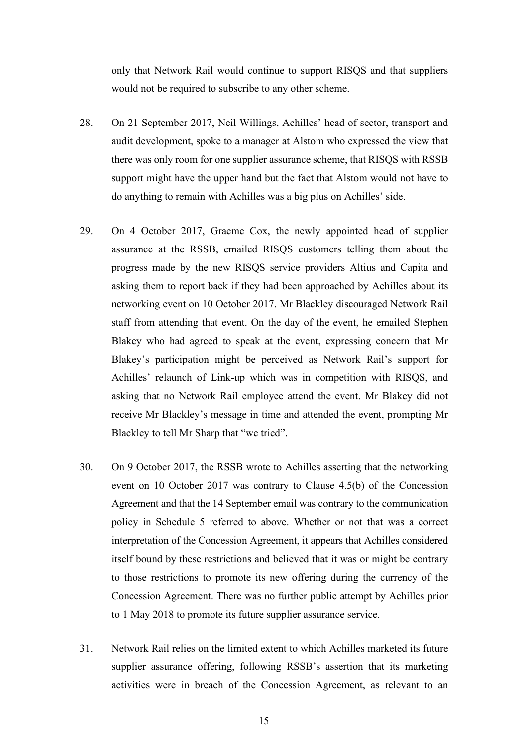only that Network Rail would continue to support RISQS and that suppliers would not be required to subscribe to any other scheme.

28. On 21 September 2017, Neil Willings, Achilles' head of sector, transport and audit development, spoke to a manager at Alstom who expressed the view that there was only room for one supplier assurance scheme, that RISQS with RSSB support might have the upper hand but the fact that Alstom would not have to do anything to remain with Achilles was a big plus on Achilles' side.

29. On 4 October 2017, Graeme Cox, the newly appointed head of supplier assurance at the RSSB, emailed RISQS customers telling them about the progress made by the new RISQS service providers Altius and Capita and asking them to report back if they had been approached by Achilles about its networking event on 10 October 2017. Mr Blackley discouraged Network Rail staff from attending that event. On the day of the event, he emailed Stephen Blakey who had agreed to speak at the event, expressing concern that Mr Blakey's participation might be perceived as Network Rail's support for Achilles' relaunch of Link-up which was in competition with RISQS, and asking that no Network Rail employee attend the event. Mr Blakey did not receive Mr Blackley's message in time and attended the event, prompting Mr Blackley to tell Mr Sharp that "we tried".

30. On 9 October 2017, the RSSB wrote to Achilles asserting that the networking event on 10 October 2017 was contrary to Clause 4.5(b) of the Concession Agreement and that the 14 September email was contrary to the communication policy in Schedule 5 referred to above. Whether or not that was a correct interpretation of the Concession Agreement, it appears that Achilles considered itself bound by these restrictions and believed that it was or might be contrary to those restrictions to promote its new offering during the currency of the Concession Agreement. There was no further public attempt by Achilles prior to 1 May 2018 to promote its future supplier assurance service.

31. Network Rail relies on the limited extent to which Achilles marketed its future supplier assurance offering, following RSSB's assertion that its marketing activities were in breach of the Concession Agreement, as relevant to an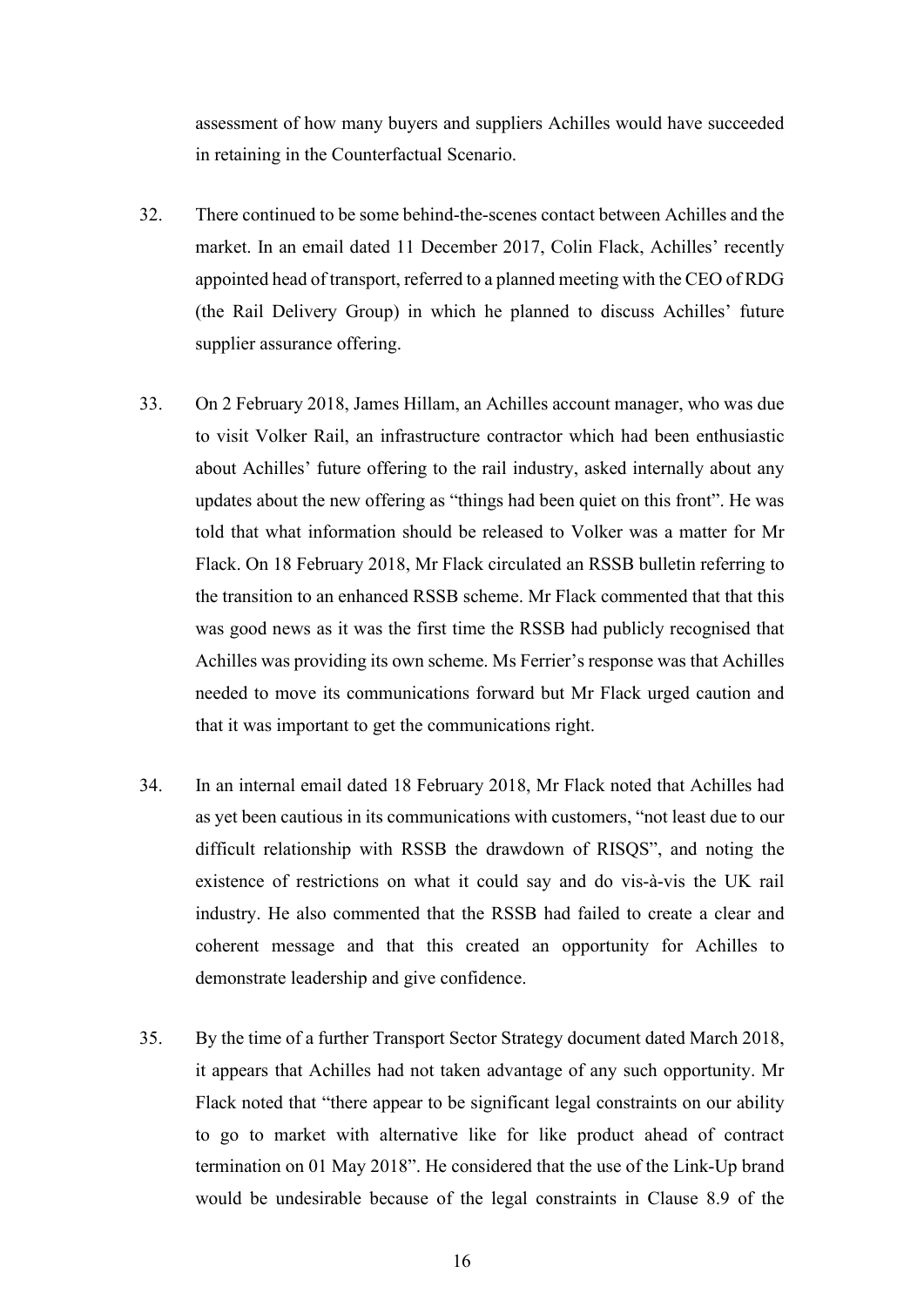assessment of how many buyers and suppliers Achilles would have succeeded in retaining in the Counterfactual Scenario.

32. There continued to be some behind-the-scenes contact between Achilles and the market. In an email dated 11 December 2017, Colin Flack, Achilles' recently appointed head of transport, referred to a planned meeting with the CEO of RDG (the Rail Delivery Group) in which he planned to discuss Achilles' future supplier assurance offering.

33. On 2 February 2018, James Hillam, an Achilles account manager, who was due to visit Volker Rail, an infrastructure contractor which had been enthusiastic about Achilles' future offering to the rail industry, asked internally about any updates about the new offering as "things had been quiet on this front". He was told that what information should be released to Volker was a matter for Mr Flack. On 18 February 2018, Mr Flack circulated an RSSB bulletin referring to the transition to an enhanced RSSB scheme. Mr Flack commented that that this was good news as it was the first time the RSSB had publicly recognised that Achilles was providing its own scheme. Ms Ferrier's response was that Achilles needed to move its communications forward but Mr Flack urged caution and that it was important to get the communications right.

34. In an internal email dated 18 February 2018, Mr Flack noted that Achilles had as yet been cautious in its communications with customers, "not least due to our difficult relationship with RSSB the drawdown of RISQS", and noting the existence of restrictions on what it could say and do vis-à-vis the UK rail industry. He also commented that the RSSB had failed to create a clear and coherent message and that this created an opportunity for Achilles to demonstrate leadership and give confidence.

35. By the time of a further Transport Sector Strategy document dated March 2018, it appears that Achilles had not taken advantage of any such opportunity. Mr Flack noted that "there appear to be significant legal constraints on our ability to go to market with alternative like for like product ahead of contract termination on 01 May 2018". He considered that the use of the Link-Up brand would be undesirable because of the legal constraints in Clause 8.9 of the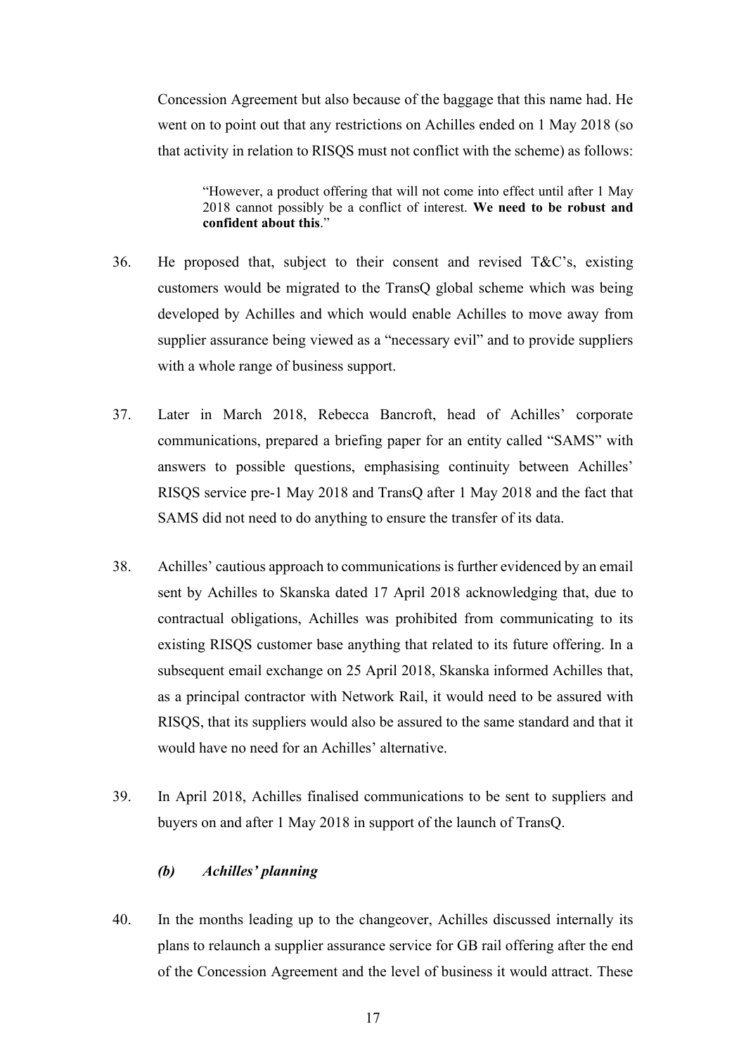Concession Agreement but also because of the baggage that this name had. He went on to point out that any restrictions on Achilles ended on 1 May 2018 (so that activity in relation to RISQS must not conflict with the scheme) as follows:

> "However, a product offering that will not come into effect until after 1 May 2018 cannot possibly be a conflict of interest. **We need to be robust and confident about this**."

36. He proposed that, subject to their consent and revised T&C's, existing customers would be migrated to the TransQ global scheme which was being developed by Achilles and which would enable Achilles to move away from supplier assurance being viewed as a "necessary evil" and to provide suppliers with a whole range of business support.

37. Later in March 2018, Rebecca Bancroft, head of Achilles' corporate communications, prepared a briefing paper for an entity called "SAMS" with answers to possible questions, emphasising continuity between Achilles' RISQS service pre-1 May 2018 and TransQ after 1 May 2018 and the fact that SAMS did not need to do anything to ensure the transfer of its data.

38. Achilles' cautious approach to communications is further evidenced by an email sent by Achilles to Skanska dated 17 April 2018 acknowledging that, due to contractual obligations, Achilles was prohibited from communicating to its existing RISQS customer base anything that related to its future offering. In a subsequent email exchange on 25 April 2018, Skanska informed Achilles that, as a principal contractor with Network Rail, it would need to be assured with RISQS, that its suppliers would also be assured to the same standard and that it would have no need for an Achilles' alternative.

39. In April 2018, Achilles finalised communications to be sent to suppliers and buyers on and after 1 May 2018 in support of the launch of TransQ.

### *(b) Achilles' planning*

40. In the months leading up to the changeover, Achilles discussed internally its plans to relaunch a supplier assurance service for GB rail offering after the end of the Concession Agreement and the level of business it would attract. These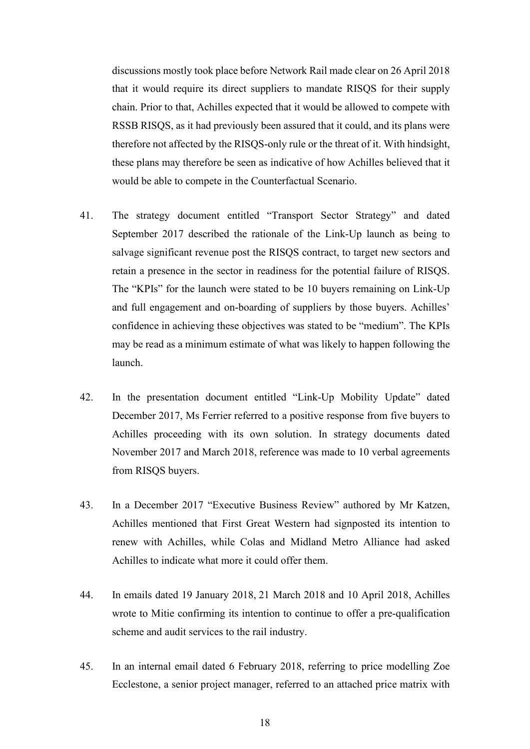discussions mostly took place before Network Rail made clear on 26 April 2018 that it would require its direct suppliers to mandate RISQS for their supply chain. Prior to that, Achilles expected that it would be allowed to compete with RSSB RISQS, as it had previously been assured that it could, and its plans were therefore not affected by the RISQS-only rule or the threat of it. With hindsight, these plans may therefore be seen as indicative of how Achilles believed that it would be able to compete in the Counterfactual Scenario.

41. The strategy document entitled "Transport Sector Strategy" and dated September 2017 described the rationale of the Link-Up launch as being to salvage significant revenue post the RISQS contract, to target new sectors and retain a presence in the sector in readiness for the potential failure of RISQS. The "KPIs" for the launch were stated to be 10 buyers remaining on Link-Up and full engagement and on-boarding of suppliers by those buyers. Achilles' confidence in achieving these objectives was stated to be "medium". The KPIs may be read as a minimum estimate of what was likely to happen following the launch.

42. In the presentation document entitled "Link-Up Mobility Update" dated December 2017, Ms Ferrier referred to a positive response from five buyers to Achilles proceeding with its own solution. In strategy documents dated November 2017 and March 2018, reference was made to 10 verbal agreements from RISQS buyers.

43. In a December 2017 "Executive Business Review" authored by Mr Katzen, Achilles mentioned that First Great Western had signposted its intention to renew with Achilles, while Colas and Midland Metro Alliance had asked Achilles to indicate what more it could offer them.

44. In emails dated 19 January 2018, 21 March 2018 and 10 April 2018, Achilles wrote to Mitie confirming its intention to continue to offer a pre-qualification scheme and audit services to the rail industry.

45. In an internal email dated 6 February 2018, referring to price modelling Zoe Ecclestone, a senior project manager, referred to an attached price matrix with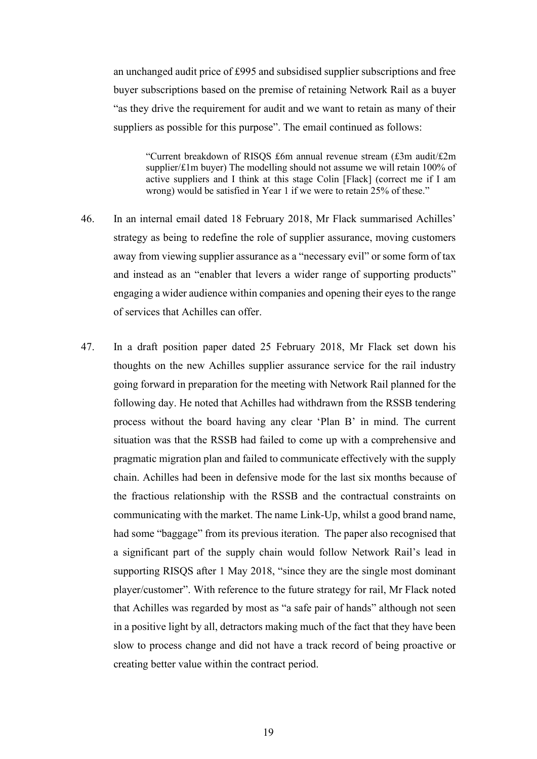an unchanged audit price of £995 and subsidised supplier subscriptions and free buyer subscriptions based on the premise of retaining Network Rail as a buyer "as they drive the requirement for audit and we want to retain as many of their suppliers as possible for this purpose". The email continued as follows:

> "Current breakdown of RISQS £6m annual revenue stream (£3m audit/£2m supplier/£1m buyer) The modelling should not assume we will retain 100% of active suppliers and I think at this stage Colin [Flack] (correct me if I am wrong) would be satisfied in Year 1 if we were to retain 25% of these."

46. In an internal email dated 18 February 2018, Mr Flack summarised Achilles' strategy as being to redefine the role of supplier assurance, moving customers away from viewing supplier assurance as a "necessary evil" or some form of tax and instead as an "enabler that levers a wider range of supporting products" engaging a wider audience within companies and opening their eyes to the range of services that Achilles can offer.

47. In a draft position paper dated 25 February 2018, Mr Flack set down his thoughts on the new Achilles supplier assurance service for the rail industry going forward in preparation for the meeting with Network Rail planned for the following day. He noted that Achilles had withdrawn from the RSSB tendering process without the board having any clear 'Plan B' in mind. The current situation was that the RSSB had failed to come up with a comprehensive and pragmatic migration plan and failed to communicate effectively with the supply chain. Achilles had been in defensive mode for the last six months because of the fractious relationship with the RSSB and the contractual constraints on communicating with the market. The name Link-Up, whilst a good brand name, had some "baggage" from its previous iteration. The paper also recognised that a significant part of the supply chain would follow Network Rail's lead in supporting RISQS after 1 May 2018, "since they are the single most dominant player/customer". With reference to the future strategy for rail, Mr Flack noted that Achilles was regarded by most as "a safe pair of hands" although not seen in a positive light by all, detractors making much of the fact that they have been slow to process change and did not have a track record of being proactive or creating better value within the contract period.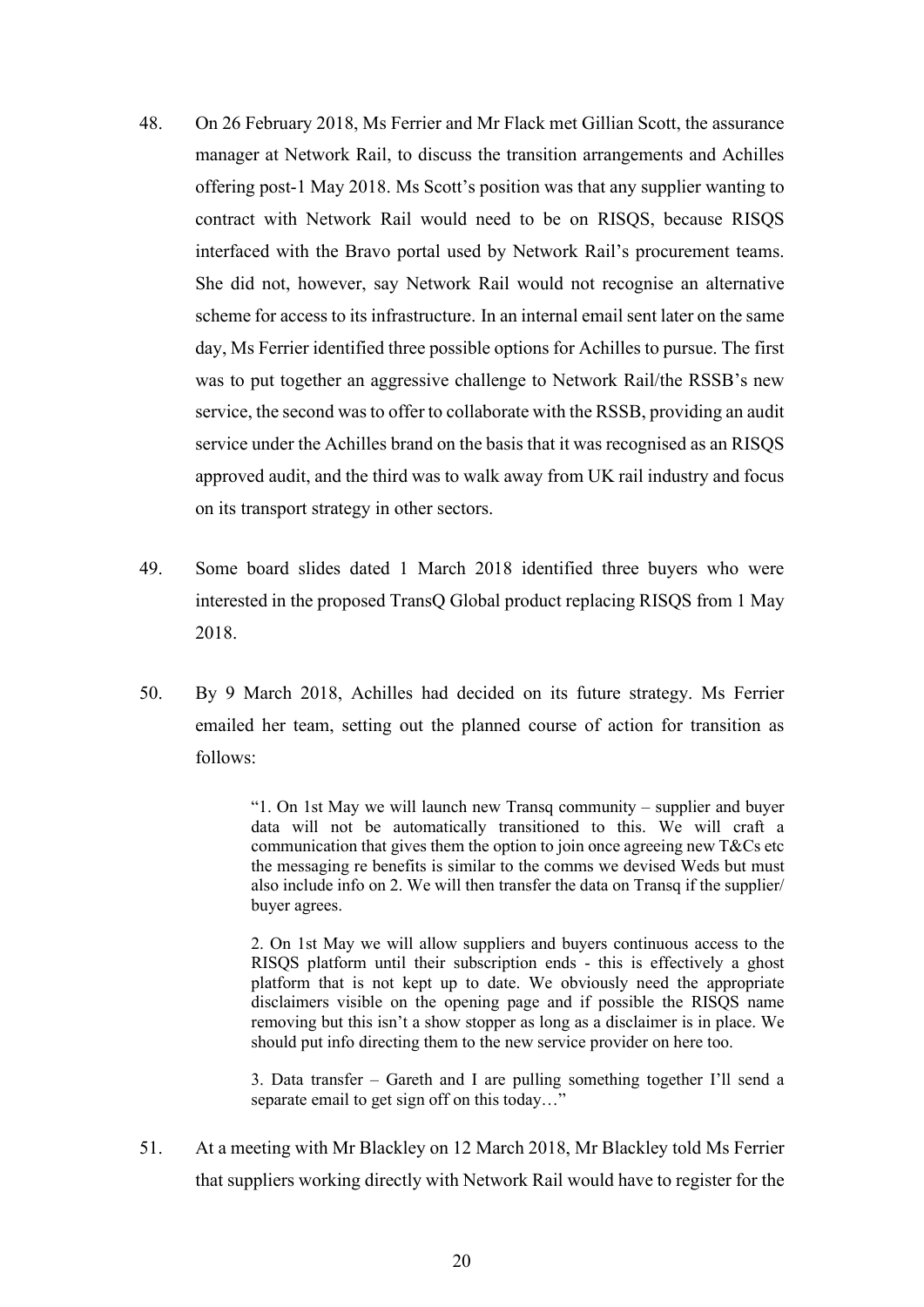48. On 26 February 2018, Ms Ferrier and Mr Flack met Gillian Scott, the assurance manager at Network Rail, to discuss the transition arrangements and Achilles offering post-1 May 2018. Ms Scott's position was that any supplier wanting to contract with Network Rail would need to be on RISQS, because RISQS interfaced with the Bravo portal used by Network Rail's procurement teams. She did not, however, say Network Rail would not recognise an alternative scheme for access to its infrastructure. In an internal email sent later on the same day, Ms Ferrier identified three possible options for Achilles to pursue. The first was to put together an aggressive challenge to Network Rail/the RSSB's new service, the second was to offer to collaborate with the RSSB, providing an audit service under the Achilles brand on the basis that it was recognised as an RISQS approved audit, and the third was to walk away from UK rail industry and focus on its transport strategy in other sectors.

49. Some board slides dated 1 March 2018 identified three buyers who were interested in the proposed TransQ Global product replacing RISQS from 1 May 2018.

50. By 9 March 2018, Achilles had decided on its future strategy. Ms Ferrier emailed her team, setting out the planned course of action for transition as follows:

> "1. On 1st May we will launch new Transq community – supplier and buyer data will not be automatically transitioned to this. We will craft a communication that gives them the option to join once agreeing new T&Cs etc the messaging re benefits is similar to the comms we devised Weds but must also include info on 2. We will then transfer the data on Transq if the supplier/ buyer agrees.
>
> 2. On 1st May we will allow suppliers and buyers continuous access to the RISQS platform until their subscription ends - this is effectively a ghost platform that is not kept up to date. We obviously need the appropriate disclaimers visible on the opening page and if possible the RISQS name removing but this isn't a show stopper as long as a disclaimer is in place. We should put info directing them to the new service provider on here too.
>
> 3. Data transfer – Gareth and I are pulling something together I'll send a separate email to get sign off on this today…"

51. At a meeting with Mr Blackley on 12 March 2018, Mr Blackley told Ms Ferrier that suppliers working directly with Network Rail would have to register for the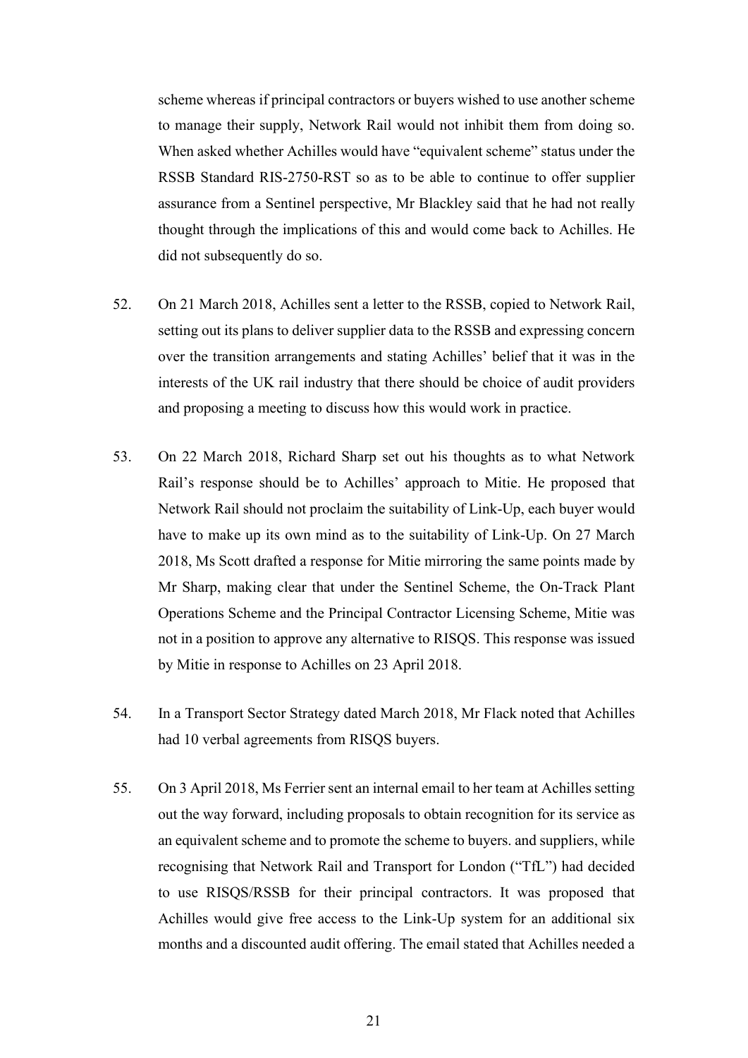scheme whereas if principal contractors or buyers wished to use another scheme to manage their supply, Network Rail would not inhibit them from doing so. When asked whether Achilles would have "equivalent scheme" status under the RSSB Standard RIS-2750-RST so as to be able to continue to offer supplier assurance from a Sentinel perspective, Mr Blackley said that he had not really thought through the implications of this and would come back to Achilles. He did not subsequently do so.

52. On 21 March 2018, Achilles sent a letter to the RSSB, copied to Network Rail, setting out its plans to deliver supplier data to the RSSB and expressing concern over the transition arrangements and stating Achilles' belief that it was in the interests of the UK rail industry that there should be choice of audit providers and proposing a meeting to discuss how this would work in practice.

53. On 22 March 2018, Richard Sharp set out his thoughts as to what Network Rail's response should be to Achilles' approach to Mitie. He proposed that Network Rail should not proclaim the suitability of Link-Up, each buyer would have to make up its own mind as to the suitability of Link-Up. On 27 March 2018, Ms Scott drafted a response for Mitie mirroring the same points made by Mr Sharp, making clear that under the Sentinel Scheme, the On-Track Plant Operations Scheme and the Principal Contractor Licensing Scheme, Mitie was not in a position to approve any alternative to RISQS. This response was issued by Mitie in response to Achilles on 23 April 2018.

54. In a Transport Sector Strategy dated March 2018, Mr Flack noted that Achilles had 10 verbal agreements from RISQS buyers.

55. On 3 April 2018, Ms Ferrier sent an internal email to her team at Achilles setting out the way forward, including proposals to obtain recognition for its service as an equivalent scheme and to promote the scheme to buyers. and suppliers, while recognising that Network Rail and Transport for London ("TfL") had decided to use RISQS/RSSB for their principal contractors. It was proposed that Achilles would give free access to the Link-Up system for an additional six months and a discounted audit offering. The email stated that Achilles needed a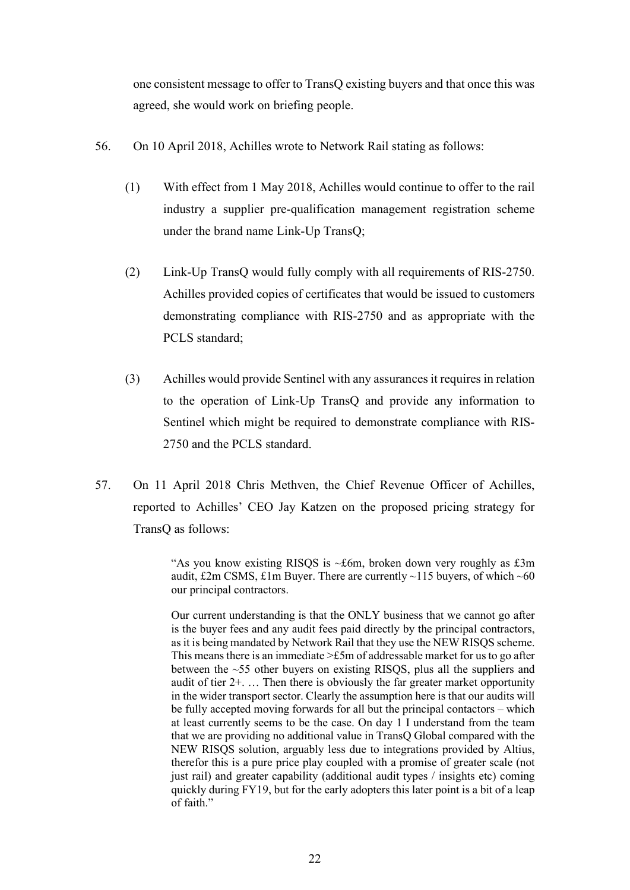one consistent message to offer to TransQ existing buyers and that once this was agreed, she would work on briefing people.

56. On 10 April 2018, Achilles wrote to Network Rail stating as follows:

    (1) With effect from 1 May 2018, Achilles would continue to offer to the rail industry a supplier pre-qualification management registration scheme under the brand name Link-Up TransQ;

    (2) Link-Up TransQ would fully comply with all requirements of RIS-2750. Achilles provided copies of certificates that would be issued to customers demonstrating compliance with RIS-2750 and as appropriate with the PCLS standard;

    (3) Achilles would provide Sentinel with any assurances it requires in relation to the operation of Link-Up TransQ and provide any information to Sentinel which might be required to demonstrate compliance with RIS-2750 and the PCLS standard.

57. On 11 April 2018 Chris Methven, the Chief Revenue Officer of Achilles, reported to Achilles' CEO Jay Katzen on the proposed pricing strategy for TransQ as follows:

> "As you know existing RISQS is ~£6m, broken down very roughly as £3m audit, £2m CSMS, £1m Buyer. There are currently ~115 buyers, of which ~60 our principal contractors.
>
> Our current understanding is that the ONLY business that we cannot go after is the buyer fees and any audit fees paid directly by the principal contractors, as it is being mandated by Network Rail that they use the NEW RISQS scheme. This means there is an immediate >£5m of addressable market for us to go after between the ~55 other buyers on existing RISQS, plus all the suppliers and audit of tier 2+. … Then there is obviously the far greater market opportunity in the wider transport sector. Clearly the assumption here is that our audits will be fully accepted moving forwards for all but the principal contactors – which at least currently seems to be the case. On day 1 I understand from the team that we are providing no additional value in TransQ Global compared with the NEW RISQS solution, arguably less due to integrations provided by Altius, therefor this is a pure price play coupled with a promise of greater scale (not just rail) and greater capability (additional audit types / insights etc) coming quickly during FY19, but for the early adopters this later point is a bit of a leap of faith."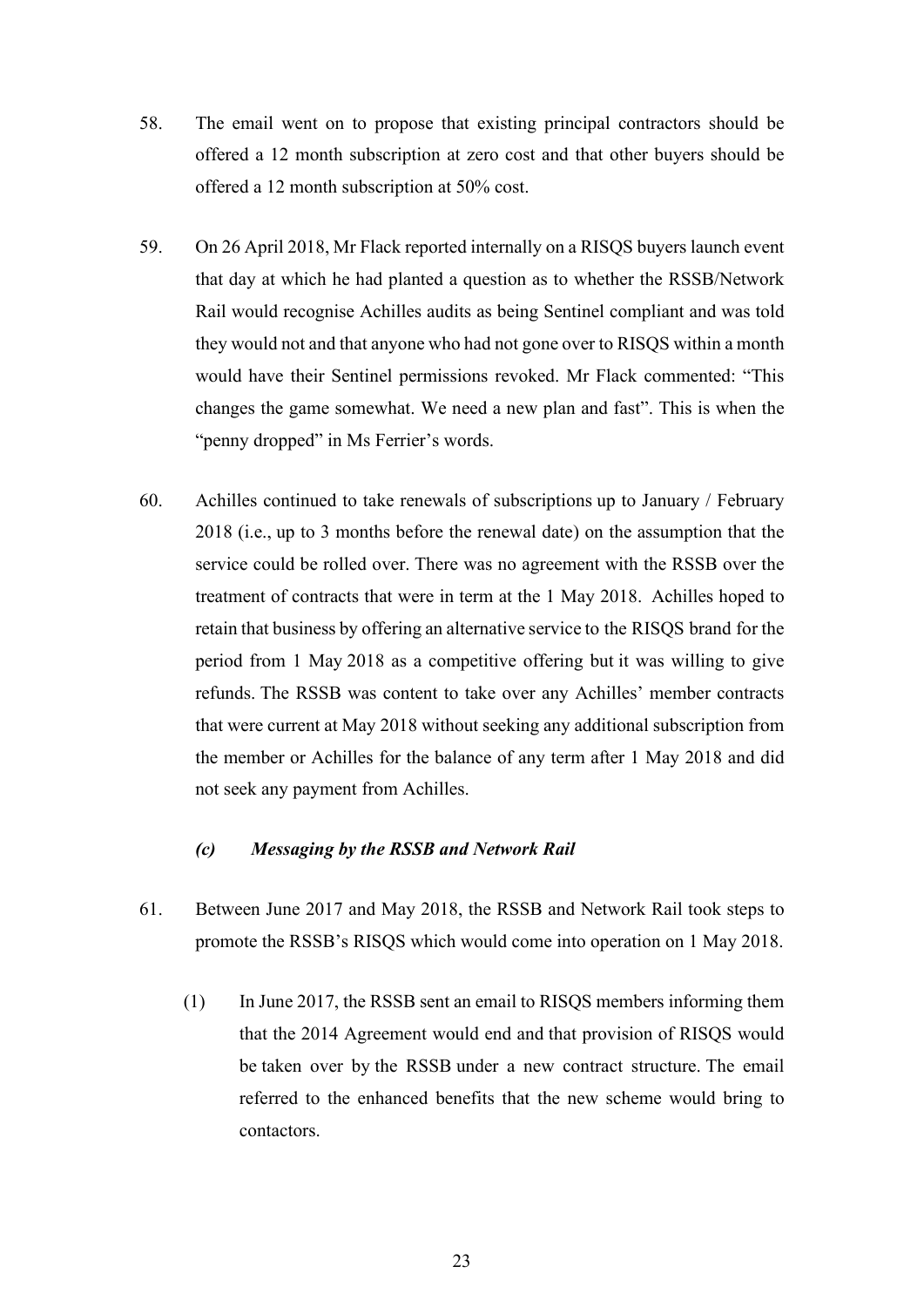58. The email went on to propose that existing principal contractors should be offered a 12 month subscription at zero cost and that other buyers should be offered a 12 month subscription at 50% cost.

59. On 26 April 2018, Mr Flack reported internally on a RISQS buyers launch event that day at which he had planted a question as to whether the RSSB/Network Rail would recognise Achilles audits as being Sentinel compliant and was told they would not and that anyone who had not gone over to RISQS within a month would have their Sentinel permissions revoked. Mr Flack commented: "This changes the game somewhat. We need a new plan and fast". This is when the "penny dropped" in Ms Ferrier's words.

60. Achilles continued to take renewals of subscriptions up to January / February 2018 (i.e., up to 3 months before the renewal date) on the assumption that the service could be rolled over. There was no agreement with the RSSB over the treatment of contracts that were in term at the 1 May 2018. Achilles hoped to retain that business by offering an alternative service to the RISQS brand for the period from 1 May 2018 as a competitive offering but it was willing to give refunds. The RSSB was content to take over any Achilles' member contracts that were current at May 2018 without seeking any additional subscription from the member or Achilles for the balance of any term after 1 May 2018 and did not seek any payment from Achilles.

### *(c) Messaging by the RSSB and Network Rail*

61. Between June 2017 and May 2018, the RSSB and Network Rail took steps to promote the RSSB's RISQS which would come into operation on 1 May 2018.

    (1) In June 2017, the RSSB sent an email to RISQS members informing them that the 2014 Agreement would end and that provision of RISQS would be taken over by the RSSB under a new contract structure. The email referred to the enhanced benefits that the new scheme would bring to contactors.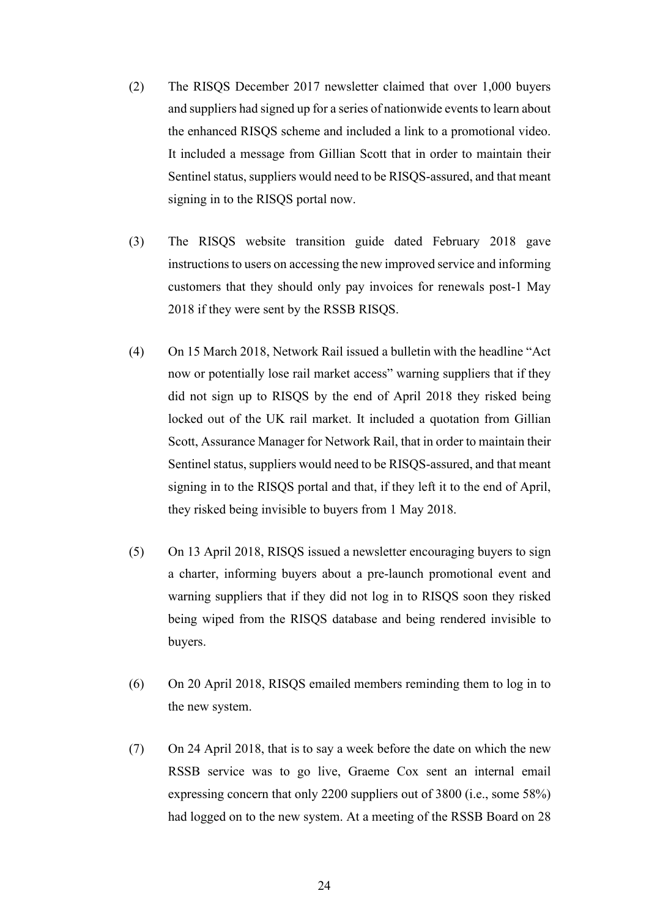(2) The RISQS December 2017 newsletter claimed that over 1,000 buyers and suppliers had signed up for a series of nationwide events to learn about the enhanced RISQS scheme and included a link to a promotional video. It included a message from Gillian Scott that in order to maintain their Sentinel status, suppliers would need to be RISQS-assured, and that meant signing in to the RISQS portal now.

(3) The RISQS website transition guide dated February 2018 gave instructions to users on accessing the new improved service and informing customers that they should only pay invoices for renewals post-1 May 2018 if they were sent by the RSSB RISQS.

(4) On 15 March 2018, Network Rail issued a bulletin with the headline "Act now or potentially lose rail market access" warning suppliers that if they did not sign up to RISQS by the end of April 2018 they risked being locked out of the UK rail market. It included a quotation from Gillian Scott, Assurance Manager for Network Rail, that in order to maintain their Sentinel status, suppliers would need to be RISQS-assured, and that meant signing in to the RISQS portal and that, if they left it to the end of April, they risked being invisible to buyers from 1 May 2018.

(5) On 13 April 2018, RISQS issued a newsletter encouraging buyers to sign a charter, informing buyers about a pre-launch promotional event and warning suppliers that if they did not log in to RISQS soon they risked being wiped from the RISQS database and being rendered invisible to buyers.

(6) On 20 April 2018, RISQS emailed members reminding them to log in to the new system.

(7) On 24 April 2018, that is to say a week before the date on which the new RSSB service was to go live, Graeme Cox sent an internal email expressing concern that only 2200 suppliers out of 3800 (i.e., some 58%) had logged on to the new system. At a meeting of the RSSB Board on 28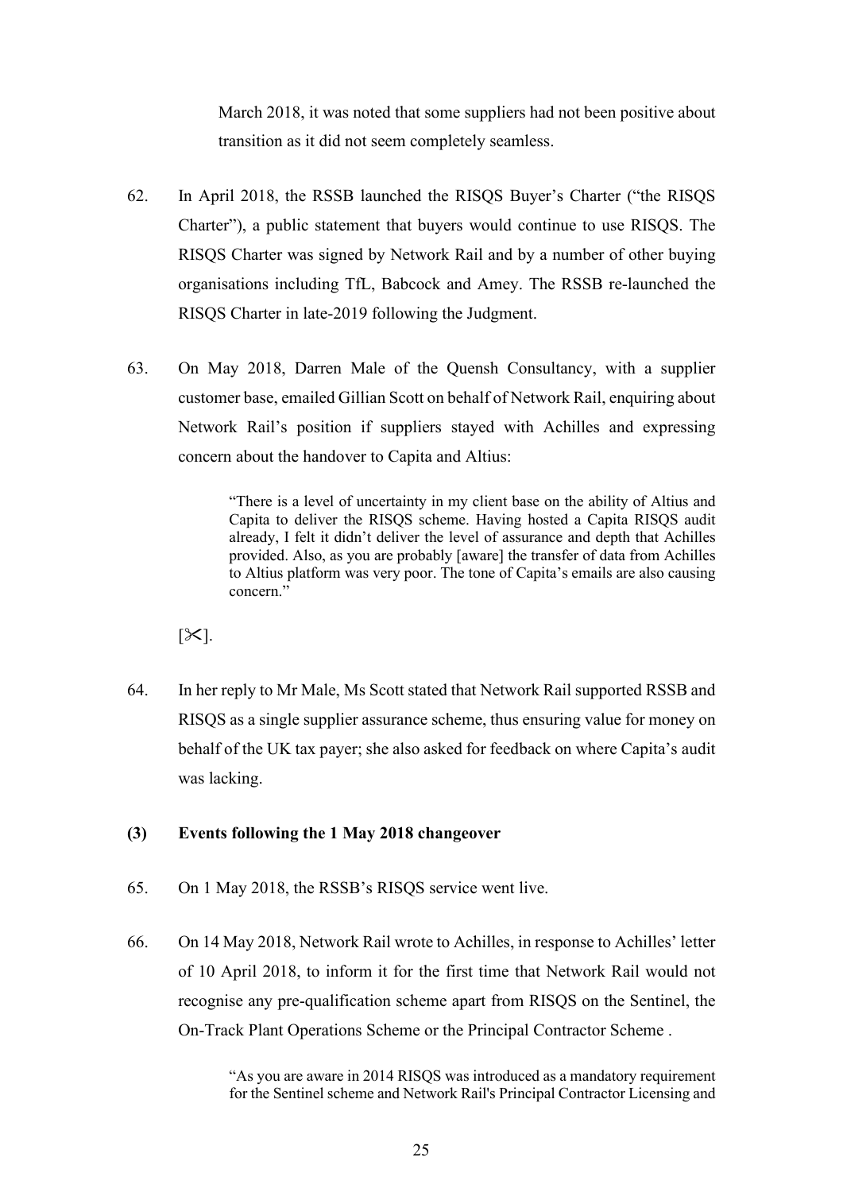March 2018, it was noted that some suppliers had not been positive about transition as it did not seem completely seamless.

62. In April 2018, the RSSB launched the RISQS Buyer's Charter ("the RISQS Charter"), a public statement that buyers would continue to use RISQS. The RISQS Charter was signed by Network Rail and by a number of other buying organisations including TfL, Babcock and Amey. The RSSB re-launched the RISQS Charter in late-2019 following the Judgment.

63. On May 2018, Darren Male of the Quensh Consultancy, with a supplier customer base, emailed Gillian Scott on behalf of Network Rail, enquiring about Network Rail's position if suppliers stayed with Achilles and expressing concern about the handover to Capita and Altius:

> "There is a level of uncertainty in my client base on the ability of Altius and Capita to deliver the RISQS scheme. Having hosted a Capita RISQS audit already, I felt it didn't deliver the level of assurance and depth that Achilles provided. Also, as you are probably [aware] the transfer of data from Achilles to Altius platform was very poor. The tone of Capita's emails are also causing concern."

[✂].

64. In her reply to Mr Male, Ms Scott stated that Network Rail supported RSSB and RISQS as a single supplier assurance scheme, thus ensuring value for money on behalf of the UK tax payer; she also asked for feedback on where Capita's audit was lacking.

### (3) Events following the 1 May 2018 changeover

65. On 1 May 2018, the RSSB's RISQS service went live.

66. On 14 May 2018, Network Rail wrote to Achilles, in response to Achilles' letter of 10 April 2018, to inform it for the first time that Network Rail would not recognise any pre-qualification scheme apart from RISQS on the Sentinel, the On-Track Plant Operations Scheme or the Principal Contractor Scheme .

> "As you are aware in 2014 RISQS was introduced as a mandatory requirement for the Sentinel scheme and Network Rail's Principal Contractor Licensing and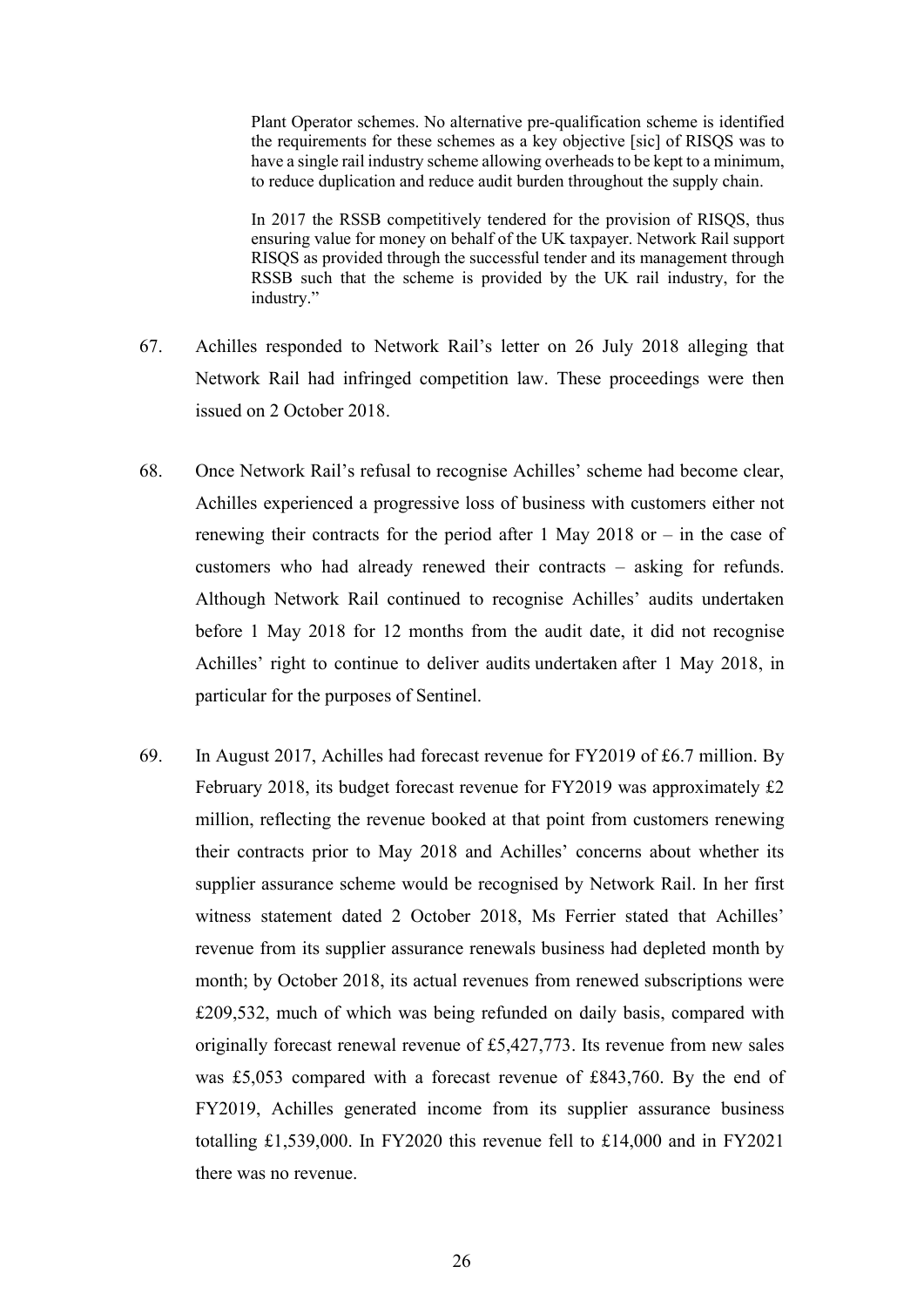> Plant Operator schemes. No alternative pre-qualification scheme is identified the requirements for these schemes as a key objective [sic] of RISQS was to have a single rail industry scheme allowing overheads to be kept to a minimum, to reduce duplication and reduce audit burden throughout the supply chain.
>
> In 2017 the RSSB competitively tendered for the provision of RISQS, thus ensuring value for money on behalf of the UK taxpayer. Network Rail support RISQS as provided through the successful tender and its management through RSSB such that the scheme is provided by the UK rail industry, for the industry."

67. Achilles responded to Network Rail's letter on 26 July 2018 alleging that Network Rail had infringed competition law. These proceedings were then issued on 2 October 2018.

68. Once Network Rail's refusal to recognise Achilles' scheme had become clear, Achilles experienced a progressive loss of business with customers either not renewing their contracts for the period after 1 May 2018 or – in the case of customers who had already renewed their contracts – asking for refunds. Although Network Rail continued to recognise Achilles' audits undertaken before 1 May 2018 for 12 months from the audit date, it did not recognise Achilles' right to continue to deliver audits undertaken after 1 May 2018, in particular for the purposes of Sentinel.

69. In August 2017, Achilles had forecast revenue for FY2019 of £6.7 million. By February 2018, its budget forecast revenue for FY2019 was approximately £2 million, reflecting the revenue booked at that point from customers renewing their contracts prior to May 2018 and Achilles' concerns about whether its supplier assurance scheme would be recognised by Network Rail. In her first witness statement dated 2 October 2018, Ms Ferrier stated that Achilles' revenue from its supplier assurance renewals business had depleted month by month; by October 2018, its actual revenues from renewed subscriptions were £209,532, much of which was being refunded on daily basis, compared with originally forecast renewal revenue of £5,427,773. Its revenue from new sales was £5,053 compared with a forecast revenue of £843,760. By the end of FY2019, Achilles generated income from its supplier assurance business totalling £1,539,000. In FY2020 this revenue fell to £14,000 and in FY2021 there was no revenue.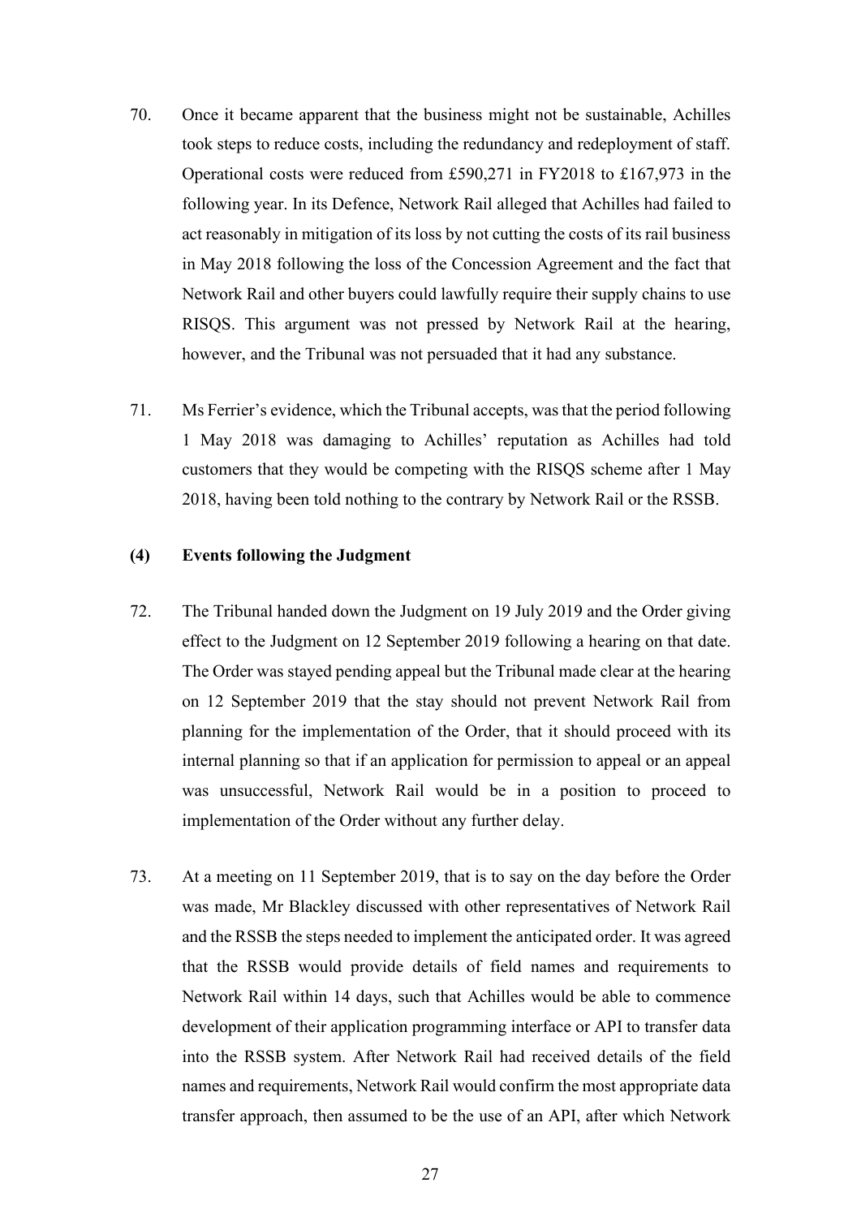70. Once it became apparent that the business might not be sustainable, Achilles took steps to reduce costs, including the redundancy and redeployment of staff. Operational costs were reduced from £590,271 in FY2018 to £167,973 in the following year. In its Defence, Network Rail alleged that Achilles had failed to act reasonably in mitigation of its loss by not cutting the costs of its rail business in May 2018 following the loss of the Concession Agreement and the fact that Network Rail and other buyers could lawfully require their supply chains to use RISQS. This argument was not pressed by Network Rail at the hearing, however, and the Tribunal was not persuaded that it had any substance.

71. Ms Ferrier's evidence, which the Tribunal accepts, was that the period following 1 May 2018 was damaging to Achilles' reputation as Achilles had told customers that they would be competing with the RISQS scheme after 1 May 2018, having been told nothing to the contrary by Network Rail or the RSSB.

### (4) Events following the Judgment

72. The Tribunal handed down the Judgment on 19 July 2019 and the Order giving effect to the Judgment on 12 September 2019 following a hearing on that date. The Order was stayed pending appeal but the Tribunal made clear at the hearing on 12 September 2019 that the stay should not prevent Network Rail from planning for the implementation of the Order, that it should proceed with its internal planning so that if an application for permission to appeal or an appeal was unsuccessful, Network Rail would be in a position to proceed to implementation of the Order without any further delay.

73. At a meeting on 11 September 2019, that is to say on the day before the Order was made, Mr Blackley discussed with other representatives of Network Rail and the RSSB the steps needed to implement the anticipated order. It was agreed that the RSSB would provide details of field names and requirements to Network Rail within 14 days, such that Achilles would be able to commence development of their application programming interface or API to transfer data into the RSSB system. After Network Rail had received details of the field names and requirements, Network Rail would confirm the most appropriate data transfer approach, then assumed to be the use of an API, after which Network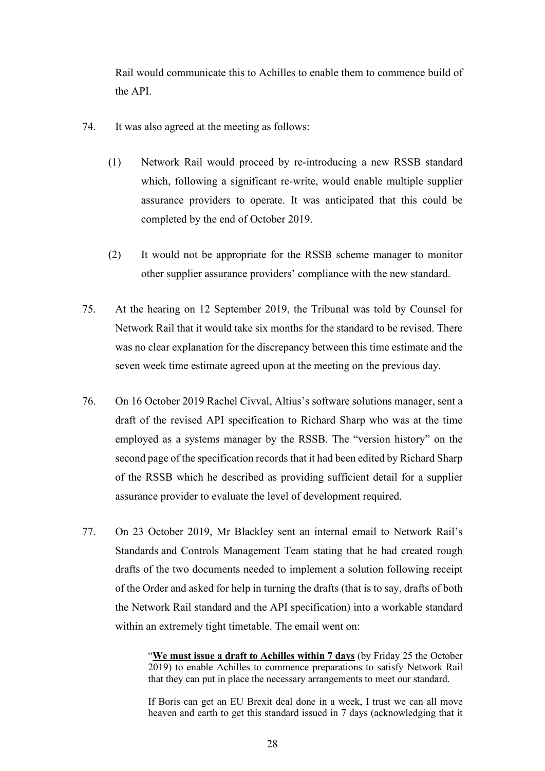Rail would communicate this to Achilles to enable them to commence build of the API.

74. It was also agreed at the meeting as follows:

   (1) Network Rail would proceed by re-introducing a new RSSB standard which, following a significant re-write, would enable multiple supplier assurance providers to operate. It was anticipated that this could be completed by the end of October 2019.

   (2) It would not be appropriate for the RSSB scheme manager to monitor other supplier assurance providers' compliance with the new standard.

75. At the hearing on 12 September 2019, the Tribunal was told by Counsel for Network Rail that it would take six months for the standard to be revised. There was no clear explanation for the discrepancy between this time estimate and the seven week time estimate agreed upon at the meeting on the previous day.

76. On 16 October 2019 Rachel Civval, Altius's software solutions manager, sent a draft of the revised API specification to Richard Sharp who was at the time employed as a systems manager by the RSSB. The "version history" on the second page of the specification records that it had been edited by Richard Sharp of the RSSB which he described as providing sufficient detail for a supplier assurance provider to evaluate the level of development required.

77. On 23 October 2019, Mr Blackley sent an internal email to Network Rail's Standards and Controls Management Team stating that he had created rough drafts of the two documents needed to implement a solution following receipt of the Order and asked for help in turning the drafts (that is to say, drafts of both the Network Rail standard and the API specification) into a workable standard within an extremely tight timetable. The email went on:

   > "**<u>We must issue a draft to Achilles within 7 days</u>** (by Friday 25 the October 2019) to enable Achilles to commence preparations to satisfy Network Rail that they can put in place the necessary arrangements to meet our standard.
   >
   > If Boris can get an EU Brexit deal done in a week, I trust we can all move heaven and earth to get this standard issued in 7 days (acknowledging that it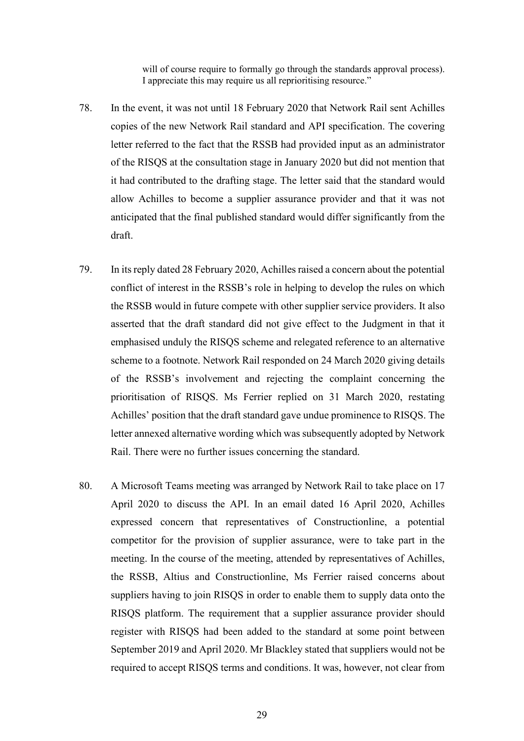> will of course require to formally go through the standards approval process). I appreciate this may require us all reprioritising resource."

78. In the event, it was not until 18 February 2020 that Network Rail sent Achilles copies of the new Network Rail standard and API specification. The covering letter referred to the fact that the RSSB had provided input as an administrator of the RISQS at the consultation stage in January 2020 but did not mention that it had contributed to the drafting stage. The letter said that the standard would allow Achilles to become a supplier assurance provider and that it was not anticipated that the final published standard would differ significantly from the draft.

79. In its reply dated 28 February 2020, Achilles raised a concern about the potential conflict of interest in the RSSB's role in helping to develop the rules on which the RSSB would in future compete with other supplier service providers. It also asserted that the draft standard did not give effect to the Judgment in that it emphasised unduly the RISQS scheme and relegated reference to an alternative scheme to a footnote. Network Rail responded on 24 March 2020 giving details of the RSSB's involvement and rejecting the complaint concerning the prioritisation of RISQS. Ms Ferrier replied on 31 March 2020, restating Achilles' position that the draft standard gave undue prominence to RISQS. The letter annexed alternative wording which was subsequently adopted by Network Rail. There were no further issues concerning the standard.

80. A Microsoft Teams meeting was arranged by Network Rail to take place on 17 April 2020 to discuss the API. In an email dated 16 April 2020, Achilles expressed concern that representatives of Constructionline, a potential competitor for the provision of supplier assurance, were to take part in the meeting. In the course of the meeting, attended by representatives of Achilles, the RSSB, Altius and Constructionline, Ms Ferrier raised concerns about suppliers having to join RISQS in order to enable them to supply data onto the RISQS platform. The requirement that a supplier assurance provider should register with RISQS had been added to the standard at some point between September 2019 and April 2020. Mr Blackley stated that suppliers would not be required to accept RISQS terms and conditions. It was, however, not clear from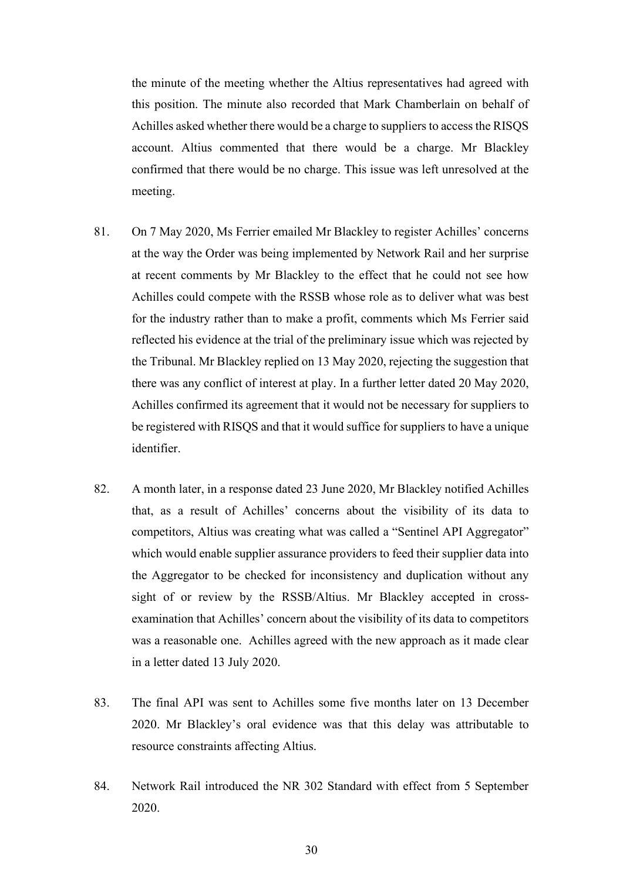the minute of the meeting whether the Altius representatives had agreed with this position. The minute also recorded that Mark Chamberlain on behalf of Achilles asked whether there would be a charge to suppliers to access the RISQS account. Altius commented that there would be a charge. Mr Blackley confirmed that there would be no charge. This issue was left unresolved at the meeting.

81. On 7 May 2020, Ms Ferrier emailed Mr Blackley to register Achilles' concerns at the way the Order was being implemented by Network Rail and her surprise at recent comments by Mr Blackley to the effect that he could not see how Achilles could compete with the RSSB whose role as to deliver what was best for the industry rather than to make a profit, comments which Ms Ferrier said reflected his evidence at the trial of the preliminary issue which was rejected by the Tribunal. Mr Blackley replied on 13 May 2020, rejecting the suggestion that there was any conflict of interest at play. In a further letter dated 20 May 2020, Achilles confirmed its agreement that it would not be necessary for suppliers to be registered with RISQS and that it would suffice for suppliers to have a unique identifier.

82. A month later, in a response dated 23 June 2020, Mr Blackley notified Achilles that, as a result of Achilles' concerns about the visibility of its data to competitors, Altius was creating what was called a "Sentinel API Aggregator" which would enable supplier assurance providers to feed their supplier data into the Aggregator to be checked for inconsistency and duplication without any sight of or review by the RSSB/Altius. Mr Blackley accepted in cross-examination that Achilles' concern about the visibility of its data to competitors was a reasonable one. Achilles agreed with the new approach as it made clear in a letter dated 13 July 2020.

83. The final API was sent to Achilles some five months later on 13 December 2020. Mr Blackley's oral evidence was that this delay was attributable to resource constraints affecting Altius.

84. Network Rail introduced the NR 302 Standard with effect from 5 September 2020.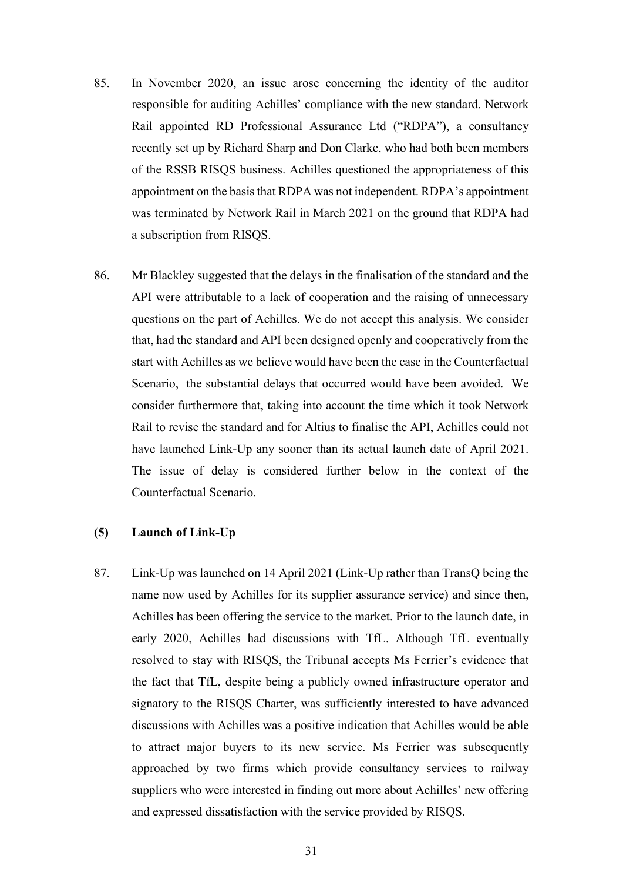85. In November 2020, an issue arose concerning the identity of the auditor responsible for auditing Achilles' compliance with the new standard. Network Rail appointed RD Professional Assurance Ltd ("RDPA"), a consultancy recently set up by Richard Sharp and Don Clarke, who had both been members of the RSSB RISQS business. Achilles questioned the appropriateness of this appointment on the basis that RDPA was not independent. RDPA's appointment was terminated by Network Rail in March 2021 on the ground that RDPA had a subscription from RISQS.

86. Mr Blackley suggested that the delays in the finalisation of the standard and the API were attributable to a lack of cooperation and the raising of unnecessary questions on the part of Achilles. We do not accept this analysis. We consider that, had the standard and API been designed openly and cooperatively from the start with Achilles as we believe would have been the case in the Counterfactual Scenario, the substantial delays that occurred would have been avoided. We consider furthermore that, taking into account the time which it took Network Rail to revise the standard and for Altius to finalise the API, Achilles could not have launched Link-Up any sooner than its actual launch date of April 2021. The issue of delay is considered further below in the context of the Counterfactual Scenario.

### (5) Launch of Link-Up

87. Link-Up was launched on 14 April 2021 (Link-Up rather than TransQ being the name now used by Achilles for its supplier assurance service) and since then, Achilles has been offering the service to the market. Prior to the launch date, in early 2020, Achilles had discussions with TfL. Although TfL eventually resolved to stay with RISQS, the Tribunal accepts Ms Ferrier's evidence that the fact that TfL, despite being a publicly owned infrastructure operator and signatory to the RISQS Charter, was sufficiently interested to have advanced discussions with Achilles was a positive indication that Achilles would be able to attract major buyers to its new service. Ms Ferrier was subsequently approached by two firms which provide consultancy services to railway suppliers who were interested in finding out more about Achilles' new offering and expressed dissatisfaction with the service provided by RISQS.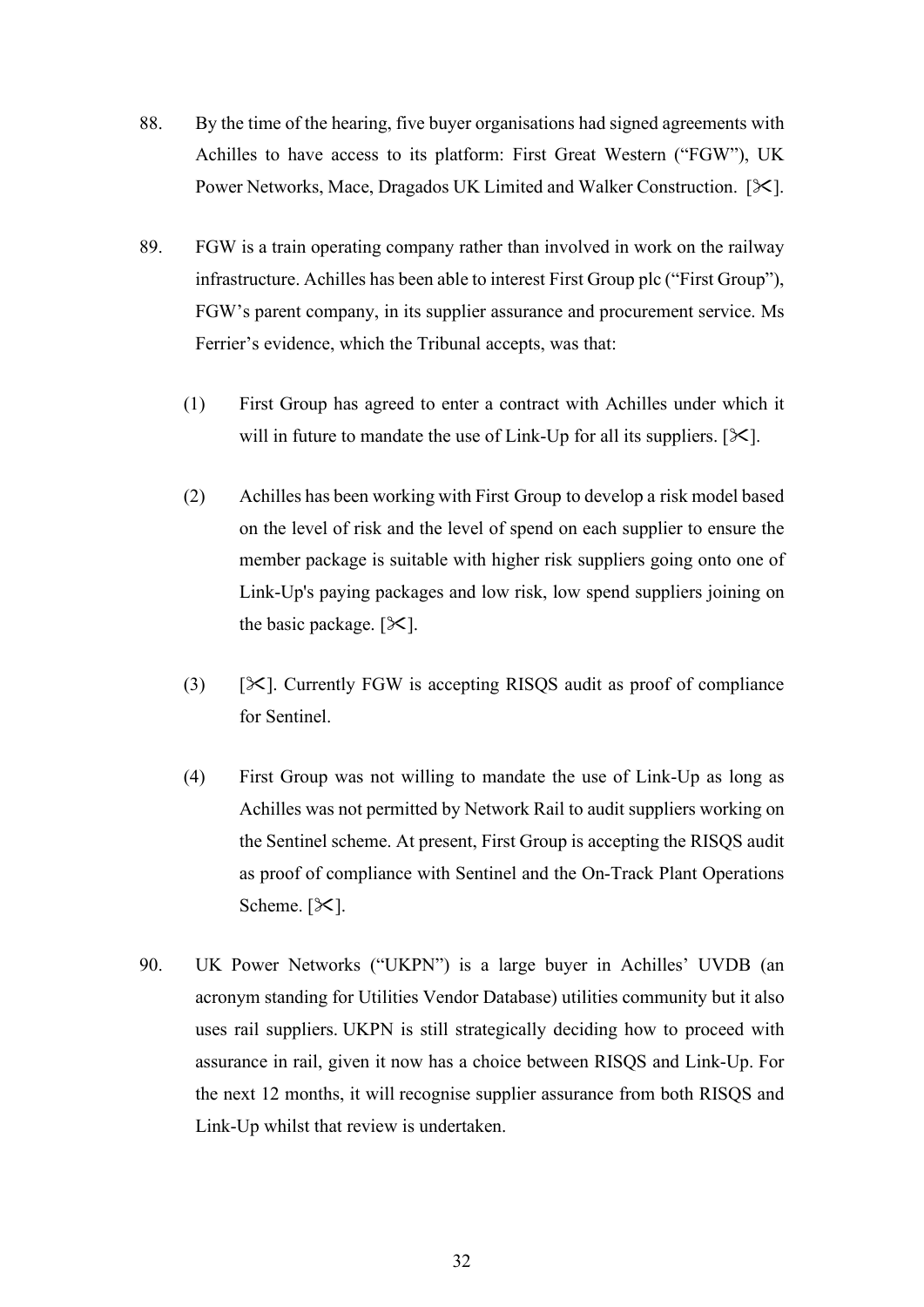88. By the time of the hearing, five buyer organisations had signed agreements with Achilles to have access to its platform: First Great Western ("FGW"), UK Power Networks, Mace, Dragados UK Limited and Walker Construction. [✂].

89. FGW is a train operating company rather than involved in work on the railway infrastructure. Achilles has been able to interest First Group plc ("First Group"), FGW's parent company, in its supplier assurance and procurement service. Ms Ferrier's evidence, which the Tribunal accepts, was that:

    (1) First Group has agreed to enter a contract with Achilles under which it will in future to mandate the use of Link-Up for all its suppliers. [✂].

    (2) Achilles has been working with First Group to develop a risk model based on the level of risk and the level of spend on each supplier to ensure the member package is suitable with higher risk suppliers going onto one of Link-Up's paying packages and low risk, low spend suppliers joining on the basic package. [✂].

    (3) [✂]. Currently FGW is accepting RISQS audit as proof of compliance for Sentinel.

    (4) First Group was not willing to mandate the use of Link-Up as long as Achilles was not permitted by Network Rail to audit suppliers working on the Sentinel scheme. At present, First Group is accepting the RISQS audit as proof of compliance with Sentinel and the On-Track Plant Operations Scheme. [✂].

90. UK Power Networks ("UKPN") is a large buyer in Achilles' UVDB (an acronym standing for Utilities Vendor Database) utilities community but it also uses rail suppliers. UKPN is still strategically deciding how to proceed with assurance in rail, given it now has a choice between RISQS and Link-Up. For the next 12 months, it will recognise supplier assurance from both RISQS and Link-Up whilst that review is undertaken.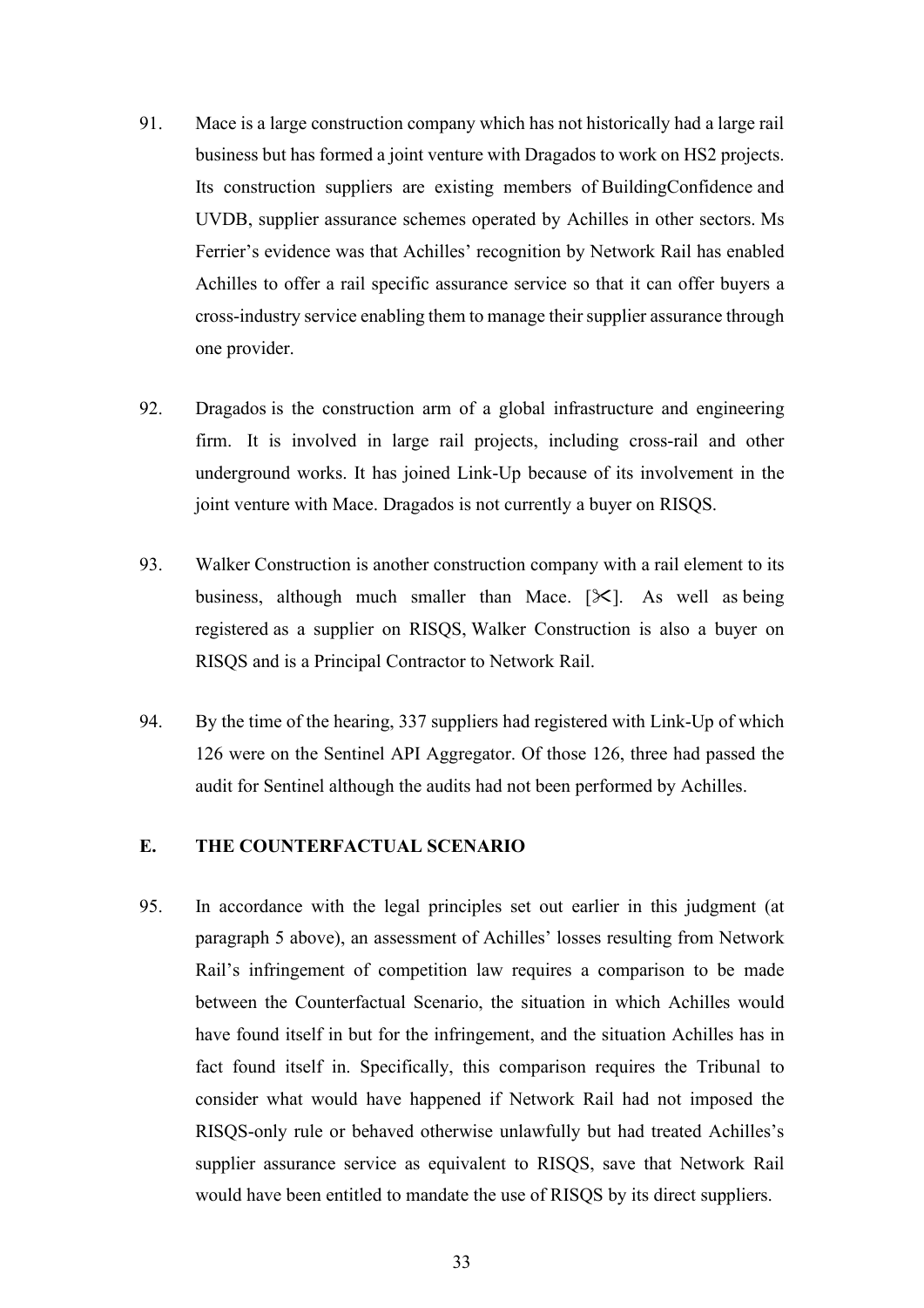91. Mace is a large construction company which has not historically had a large rail business but has formed a joint venture with Dragados to work on HS2 projects. Its construction suppliers are existing members of BuildingConfidence and UVDB, supplier assurance schemes operated by Achilles in other sectors. Ms Ferrier's evidence was that Achilles' recognition by Network Rail has enabled Achilles to offer a rail specific assurance service so that it can offer buyers a cross-industry service enabling them to manage their supplier assurance through one provider.

92. Dragados is the construction arm of a global infrastructure and engineering firm. It is involved in large rail projects, including cross-rail and other underground works. It has joined Link-Up because of its involvement in the joint venture with Mace. Dragados is not currently a buyer on RISQS.

93. Walker Construction is another construction company with a rail element to its business, although much smaller than Mace. [✂]. As well as being registered as a supplier on RISQS, Walker Construction is also a buyer on RISQS and is a Principal Contractor to Network Rail.

94. By the time of the hearing, 337 suppliers had registered with Link-Up of which 126 were on the Sentinel API Aggregator. Of those 126, three had passed the audit for Sentinel although the audits had not been performed by Achilles.

## E. THE COUNTERFACTUAL SCENARIO

95. In accordance with the legal principles set out earlier in this judgment (at paragraph 5 above), an assessment of Achilles' losses resulting from Network Rail's infringement of competition law requires a comparison to be made between the Counterfactual Scenario, the situation in which Achilles would have found itself in but for the infringement, and the situation Achilles has in fact found itself in. Specifically, this comparison requires the Tribunal to consider what would have happened if Network Rail had not imposed the RISQS-only rule or behaved otherwise unlawfully but had treated Achilles's supplier assurance service as equivalent to RISQS, save that Network Rail would have been entitled to mandate the use of RISQS by its direct suppliers.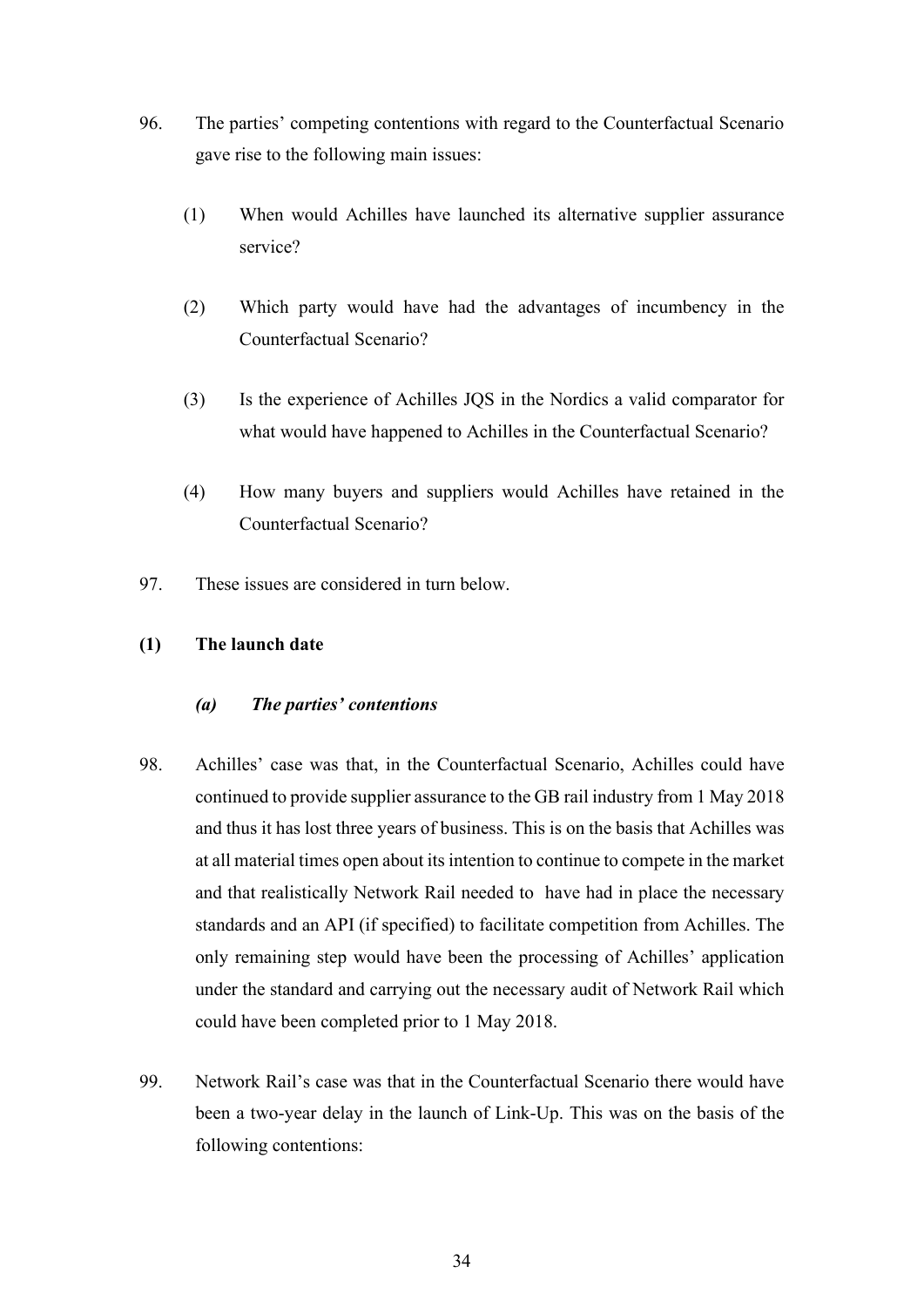96. The parties' competing contentions with regard to the Counterfactual Scenario gave rise to the following main issues:

    (1) When would Achilles have launched its alternative supplier assurance service?

    (2) Which party would have had the advantages of incumbency in the Counterfactual Scenario?

    (3) Is the experience of Achilles JQS in the Nordics a valid comparator for what would have happened to Achilles in the Counterfactual Scenario?

    (4) How many buyers and suppliers would Achilles have retained in the Counterfactual Scenario?

97. These issues are considered in turn below.

### (1) The launch date

#### *(a) The parties' contentions*

98. Achilles' case was that, in the Counterfactual Scenario, Achilles could have continued to provide supplier assurance to the GB rail industry from 1 May 2018 and thus it has lost three years of business. This is on the basis that Achilles was at all material times open about its intention to continue to compete in the market and that realistically Network Rail needed to have had in place the necessary standards and an API (if specified) to facilitate competition from Achilles. The only remaining step would have been the processing of Achilles' application under the standard and carrying out the necessary audit of Network Rail which could have been completed prior to 1 May 2018.

99. Network Rail's case was that in the Counterfactual Scenario there would have been a two-year delay in the launch of Link-Up. This was on the basis of the following contentions: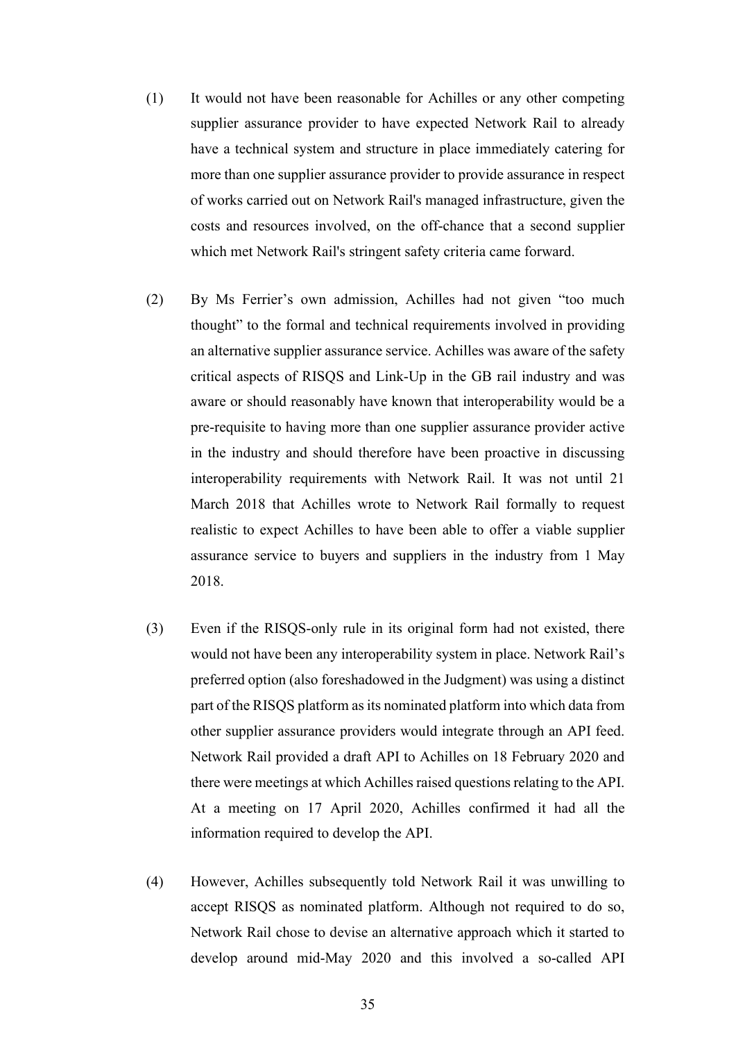(1) It would not have been reasonable for Achilles or any other competing supplier assurance provider to have expected Network Rail to already have a technical system and structure in place immediately catering for more than one supplier assurance provider to provide assurance in respect of works carried out on Network Rail's managed infrastructure, given the costs and resources involved, on the off-chance that a second supplier which met Network Rail's stringent safety criteria came forward.

(2) By Ms Ferrier's own admission, Achilles had not given "too much thought" to the formal and technical requirements involved in providing an alternative supplier assurance service. Achilles was aware of the safety critical aspects of RISQS and Link-Up in the GB rail industry and was aware or should reasonably have known that interoperability would be a pre-requisite to having more than one supplier assurance provider active in the industry and should therefore have been proactive in discussing interoperability requirements with Network Rail. It was not until 21 March 2018 that Achilles wrote to Network Rail formally to request realistic to expect Achilles to have been able to offer a viable supplier assurance service to buyers and suppliers in the industry from 1 May 2018.

(3) Even if the RISQS-only rule in its original form had not existed, there would not have been any interoperability system in place. Network Rail's preferred option (also foreshadowed in the Judgment) was using a distinct part of the RISQS platform as its nominated platform into which data from other supplier assurance providers would integrate through an API feed. Network Rail provided a draft API to Achilles on 18 February 2020 and there were meetings at which Achilles raised questions relating to the API. At a meeting on 17 April 2020, Achilles confirmed it had all the information required to develop the API.

(4) However, Achilles subsequently told Network Rail it was unwilling to accept RISQS as nominated platform. Although not required to do so, Network Rail chose to devise an alternative approach which it started to develop around mid-May 2020 and this involved a so-called API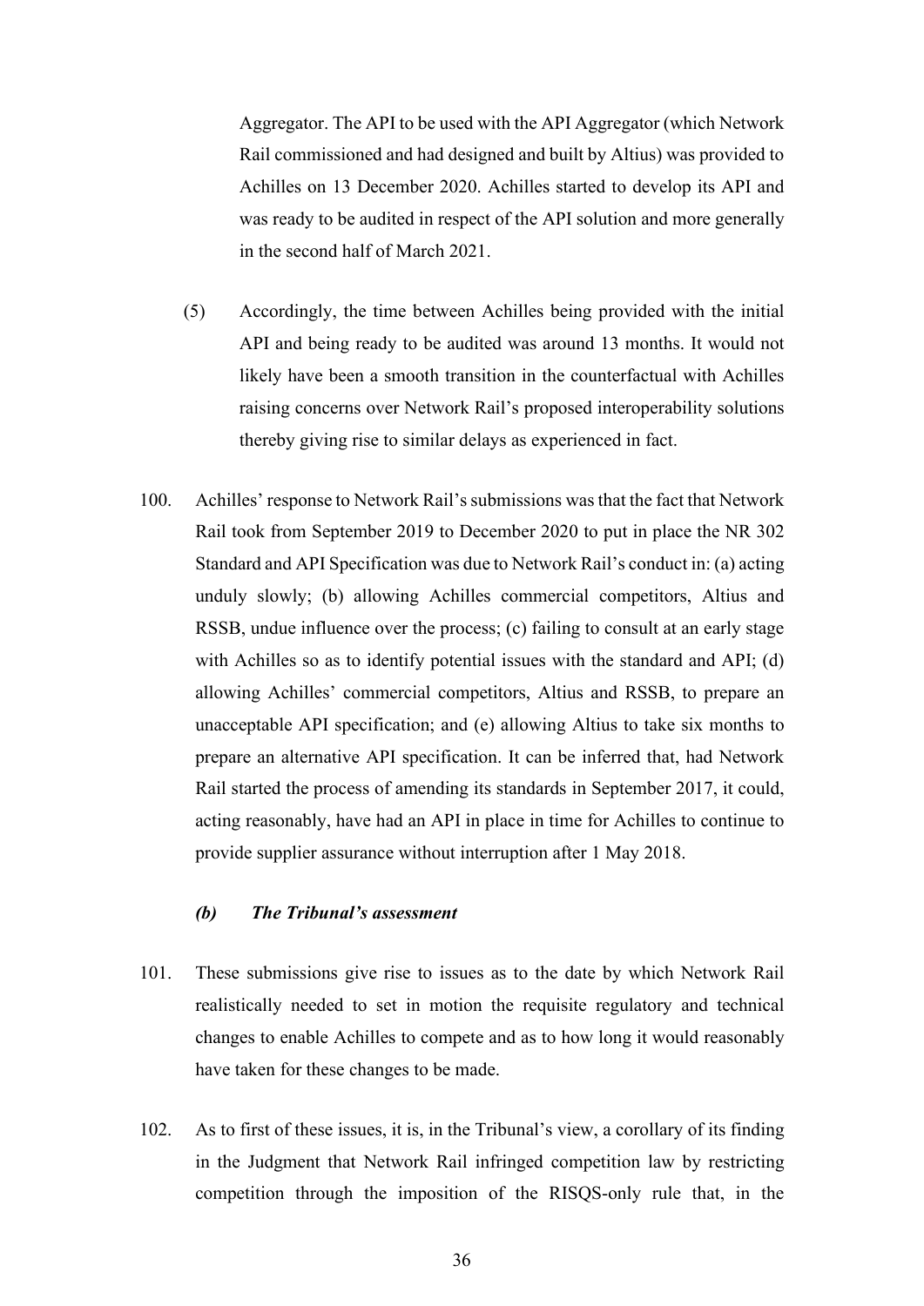Aggregator. The API to be used with the API Aggregator (which Network Rail commissioned and had designed and built by Altius) was provided to Achilles on 13 December 2020. Achilles started to develop its API and was ready to be audited in respect of the API solution and more generally in the second half of March 2021.

(5) Accordingly, the time between Achilles being provided with the initial API and being ready to be audited was around 13 months. It would not likely have been a smooth transition in the counterfactual with Achilles raising concerns over Network Rail's proposed interoperability solutions thereby giving rise to similar delays as experienced in fact.

100. Achilles' response to Network Rail's submissions was that the fact that Network Rail took from September 2019 to December 2020 to put in place the NR 302 Standard and API Specification was due to Network Rail's conduct in: (a) acting unduly slowly; (b) allowing Achilles commercial competitors, Altius and RSSB, undue influence over the process; (c) failing to consult at an early stage with Achilles so as to identify potential issues with the standard and API; (d) allowing Achilles' commercial competitors, Altius and RSSB, to prepare an unacceptable API specification; and (e) allowing Altius to take six months to prepare an alternative API specification. It can be inferred that, had Network Rail started the process of amending its standards in September 2017, it could, acting reasonably, have had an API in place in time for Achilles to continue to provide supplier assurance without interruption after 1 May 2018.

### *(b) The Tribunal's assessment*

101. These submissions give rise to issues as to the date by which Network Rail realistically needed to set in motion the requisite regulatory and technical changes to enable Achilles to compete and as to how long it would reasonably have taken for these changes to be made.

102. As to first of these issues, it is, in the Tribunal's view, a corollary of its finding in the Judgment that Network Rail infringed competition law by restricting competition through the imposition of the RISQS-only rule that, in the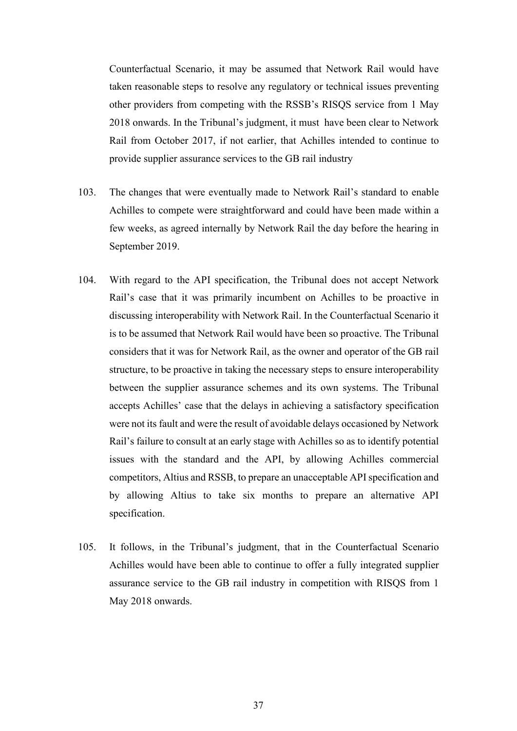Counterfactual Scenario, it may be assumed that Network Rail would have taken reasonable steps to resolve any regulatory or technical issues preventing other providers from competing with the RSSB's RISQS service from 1 May 2018 onwards. In the Tribunal's judgment, it must have been clear to Network Rail from October 2017, if not earlier, that Achilles intended to continue to provide supplier assurance services to the GB rail industry

103. The changes that were eventually made to Network Rail's standard to enable Achilles to compete were straightforward and could have been made within a few weeks, as agreed internally by Network Rail the day before the hearing in September 2019.

104. With regard to the API specification, the Tribunal does not accept Network Rail's case that it was primarily incumbent on Achilles to be proactive in discussing interoperability with Network Rail. In the Counterfactual Scenario it is to be assumed that Network Rail would have been so proactive. The Tribunal considers that it was for Network Rail, as the owner and operator of the GB rail structure, to be proactive in taking the necessary steps to ensure interoperability between the supplier assurance schemes and its own systems. The Tribunal accepts Achilles' case that the delays in achieving a satisfactory specification were not its fault and were the result of avoidable delays occasioned by Network Rail's failure to consult at an early stage with Achilles so as to identify potential issues with the standard and the API, by allowing Achilles commercial competitors, Altius and RSSB, to prepare an unacceptable API specification and by allowing Altius to take six months to prepare an alternative API specification.

105. It follows, in the Tribunal's judgment, that in the Counterfactual Scenario Achilles would have been able to continue to offer a fully integrated supplier assurance service to the GB rail industry in competition with RISQS from 1 May 2018 onwards.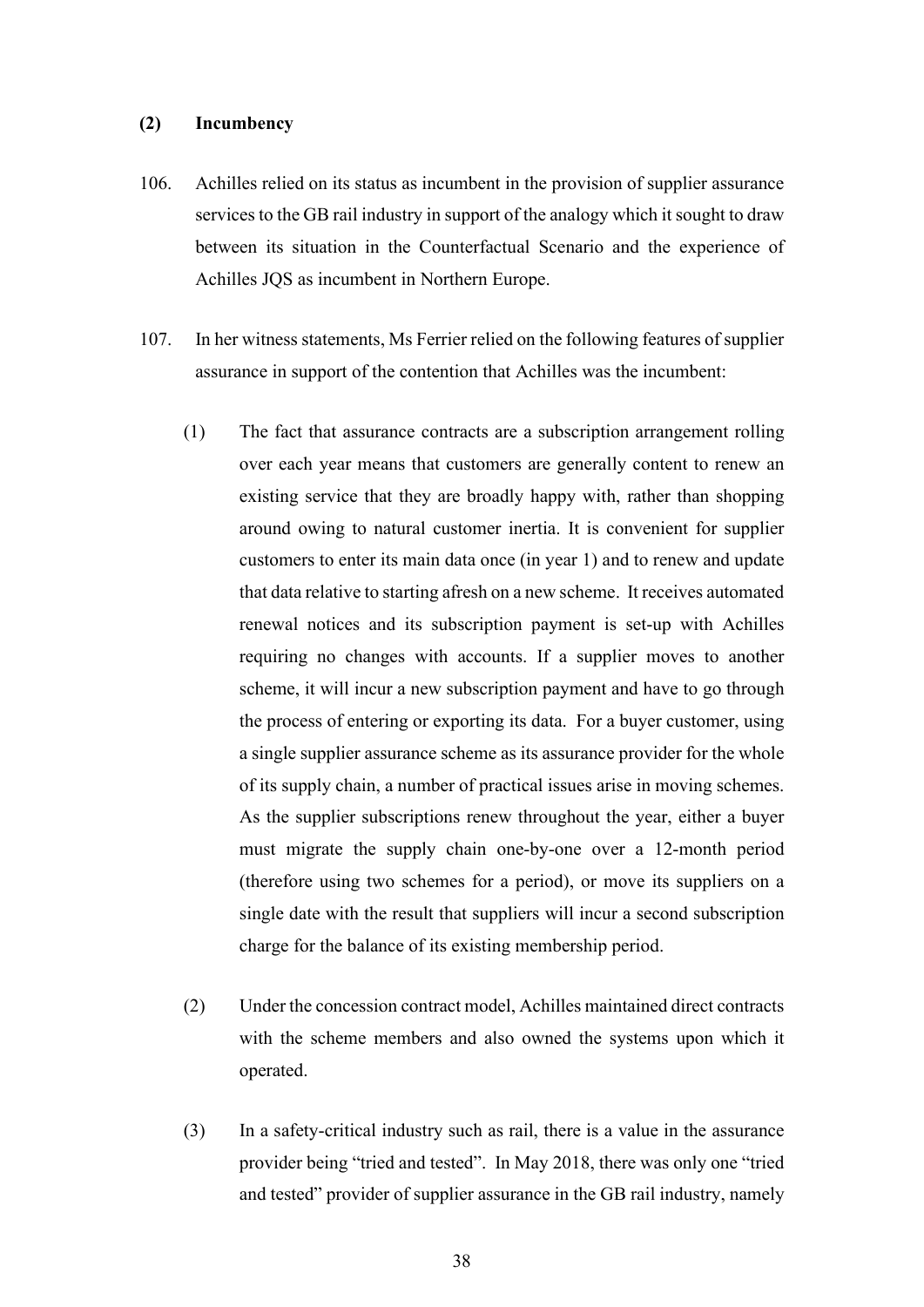### (2) Incumbency

106. Achilles relied on its status as incumbent in the provision of supplier assurance services to the GB rail industry in support of the analogy which it sought to draw between its situation in the Counterfactual Scenario and the experience of Achilles JQS as incumbent in Northern Europe.

107. In her witness statements, Ms Ferrier relied on the following features of supplier assurance in support of the contention that Achilles was the incumbent:

   (1) The fact that assurance contracts are a subscription arrangement rolling over each year means that customers are generally content to renew an existing service that they are broadly happy with, rather than shopping around owing to natural customer inertia. It is convenient for supplier customers to enter its main data once (in year 1) and to renew and update that data relative to starting afresh on a new scheme. It receives automated renewal notices and its subscription payment is set-up with Achilles requiring no changes with accounts. If a supplier moves to another scheme, it will incur a new subscription payment and have to go through the process of entering or exporting its data. For a buyer customer, using a single supplier assurance scheme as its assurance provider for the whole of its supply chain, a number of practical issues arise in moving schemes. As the supplier subscriptions renew throughout the year, either a buyer must migrate the supply chain one-by-one over a 12-month period (therefore using two schemes for a period), or move its suppliers on a single date with the result that suppliers will incur a second subscription charge for the balance of its existing membership period.

   (2) Under the concession contract model, Achilles maintained direct contracts with the scheme members and also owned the systems upon which it operated.

   (3) In a safety-critical industry such as rail, there is a value in the assurance provider being "tried and tested". In May 2018, there was only one "tried and tested" provider of supplier assurance in the GB rail industry, namely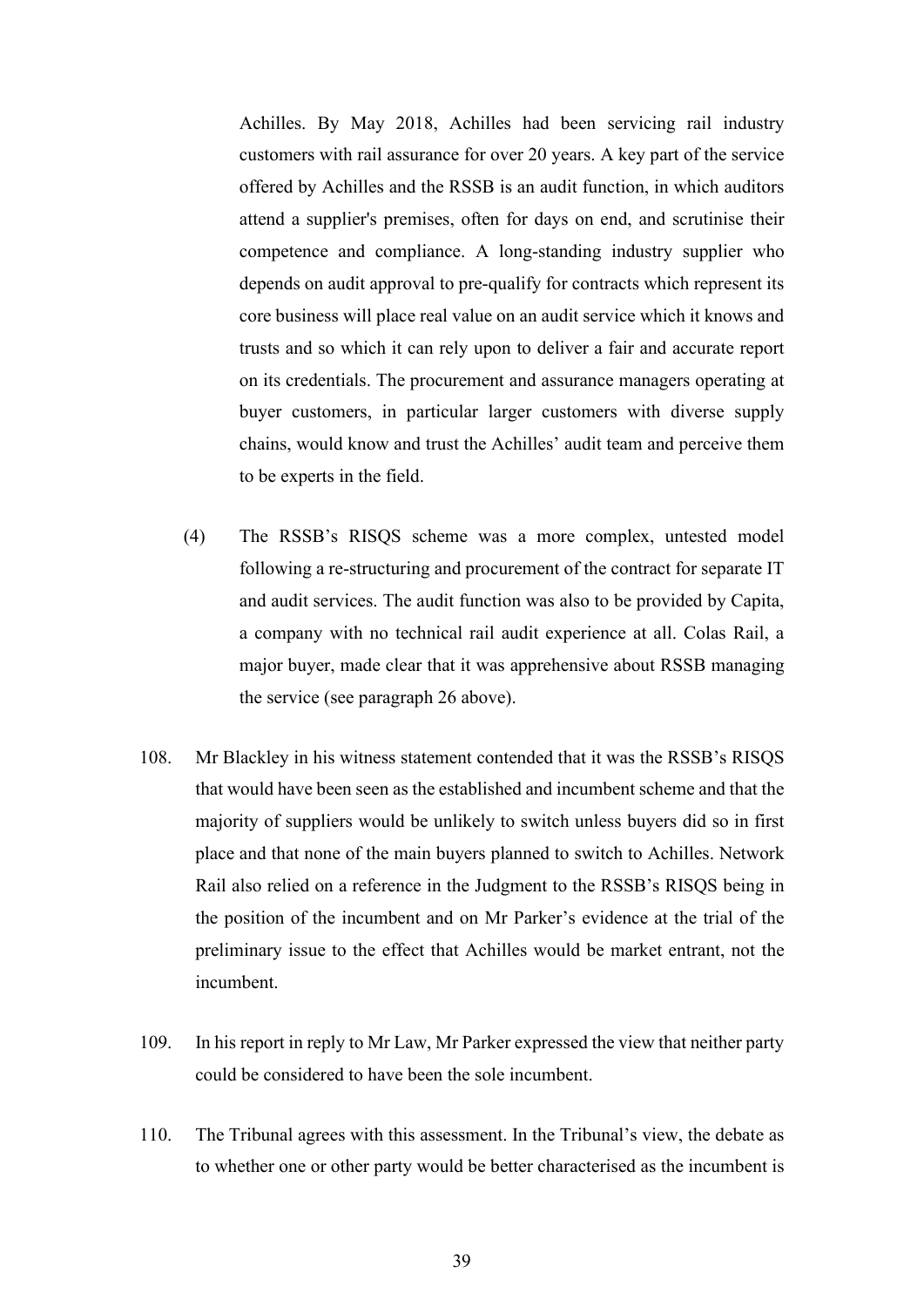Achilles. By May 2018, Achilles had been servicing rail industry customers with rail assurance for over 20 years. A key part of the service offered by Achilles and the RSSB is an audit function, in which auditors attend a supplier's premises, often for days on end, and scrutinise their competence and compliance. A long-standing industry supplier who depends on audit approval to pre-qualify for contracts which represent its core business will place real value on an audit service which it knows and trusts and so which it can rely upon to deliver a fair and accurate report on its credentials. The procurement and assurance managers operating at buyer customers, in particular larger customers with diverse supply chains, would know and trust the Achilles' audit team and perceive them to be experts in the field.

(4) The RSSB's RISQS scheme was a more complex, untested model following a re-structuring and procurement of the contract for separate IT and audit services. The audit function was also to be provided by Capita, a company with no technical rail audit experience at all. Colas Rail, a major buyer, made clear that it was apprehensive about RSSB managing the service (see paragraph 26 above).

108. Mr Blackley in his witness statement contended that it was the RSSB's RISQS that would have been seen as the established and incumbent scheme and that the majority of suppliers would be unlikely to switch unless buyers did so in first place and that none of the main buyers planned to switch to Achilles. Network Rail also relied on a reference in the Judgment to the RSSB's RISQS being in the position of the incumbent and on Mr Parker's evidence at the trial of the preliminary issue to the effect that Achilles would be market entrant, not the incumbent.

109. In his report in reply to Mr Law, Mr Parker expressed the view that neither party could be considered to have been the sole incumbent.

110. The Tribunal agrees with this assessment. In the Tribunal's view, the debate as to whether one or other party would be better characterised as the incumbent is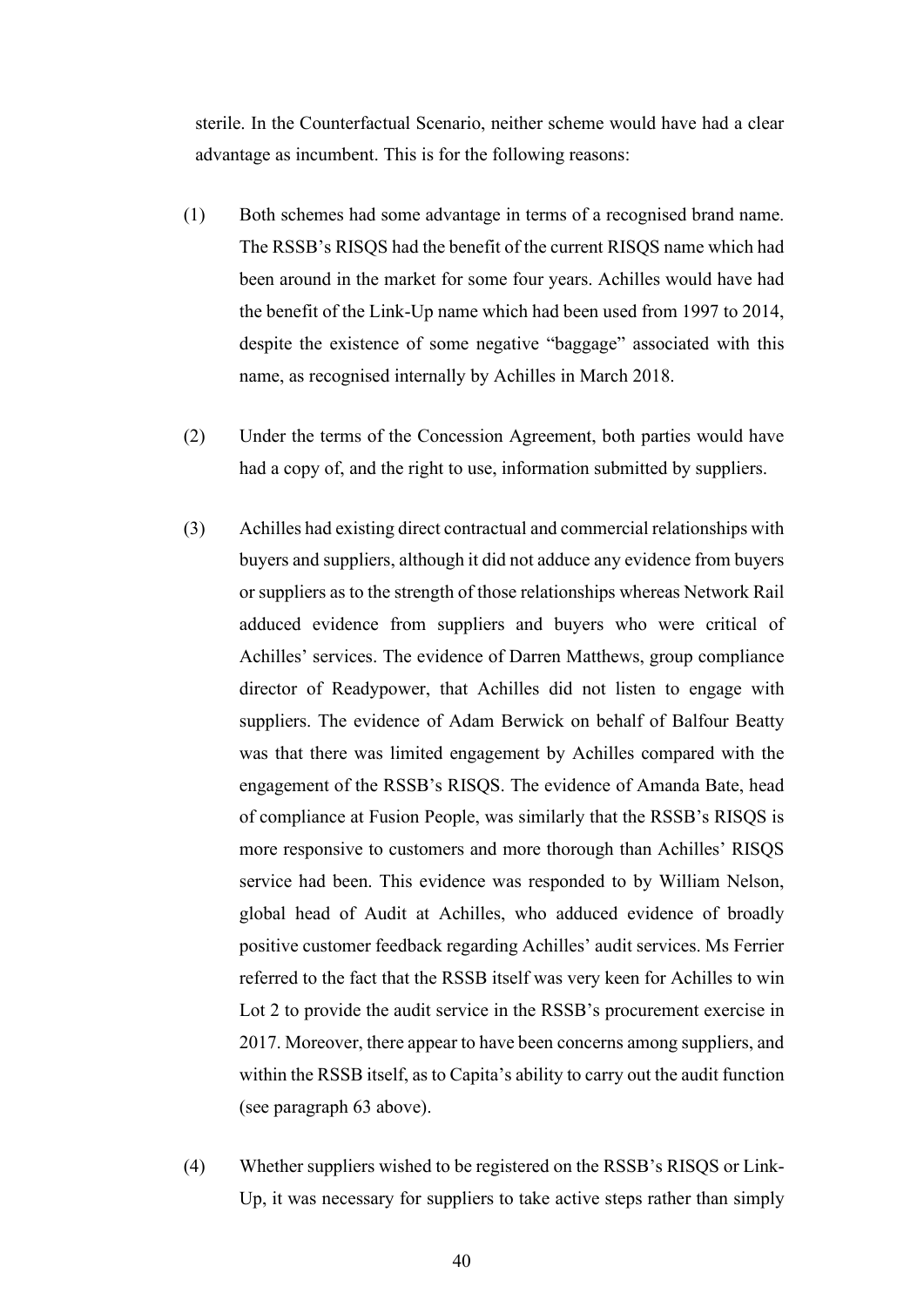sterile. In the Counterfactual Scenario, neither scheme would have had a clear advantage as incumbent. This is for the following reasons:

(1) Both schemes had some advantage in terms of a recognised brand name. The RSSB's RISQS had the benefit of the current RISQS name which had been around in the market for some four years. Achilles would have had the benefit of the Link-Up name which had been used from 1997 to 2014, despite the existence of some negative "baggage" associated with this name, as recognised internally by Achilles in March 2018.

(2) Under the terms of the Concession Agreement, both parties would have had a copy of, and the right to use, information submitted by suppliers.

(3) Achilles had existing direct contractual and commercial relationships with buyers and suppliers, although it did not adduce any evidence from buyers or suppliers as to the strength of those relationships whereas Network Rail adduced evidence from suppliers and buyers who were critical of Achilles' services. The evidence of Darren Matthews, group compliance director of Readypower, that Achilles did not listen to engage with suppliers. The evidence of Adam Berwick on behalf of Balfour Beatty was that there was limited engagement by Achilles compared with the engagement of the RSSB's RISQS. The evidence of Amanda Bate, head of compliance at Fusion People, was similarly that the RSSB's RISQS is more responsive to customers and more thorough than Achilles' RISQS service had been. This evidence was responded to by William Nelson, global head of Audit at Achilles, who adduced evidence of broadly positive customer feedback regarding Achilles' audit services. Ms Ferrier referred to the fact that the RSSB itself was very keen for Achilles to win Lot 2 to provide the audit service in the RSSB's procurement exercise in 2017. Moreover, there appear to have been concerns among suppliers, and within the RSSB itself, as to Capita's ability to carry out the audit function (see paragraph 63 above).

(4) Whether suppliers wished to be registered on the RSSB's RISQS or Link-Up, it was necessary for suppliers to take active steps rather than simply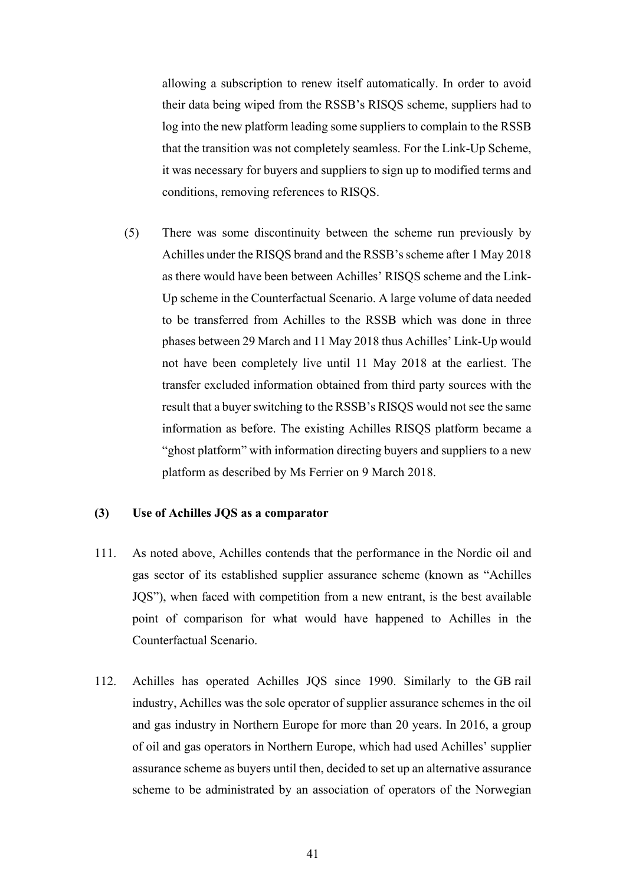allowing a subscription to renew itself automatically. In order to avoid their data being wiped from the RSSB's RISQS scheme, suppliers had to log into the new platform leading some suppliers to complain to the RSSB that the transition was not completely seamless. For the Link-Up Scheme, it was necessary for buyers and suppliers to sign up to modified terms and conditions, removing references to RISQS.

(5) There was some discontinuity between the scheme run previously by Achilles under the RISQS brand and the RSSB's scheme after 1 May 2018 as there would have been between Achilles' RISQS scheme and the Link-Up scheme in the Counterfactual Scenario. A large volume of data needed to be transferred from Achilles to the RSSB which was done in three phases between 29 March and 11 May 2018 thus Achilles' Link-Up would not have been completely live until 11 May 2018 at the earliest. The transfer excluded information obtained from third party sources with the result that a buyer switching to the RSSB's RISQS would not see the same information as before. The existing Achilles RISQS platform became a "ghost platform" with information directing buyers and suppliers to a new platform as described by Ms Ferrier on 9 March 2018.

**(3) Use of Achilles JQS as a comparator**

111. As noted above, Achilles contends that the performance in the Nordic oil and gas sector of its established supplier assurance scheme (known as "Achilles JQS"), when faced with competition from a new entrant, is the best available point of comparison for what would have happened to Achilles in the Counterfactual Scenario.

112. Achilles has operated Achilles JQS since 1990. Similarly to the GB rail industry, Achilles was the sole operator of supplier assurance schemes in the oil and gas industry in Northern Europe for more than 20 years. In 2016, a group of oil and gas operators in Northern Europe, which had used Achilles' supplier assurance scheme as buyers until then, decided to set up an alternative assurance scheme to be administrated by an association of operators of the Norwegian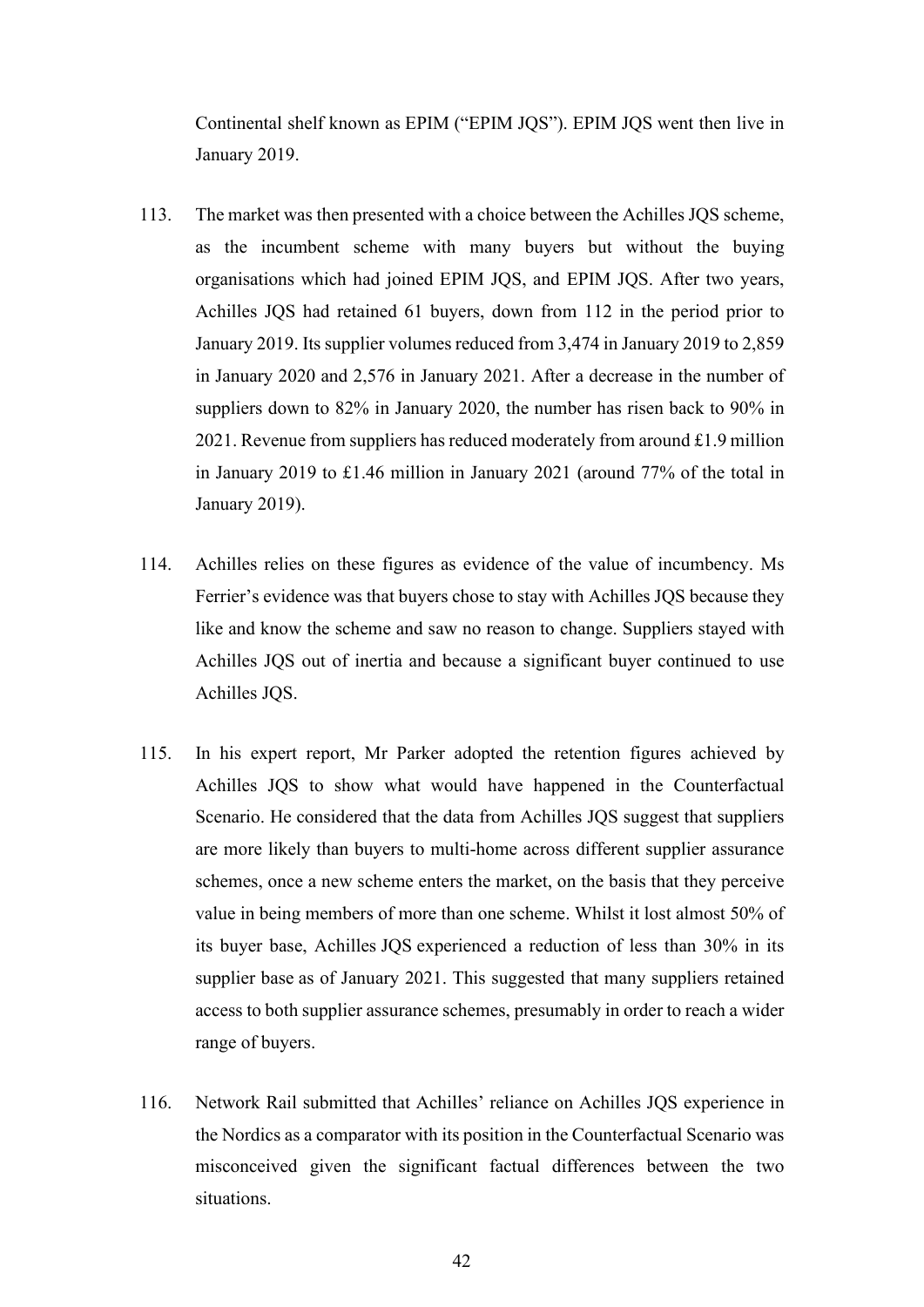Continental shelf known as EPIM ("EPIM JQS"). EPIM JQS went then live in January 2019.

113. The market was then presented with a choice between the Achilles JQS scheme, as the incumbent scheme with many buyers but without the buying organisations which had joined EPIM JQS, and EPIM JQS. After two years, Achilles JQS had retained 61 buyers, down from 112 in the period prior to January 2019. Its supplier volumes reduced from 3,474 in January 2019 to 2,859 in January 2020 and 2,576 in January 2021. After a decrease in the number of suppliers down to 82% in January 2020, the number has risen back to 90% in 2021. Revenue from suppliers has reduced moderately from around £1.9 million in January 2019 to £1.46 million in January 2021 (around 77% of the total in January 2019).

114. Achilles relies on these figures as evidence of the value of incumbency. Ms Ferrier's evidence was that buyers chose to stay with Achilles JQS because they like and know the scheme and saw no reason to change. Suppliers stayed with Achilles JQS out of inertia and because a significant buyer continued to use Achilles JQS.

115. In his expert report, Mr Parker adopted the retention figures achieved by Achilles JQS to show what would have happened in the Counterfactual Scenario. He considered that the data from Achilles JQS suggest that suppliers are more likely than buyers to multi-home across different supplier assurance schemes, once a new scheme enters the market, on the basis that they perceive value in being members of more than one scheme. Whilst it lost almost 50% of its buyer base, Achilles JQS experienced a reduction of less than 30% in its supplier base as of January 2021. This suggested that many suppliers retained access to both supplier assurance schemes, presumably in order to reach a wider range of buyers.

116. Network Rail submitted that Achilles' reliance on Achilles JQS experience in the Nordics as a comparator with its position in the Counterfactual Scenario was misconceived given the significant factual differences between the two situations.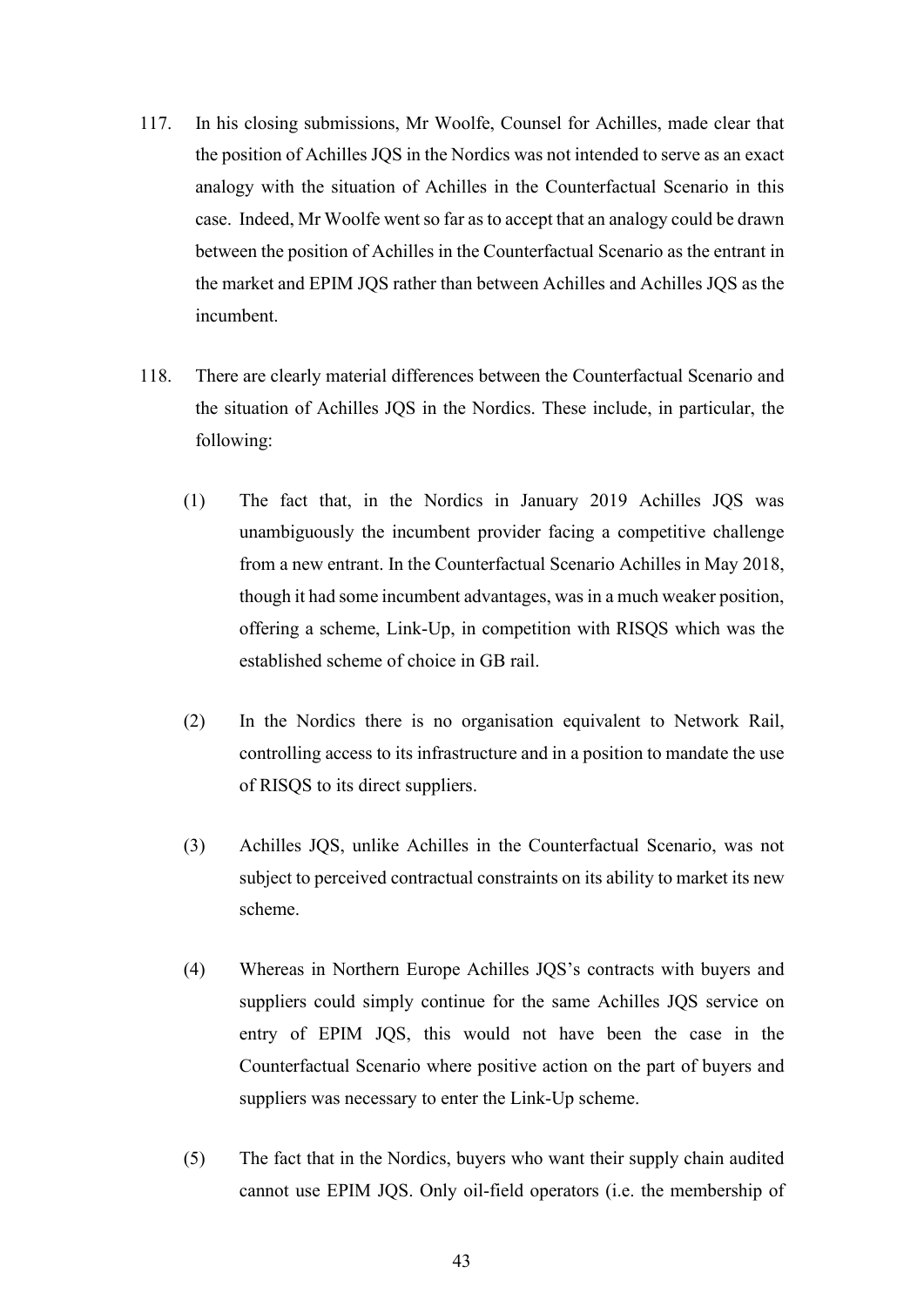117. In his closing submissions, Mr Woolfe, Counsel for Achilles, made clear that the position of Achilles JQS in the Nordics was not intended to serve as an exact analogy with the situation of Achilles in the Counterfactual Scenario in this case. Indeed, Mr Woolfe went so far as to accept that an analogy could be drawn between the position of Achilles in the Counterfactual Scenario as the entrant in the market and EPIM JQS rather than between Achilles and Achilles JQS as the incumbent.

118. There are clearly material differences between the Counterfactual Scenario and the situation of Achilles JQS in the Nordics. These include, in particular, the following:

    (1) The fact that, in the Nordics in January 2019 Achilles JQS was unambiguously the incumbent provider facing a competitive challenge from a new entrant. In the Counterfactual Scenario Achilles in May 2018, though it had some incumbent advantages, was in a much weaker position, offering a scheme, Link-Up, in competition with RISQS which was the established scheme of choice in GB rail.

    (2) In the Nordics there is no organisation equivalent to Network Rail, controlling access to its infrastructure and in a position to mandate the use of RISQS to its direct suppliers.

    (3) Achilles JQS, unlike Achilles in the Counterfactual Scenario, was not subject to perceived contractual constraints on its ability to market its new scheme.

    (4) Whereas in Northern Europe Achilles JQS's contracts with buyers and suppliers could simply continue for the same Achilles JQS service on entry of EPIM JQS, this would not have been the case in the Counterfactual Scenario where positive action on the part of buyers and suppliers was necessary to enter the Link-Up scheme.

    (5) The fact that in the Nordics, buyers who want their supply chain audited cannot use EPIM JQS. Only oil-field operators (i.e. the membership of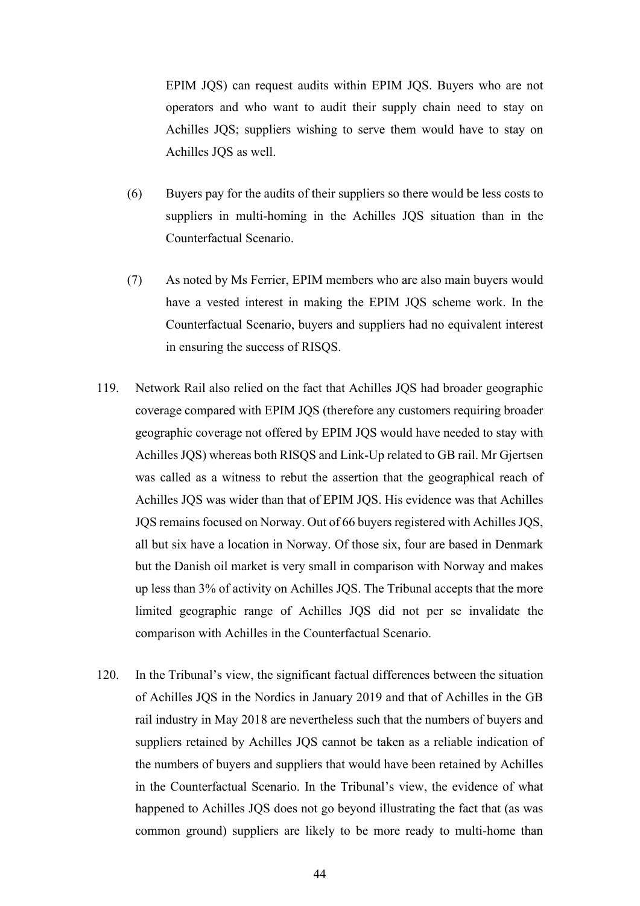EPIM JQS) can request audits within EPIM JQS. Buyers who are not operators and who want to audit their supply chain need to stay on Achilles JQS; suppliers wishing to serve them would have to stay on Achilles JQS as well.

(6) Buyers pay for the audits of their suppliers so there would be less costs to suppliers in multi-homing in the Achilles JQS situation than in the Counterfactual Scenario.

(7) As noted by Ms Ferrier, EPIM members who are also main buyers would have a vested interest in making the EPIM JQS scheme work. In the Counterfactual Scenario, buyers and suppliers had no equivalent interest in ensuring the success of RISQS.

119. Network Rail also relied on the fact that Achilles JQS had broader geographic coverage compared with EPIM JQS (therefore any customers requiring broader geographic coverage not offered by EPIM JQS would have needed to stay with Achilles JQS) whereas both RISQS and Link-Up related to GB rail. Mr Gjertsen was called as a witness to rebut the assertion that the geographical reach of Achilles JQS was wider than that of EPIM JQS. His evidence was that Achilles JQS remains focused on Norway. Out of 66 buyers registered with Achilles JQS, all but six have a location in Norway. Of those six, four are based in Denmark but the Danish oil market is very small in comparison with Norway and makes up less than 3% of activity on Achilles JQS. The Tribunal accepts that the more limited geographic range of Achilles JQS did not per se invalidate the comparison with Achilles in the Counterfactual Scenario.

120. In the Tribunal's view, the significant factual differences between the situation of Achilles JQS in the Nordics in January 2019 and that of Achilles in the GB rail industry in May 2018 are nevertheless such that the numbers of buyers and suppliers retained by Achilles JQS cannot be taken as a reliable indication of the numbers of buyers and suppliers that would have been retained by Achilles in the Counterfactual Scenario. In the Tribunal's view, the evidence of what happened to Achilles JQS does not go beyond illustrating the fact that (as was common ground) suppliers are likely to be more ready to multi-home than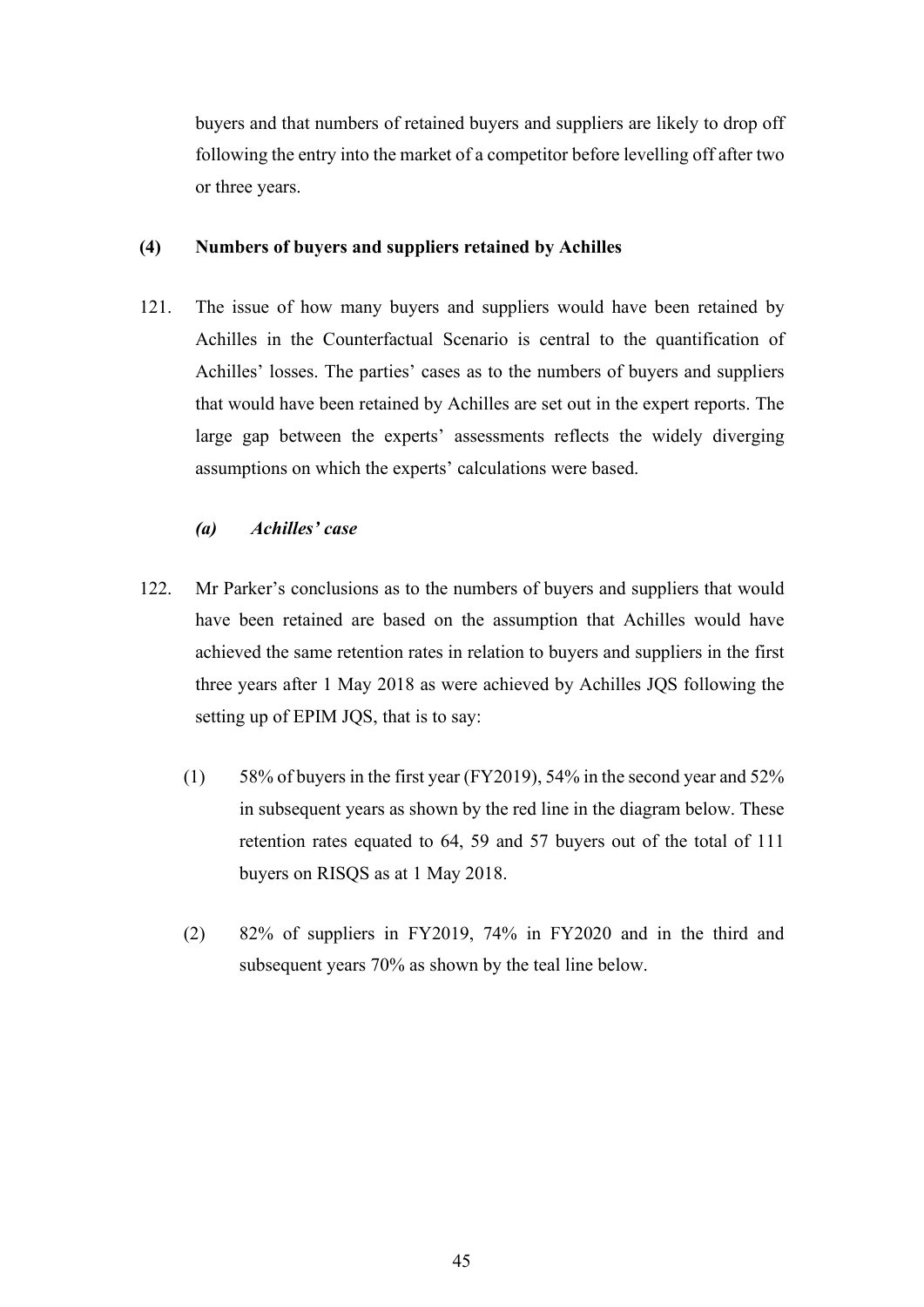buyers and that numbers of retained buyers and suppliers are likely to drop off following the entry into the market of a competitor before levelling off after two or three years.

### (4) Numbers of buyers and suppliers retained by Achilles

121. The issue of how many buyers and suppliers would have been retained by Achilles in the Counterfactual Scenario is central to the quantification of Achilles' losses. The parties' cases as to the numbers of buyers and suppliers that would have been retained by Achilles are set out in the expert reports. The large gap between the experts' assessments reflects the widely diverging assumptions on which the experts' calculations were based.

#### *(a) Achilles' case*

122. Mr Parker's conclusions as to the numbers of buyers and suppliers that would have been retained are based on the assumption that Achilles would have achieved the same retention rates in relation to buyers and suppliers in the first three years after 1 May 2018 as were achieved by Achilles JQS following the setting up of EPIM JQS, that is to say:

    (1) 58% of buyers in the first year (FY2019), 54% in the second year and 52% in subsequent years as shown by the red line in the diagram below. These retention rates equated to 64, 59 and 57 buyers out of the total of 111 buyers on RISQS as at 1 May 2018.

    (2) 82% of suppliers in FY2019, 74% in FY2020 and in the third and subsequent years 70% as shown by the teal line below.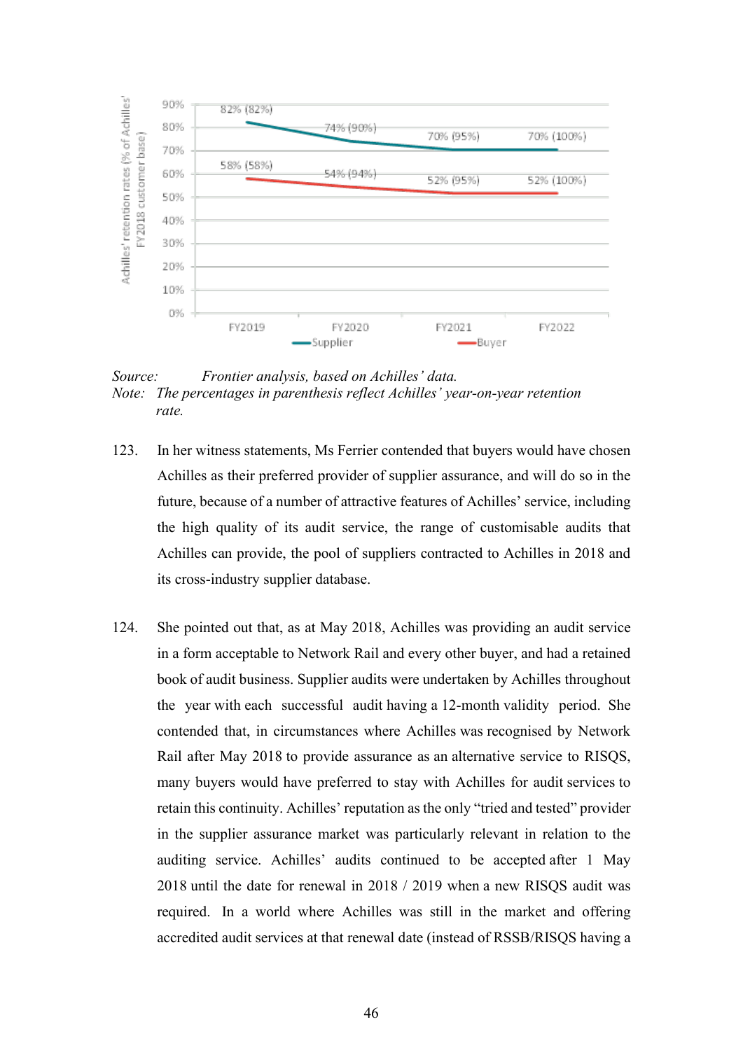Source: *Frontier analysis, based on Achilles' data.*
Note: *The percentages in parenthesis reflect Achilles' year-on-year retention rate.*

123. In her witness statements, Ms Ferrier contended that buyers would have chosen Achilles as their preferred provider of supplier assurance, and will do so in the future, because of a number of attractive features of Achilles' service, including the high quality of its audit service, the range of customisable audits that Achilles can provide, the pool of suppliers contracted to Achilles in 2018 and its cross-industry supplier database.

124. She pointed out that, as at May 2018, Achilles was providing an audit service in a form acceptable to Network Rail and every other buyer, and had a retained book of audit business. Supplier audits were undertaken by Achilles throughout the year with each successful audit having a 12-month validity period. She contended that, in circumstances where Achilles was recognised by Network Rail after May 2018 to provide assurance as an alternative service to RISQS, many buyers would have preferred to stay with Achilles for audit services to retain this continuity. Achilles' reputation as the only "tried and tested" provider in the supplier assurance market was particularly relevant in relation to the auditing service. Achilles' audits continued to be accepted after 1 May 2018 until the date for renewal in 2018 / 2019 when a new RISQS audit was required. In a world where Achilles was still in the market and offering accredited audit services at that renewal date (instead of RSSB/RISQS having a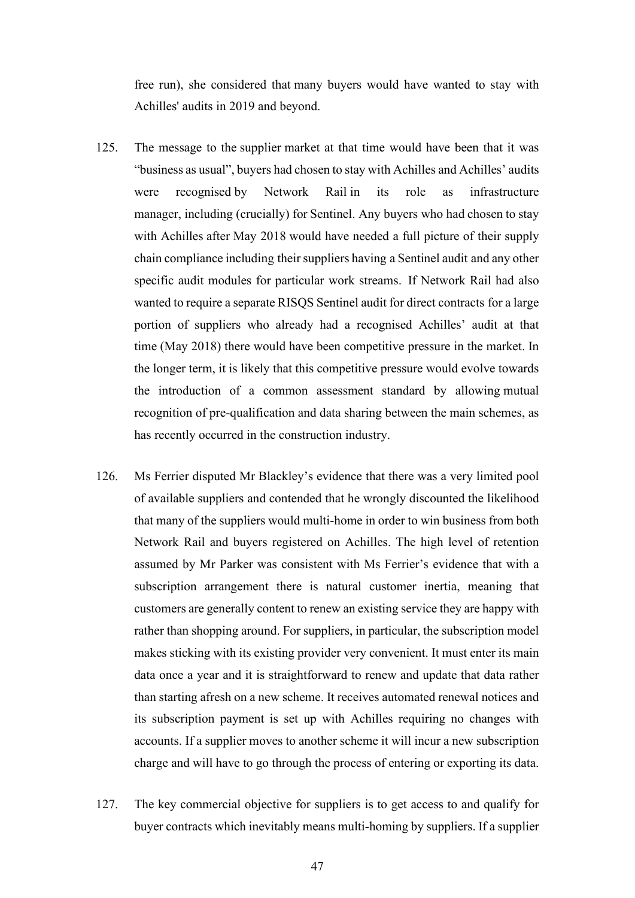free run), she considered that many buyers would have wanted to stay with Achilles' audits in 2019 and beyond.

125. The message to the supplier market at that time would have been that it was "business as usual", buyers had chosen to stay with Achilles and Achilles' audits were recognised by Network Rail in its role as infrastructure manager, including (crucially) for Sentinel. Any buyers who had chosen to stay with Achilles after May 2018 would have needed a full picture of their supply chain compliance including their suppliers having a Sentinel audit and any other specific audit modules for particular work streams. If Network Rail had also wanted to require a separate RISQS Sentinel audit for direct contracts for a large portion of suppliers who already had a recognised Achilles' audit at that time (May 2018) there would have been competitive pressure in the market. In the longer term, it is likely that this competitive pressure would evolve towards the introduction of a common assessment standard by allowing mutual recognition of pre-qualification and data sharing between the main schemes, as has recently occurred in the construction industry.

126. Ms Ferrier disputed Mr Blackley's evidence that there was a very limited pool of available suppliers and contended that he wrongly discounted the likelihood that many of the suppliers would multi-home in order to win business from both Network Rail and buyers registered on Achilles. The high level of retention assumed by Mr Parker was consistent with Ms Ferrier's evidence that with a subscription arrangement there is natural customer inertia, meaning that customers are generally content to renew an existing service they are happy with rather than shopping around. For suppliers, in particular, the subscription model makes sticking with its existing provider very convenient. It must enter its main data once a year and it is straightforward to renew and update that data rather than starting afresh on a new scheme. It receives automated renewal notices and its subscription payment is set up with Achilles requiring no changes with accounts. If a supplier moves to another scheme it will incur a new subscription charge and will have to go through the process of entering or exporting its data.

127. The key commercial objective for suppliers is to get access to and qualify for buyer contracts which inevitably means multi-homing by suppliers. If a supplier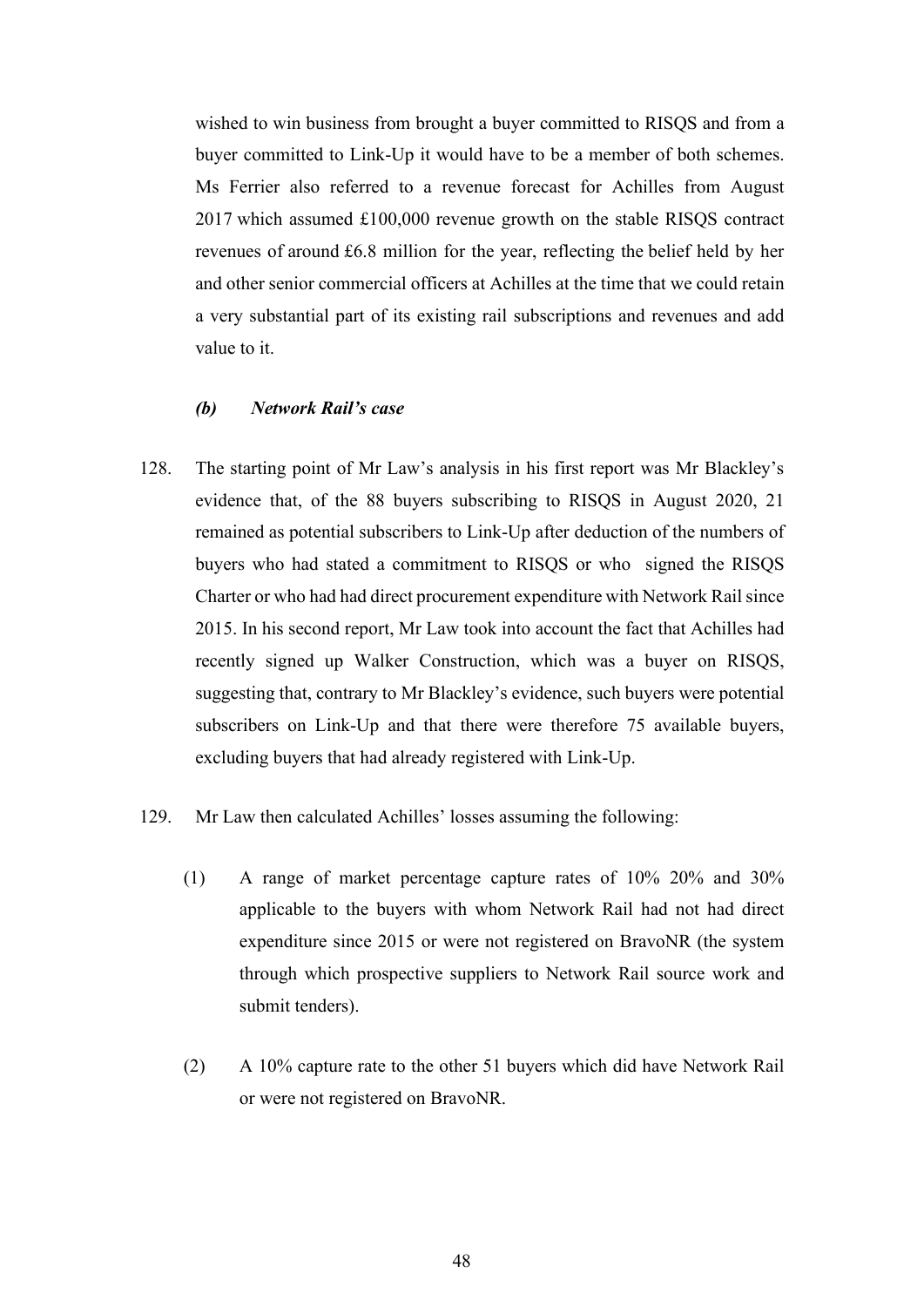wished to win business from brought a buyer committed to RISQS and from a buyer committed to Link-Up it would have to be a member of both schemes. Ms Ferrier also referred to a revenue forecast for Achilles from August 2017 which assumed £100,000 revenue growth on the stable RISQS contract revenues of around £6.8 million for the year, reflecting the belief held by her and other senior commercial officers at Achilles at the time that we could retain a very substantial part of its existing rail subscriptions and revenues and add value to it.

### *(b) Network Rail's case*

128. The starting point of Mr Law's analysis in his first report was Mr Blackley's evidence that, of the 88 buyers subscribing to RISQS in August 2020, 21 remained as potential subscribers to Link-Up after deduction of the numbers of buyers who had stated a commitment to RISQS or who signed the RISQS Charter or who had had direct procurement expenditure with Network Rail since 2015. In his second report, Mr Law took into account the fact that Achilles had recently signed up Walker Construction, which was a buyer on RISQS, suggesting that, contrary to Mr Blackley's evidence, such buyers were potential subscribers on Link-Up and that there were therefore 75 available buyers, excluding buyers that had already registered with Link-Up.

129. Mr Law then calculated Achilles' losses assuming the following:

   (1) A range of market percentage capture rates of 10% 20% and 30% applicable to the buyers with whom Network Rail had not had direct expenditure since 2015 or were not registered on BravoNR (the system through which prospective suppliers to Network Rail source work and submit tenders).

   (2) A 10% capture rate to the other 51 buyers which did have Network Rail or were not registered on BravoNR.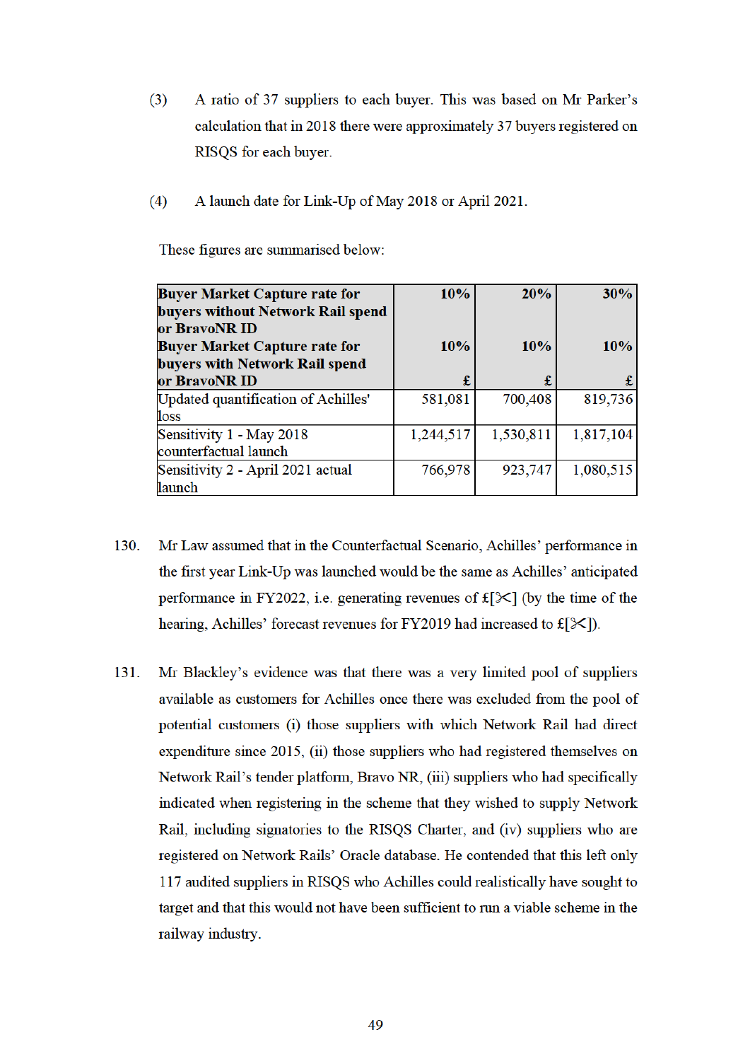(3) A ratio of 37 suppliers to each buyer. This was based on Mr Parker's calculation that in 2018 there were approximately 37 buyers registered on RISQS for each buyer.

(4) A launch date for Link-Up of May 2018 or April 2021.

These figures are summarised below:

| **Buyer Market Capture rate for buyers without Network Rail spend or BravoNR ID** | **10%** | **20%** | **30%** |
|---|---|---|---|
| **Buyer Market Capture rate for buyers with Network Rail spend or BravoNR ID** | **10%** **£** | **10%** **£** | **10%** **£** |
| Updated quantification of Achilles' loss | 581,081 | 700,408 | 819,736 |
| Sensitivity 1 - May 2018 counterfactual launch | 1,244,517 | 1,530,811 | 1,817,104 |
| Sensitivity 2 - April 2021 actual launch | 766,978 | 923,747 | 1,080,515 |

130. Mr Law assumed that in the Counterfactual Scenario, Achilles' performance in the first year Link-Up was launched would be the same as Achilles' anticipated performance in FY2022, i.e. generating revenues of £[✂] (by the time of the hearing, Achilles' forecast revenues for FY2019 had increased to £[✂]).

131. Mr Blackley's evidence was that there was a very limited pool of suppliers available as customers for Achilles once there was excluded from the pool of potential customers (i) those suppliers with which Network Rail had direct expenditure since 2015, (ii) those suppliers who had registered themselves on Network Rail's tender platform, Bravo NR, (iii) suppliers who had specifically indicated when registering in the scheme that they wished to supply Network Rail, including signatories to the RISQS Charter, and (iv) suppliers who are registered on Network Rails' Oracle database. He contended that this left only 117 audited suppliers in RISQS who Achilles could realistically have sought to target and that this would not have been sufficient to run a viable scheme in the railway industry.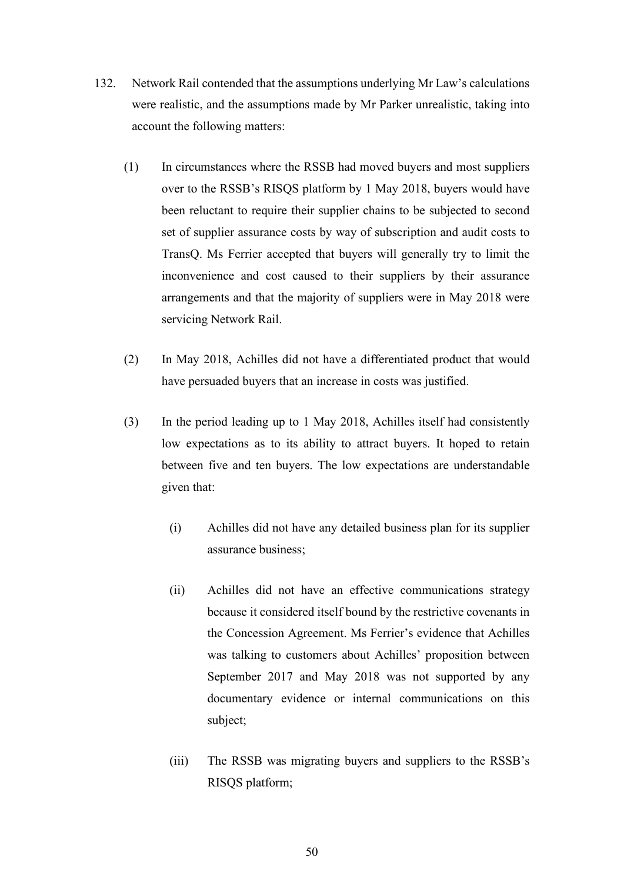132. Network Rail contended that the assumptions underlying Mr Law's calculations were realistic, and the assumptions made by Mr Parker unrealistic, taking into account the following matters:

   (1) In circumstances where the RSSB had moved buyers and most suppliers over to the RSSB's RISQS platform by 1 May 2018, buyers would have been reluctant to require their supplier chains to be subjected to second set of supplier assurance costs by way of subscription and audit costs to TransQ. Ms Ferrier accepted that buyers will generally try to limit the inconvenience and cost caused to their suppliers by their assurance arrangements and that the majority of suppliers were in May 2018 were servicing Network Rail.

   (2) In May 2018, Achilles did not have a differentiated product that would have persuaded buyers that an increase in costs was justified.

   (3) In the period leading up to 1 May 2018, Achilles itself had consistently low expectations as to its ability to attract buyers. It hoped to retain between five and ten buyers. The low expectations are understandable given that:

      (i) Achilles did not have any detailed business plan for its supplier assurance business;

      (ii) Achilles did not have an effective communications strategy because it considered itself bound by the restrictive covenants in the Concession Agreement. Ms Ferrier's evidence that Achilles was talking to customers about Achilles' proposition between September 2017 and May 2018 was not supported by any documentary evidence or internal communications on this subject;

      (iii) The RSSB was migrating buyers and suppliers to the RSSB's RISQS platform;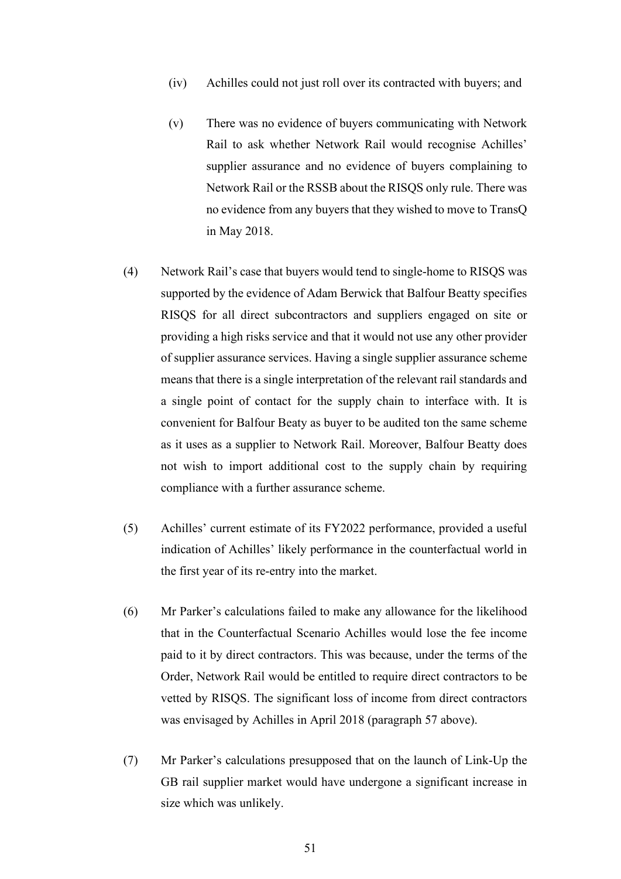(iv) Achilles could not just roll over its contracted with buyers; and

(v) There was no evidence of buyers communicating with Network Rail to ask whether Network Rail would recognise Achilles' supplier assurance and no evidence of buyers complaining to Network Rail or the RSSB about the RISQS only rule. There was no evidence from any buyers that they wished to move to TransQ in May 2018.

(4) Network Rail's case that buyers would tend to single-home to RISQS was supported by the evidence of Adam Berwick that Balfour Beatty specifies RISQS for all direct subcontractors and suppliers engaged on site or providing a high risks service and that it would not use any other provider of supplier assurance services. Having a single supplier assurance scheme means that there is a single interpretation of the relevant rail standards and a single point of contact for the supply chain to interface with. It is convenient for Balfour Beaty as buyer to be audited ton the same scheme as it uses as a supplier to Network Rail. Moreover, Balfour Beatty does not wish to import additional cost to the supply chain by requiring compliance with a further assurance scheme.

(5) Achilles' current estimate of its FY2022 performance, provided a useful indication of Achilles' likely performance in the counterfactual world in the first year of its re-entry into the market.

(6) Mr Parker's calculations failed to make any allowance for the likelihood that in the Counterfactual Scenario Achilles would lose the fee income paid to it by direct contractors. This was because, under the terms of the Order, Network Rail would be entitled to require direct contractors to be vetted by RISQS. The significant loss of income from direct contractors was envisaged by Achilles in April 2018 (paragraph 57 above).

(7) Mr Parker's calculations presupposed that on the launch of Link-Up the GB rail supplier market would have undergone a significant increase in size which was unlikely.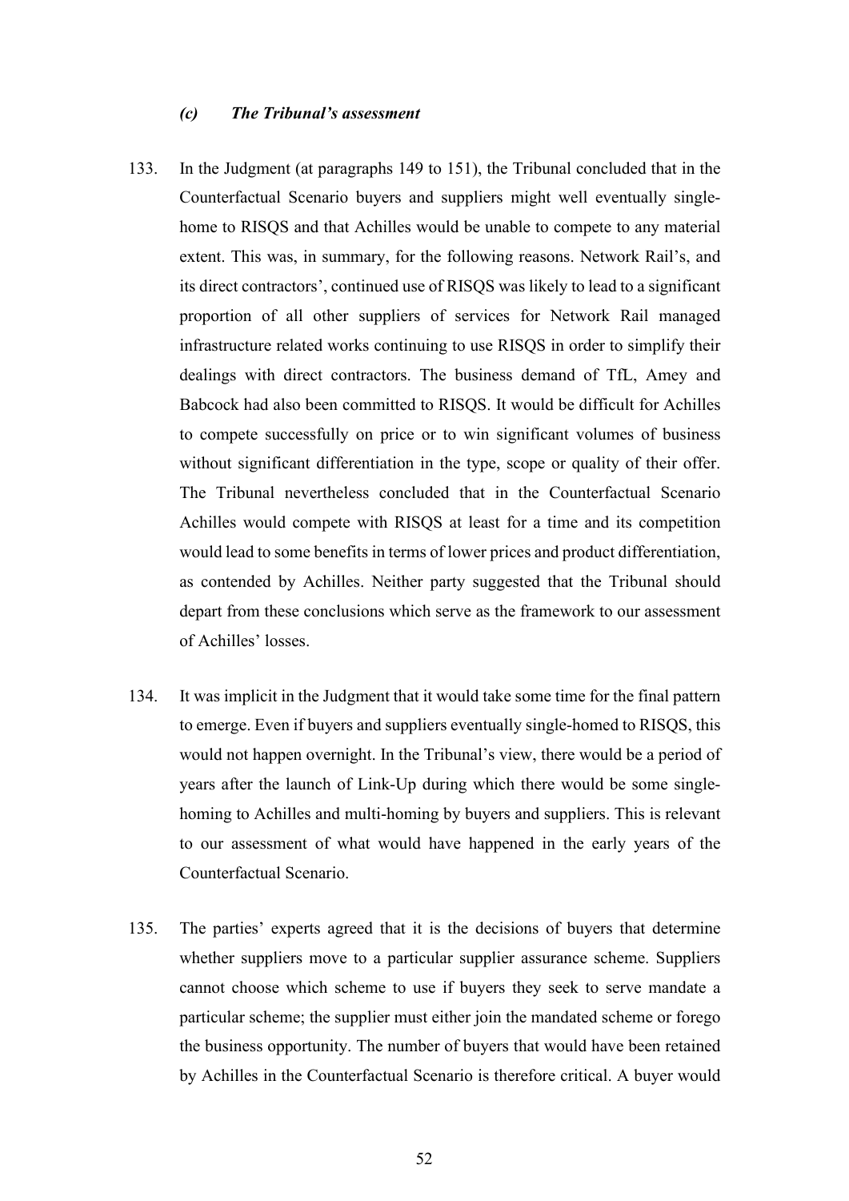### *(c) The Tribunal's assessment*

133. In the Judgment (at paragraphs 149 to 151), the Tribunal concluded that in the Counterfactual Scenario buyers and suppliers might well eventually single-home to RISQS and that Achilles would be unable to compete to any material extent. This was, in summary, for the following reasons. Network Rail's, and its direct contractors', continued use of RISQS was likely to lead to a significant proportion of all other suppliers of services for Network Rail managed infrastructure related works continuing to use RISQS in order to simplify their dealings with direct contractors. The business demand of TfL, Amey and Babcock had also been committed to RISQS. It would be difficult for Achilles to compete successfully on price or to win significant volumes of business without significant differentiation in the type, scope or quality of their offer. The Tribunal nevertheless concluded that in the Counterfactual Scenario Achilles would compete with RISQS at least for a time and its competition would lead to some benefits in terms of lower prices and product differentiation, as contended by Achilles. Neither party suggested that the Tribunal should depart from these conclusions which serve as the framework to our assessment of Achilles' losses.

134. It was implicit in the Judgment that it would take some time for the final pattern to emerge. Even if buyers and suppliers eventually single-homed to RISQS, this would not happen overnight. In the Tribunal's view, there would be a period of years after the launch of Link-Up during which there would be some single-homing to Achilles and multi-homing by buyers and suppliers. This is relevant to our assessment of what would have happened in the early years of the Counterfactual Scenario.

135. The parties' experts agreed that it is the decisions of buyers that determine whether suppliers move to a particular supplier assurance scheme. Suppliers cannot choose which scheme to use if buyers they seek to serve mandate a particular scheme; the supplier must either join the mandated scheme or forego the business opportunity. The number of buyers that would have been retained by Achilles in the Counterfactual Scenario is therefore critical. A buyer would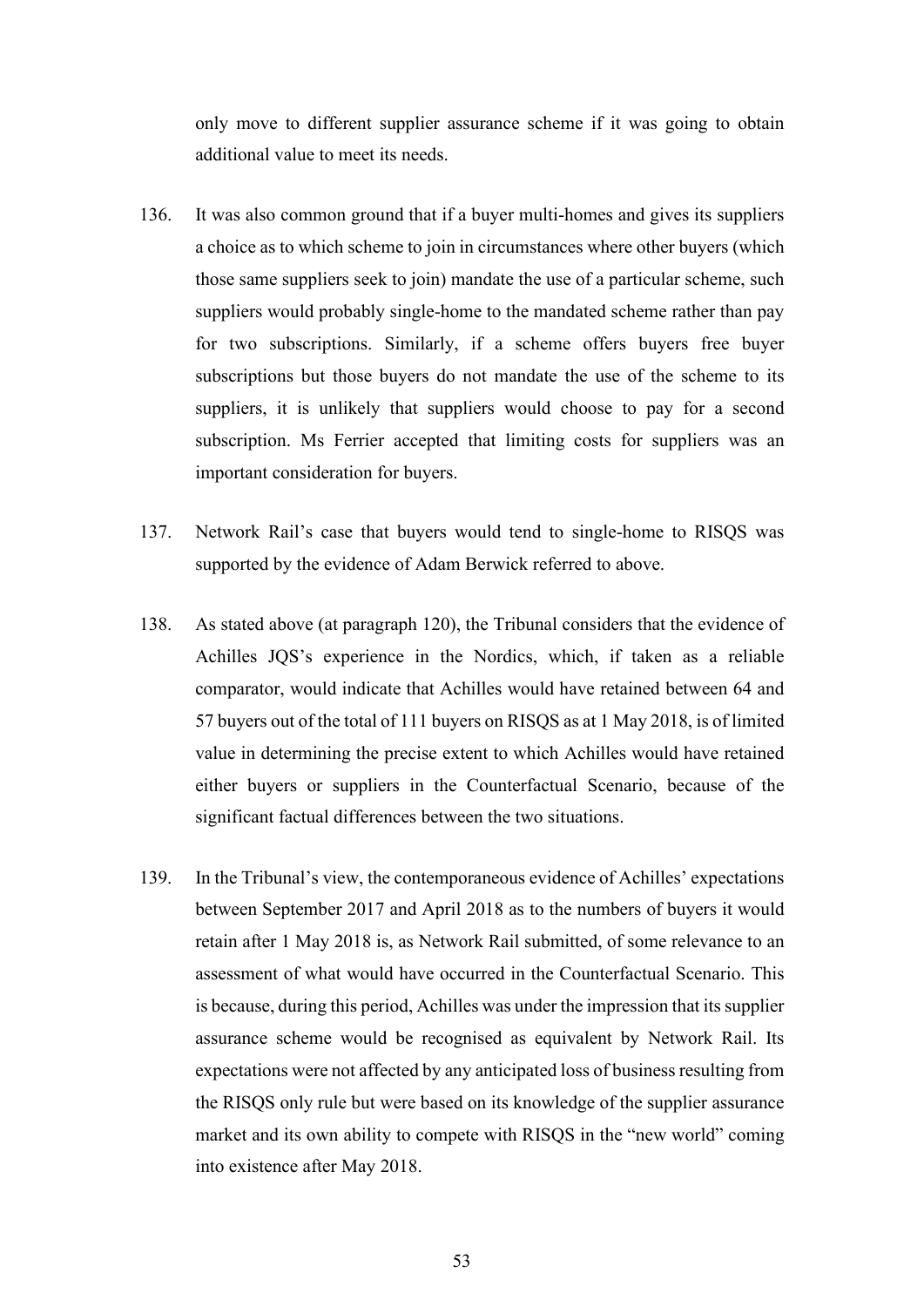only move to different supplier assurance scheme if it was going to obtain additional value to meet its needs.

136. It was also common ground that if a buyer multi-homes and gives its suppliers a choice as to which scheme to join in circumstances where other buyers (which those same suppliers seek to join) mandate the use of a particular scheme, such suppliers would probably single-home to the mandated scheme rather than pay for two subscriptions. Similarly, if a scheme offers buyers free buyer subscriptions but those buyers do not mandate the use of the scheme to its suppliers, it is unlikely that suppliers would choose to pay for a second subscription. Ms Ferrier accepted that limiting costs for suppliers was an important consideration for buyers.

137. Network Rail's case that buyers would tend to single-home to RISQS was supported by the evidence of Adam Berwick referred to above.

138. As stated above (at paragraph 120), the Tribunal considers that the evidence of Achilles JQS's experience in the Nordics, which, if taken as a reliable comparator, would indicate that Achilles would have retained between 64 and 57 buyers out of the total of 111 buyers on RISQS as at 1 May 2018, is of limited value in determining the precise extent to which Achilles would have retained either buyers or suppliers in the Counterfactual Scenario, because of the significant factual differences between the two situations.

139. In the Tribunal's view, the contemporaneous evidence of Achilles' expectations between September 2017 and April 2018 as to the numbers of buyers it would retain after 1 May 2018 is, as Network Rail submitted, of some relevance to an assessment of what would have occurred in the Counterfactual Scenario. This is because, during this period, Achilles was under the impression that its supplier assurance scheme would be recognised as equivalent by Network Rail. Its expectations were not affected by any anticipated loss of business resulting from the RISQS only rule but were based on its knowledge of the supplier assurance market and its own ability to compete with RISQS in the "new world" coming into existence after May 2018.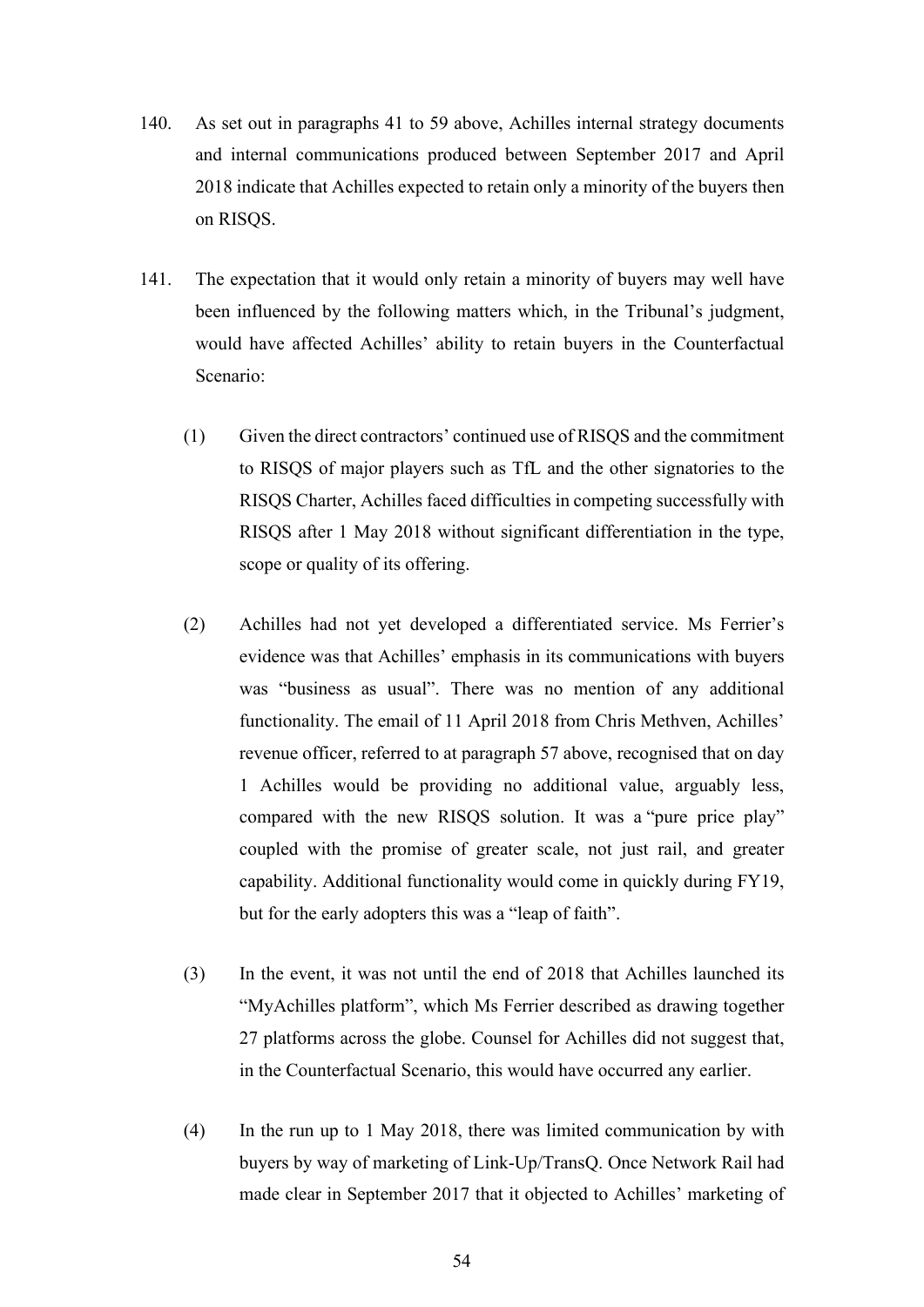140. As set out in paragraphs 41 to 59 above, Achilles internal strategy documents and internal communications produced between September 2017 and April 2018 indicate that Achilles expected to retain only a minority of the buyers then on RISQS.

141. The expectation that it would only retain a minority of buyers may well have been influenced by the following matters which, in the Tribunal's judgment, would have affected Achilles' ability to retain buyers in the Counterfactual Scenario:

    (1) Given the direct contractors' continued use of RISQS and the commitment to RISQS of major players such as TfL and the other signatories to the RISQS Charter, Achilles faced difficulties in competing successfully with RISQS after 1 May 2018 without significant differentiation in the type, scope or quality of its offering.

    (2) Achilles had not yet developed a differentiated service. Ms Ferrier's evidence was that Achilles' emphasis in its communications with buyers was "business as usual". There was no mention of any additional functionality. The email of 11 April 2018 from Chris Methven, Achilles' revenue officer, referred to at paragraph 57 above, recognised that on day 1 Achilles would be providing no additional value, arguably less, compared with the new RISQS solution. It was a "pure price play" coupled with the promise of greater scale, not just rail, and greater capability. Additional functionality would come in quickly during FY19, but for the early adopters this was a "leap of faith".

    (3) In the event, it was not until the end of 2018 that Achilles launched its "MyAchilles platform", which Ms Ferrier described as drawing together 27 platforms across the globe. Counsel for Achilles did not suggest that, in the Counterfactual Scenario, this would have occurred any earlier.

    (4) In the run up to 1 May 2018, there was limited communication by with buyers by way of marketing of Link-Up/TransQ. Once Network Rail had made clear in September 2017 that it objected to Achilles' marketing of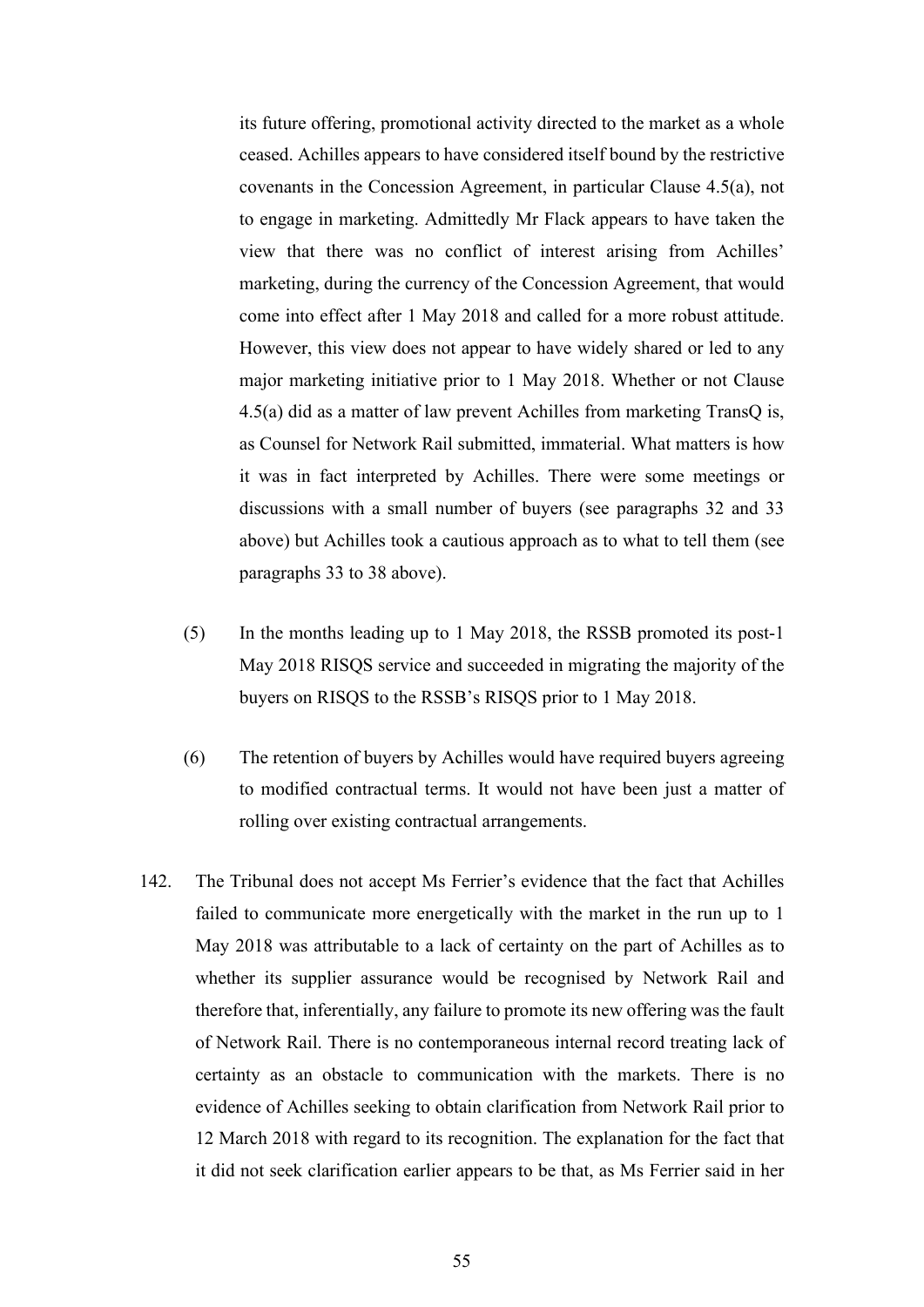its future offering, promotional activity directed to the market as a whole ceased. Achilles appears to have considered itself bound by the restrictive covenants in the Concession Agreement, in particular Clause 4.5(a), not to engage in marketing. Admittedly Mr Flack appears to have taken the view that there was no conflict of interest arising from Achilles' marketing, during the currency of the Concession Agreement, that would come into effect after 1 May 2018 and called for a more robust attitude. However, this view does not appear to have widely shared or led to any major marketing initiative prior to 1 May 2018. Whether or not Clause 4.5(a) did as a matter of law prevent Achilles from marketing TransQ is, as Counsel for Network Rail submitted, immaterial. What matters is how it was in fact interpreted by Achilles. There were some meetings or discussions with a small number of buyers (see paragraphs 32 and 33 above) but Achilles took a cautious approach as to what to tell them (see paragraphs 33 to 38 above).

(5) In the months leading up to 1 May 2018, the RSSB promoted its post-1 May 2018 RISQS service and succeeded in migrating the majority of the buyers on RISQS to the RSSB's RISQS prior to 1 May 2018.

(6) The retention of buyers by Achilles would have required buyers agreeing to modified contractual terms. It would not have been just a matter of rolling over existing contractual arrangements.

142. The Tribunal does not accept Ms Ferrier's evidence that the fact that Achilles failed to communicate more energetically with the market in the run up to 1 May 2018 was attributable to a lack of certainty on the part of Achilles as to whether its supplier assurance would be recognised by Network Rail and therefore that, inferentially, any failure to promote its new offering was the fault of Network Rail. There is no contemporaneous internal record treating lack of certainty as an obstacle to communication with the markets. There is no evidence of Achilles seeking to obtain clarification from Network Rail prior to 12 March 2018 with regard to its recognition. The explanation for the fact that it did not seek clarification earlier appears to be that, as Ms Ferrier said in her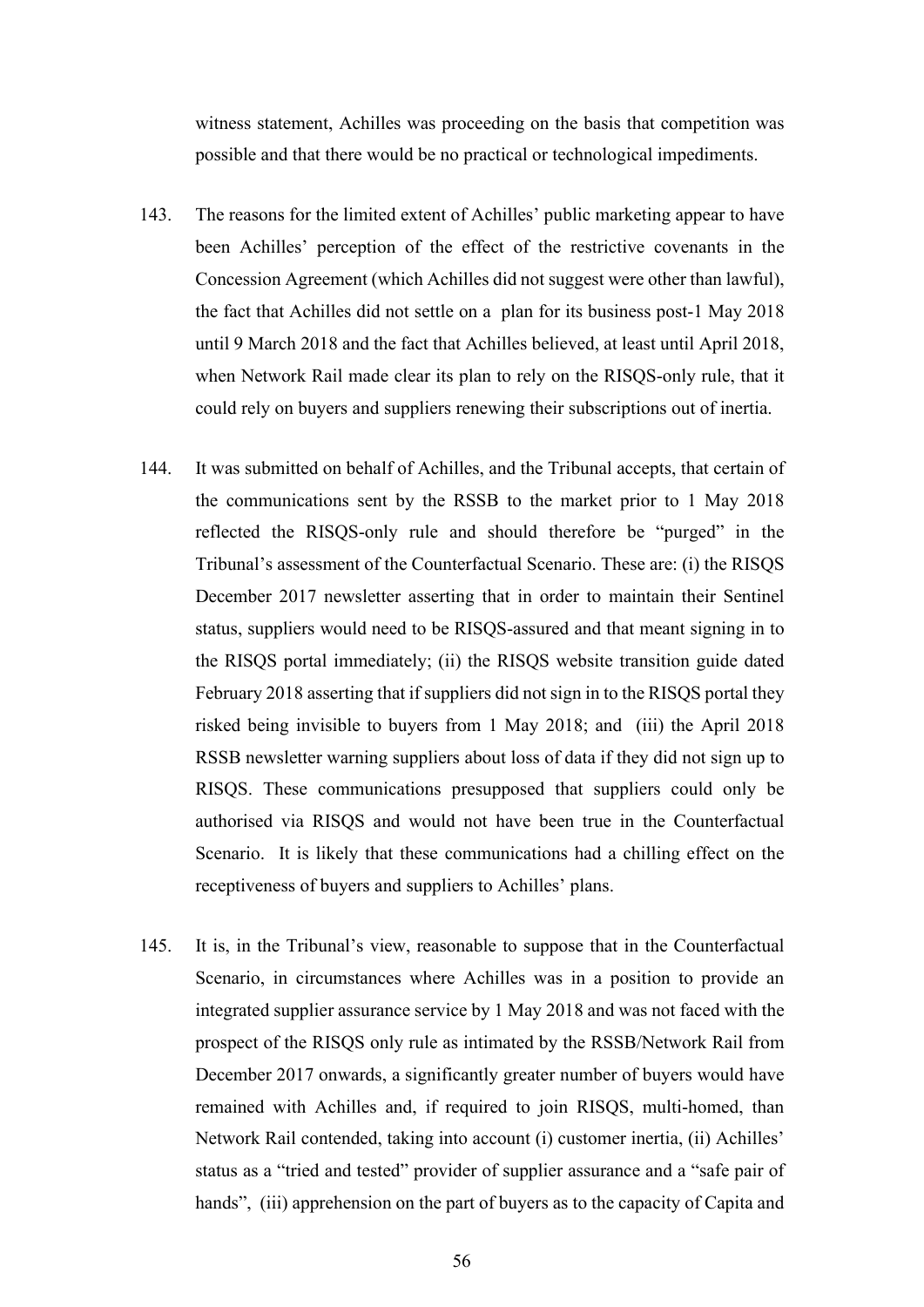witness statement, Achilles was proceeding on the basis that competition was possible and that there would be no practical or technological impediments.

143. The reasons for the limited extent of Achilles' public marketing appear to have been Achilles' perception of the effect of the restrictive covenants in the Concession Agreement (which Achilles did not suggest were other than lawful), the fact that Achilles did not settle on a plan for its business post-1 May 2018 until 9 March 2018 and the fact that Achilles believed, at least until April 2018, when Network Rail made clear its plan to rely on the RISQS-only rule, that it could rely on buyers and suppliers renewing their subscriptions out of inertia.

144. It was submitted on behalf of Achilles, and the Tribunal accepts, that certain of the communications sent by the RSSB to the market prior to 1 May 2018 reflected the RISQS-only rule and should therefore be "purged" in the Tribunal's assessment of the Counterfactual Scenario. These are: (i) the RISQS December 2017 newsletter asserting that in order to maintain their Sentinel status, suppliers would need to be RISQS-assured and that meant signing in to the RISQS portal immediately; (ii) the RISQS website transition guide dated February 2018 asserting that if suppliers did not sign in to the RISQS portal they risked being invisible to buyers from 1 May 2018; and (iii) the April 2018 RSSB newsletter warning suppliers about loss of data if they did not sign up to RISQS. These communications presupposed that suppliers could only be authorised via RISQS and would not have been true in the Counterfactual Scenario. It is likely that these communications had a chilling effect on the receptiveness of buyers and suppliers to Achilles' plans.

145. It is, in the Tribunal's view, reasonable to suppose that in the Counterfactual Scenario, in circumstances where Achilles was in a position to provide an integrated supplier assurance service by 1 May 2018 and was not faced with the prospect of the RISQS only rule as intimated by the RSSB/Network Rail from December 2017 onwards, a significantly greater number of buyers would have remained with Achilles and, if required to join RISQS, multi-homed, than Network Rail contended, taking into account (i) customer inertia, (ii) Achilles' status as a "tried and tested" provider of supplier assurance and a "safe pair of hands", (iii) apprehension on the part of buyers as to the capacity of Capita and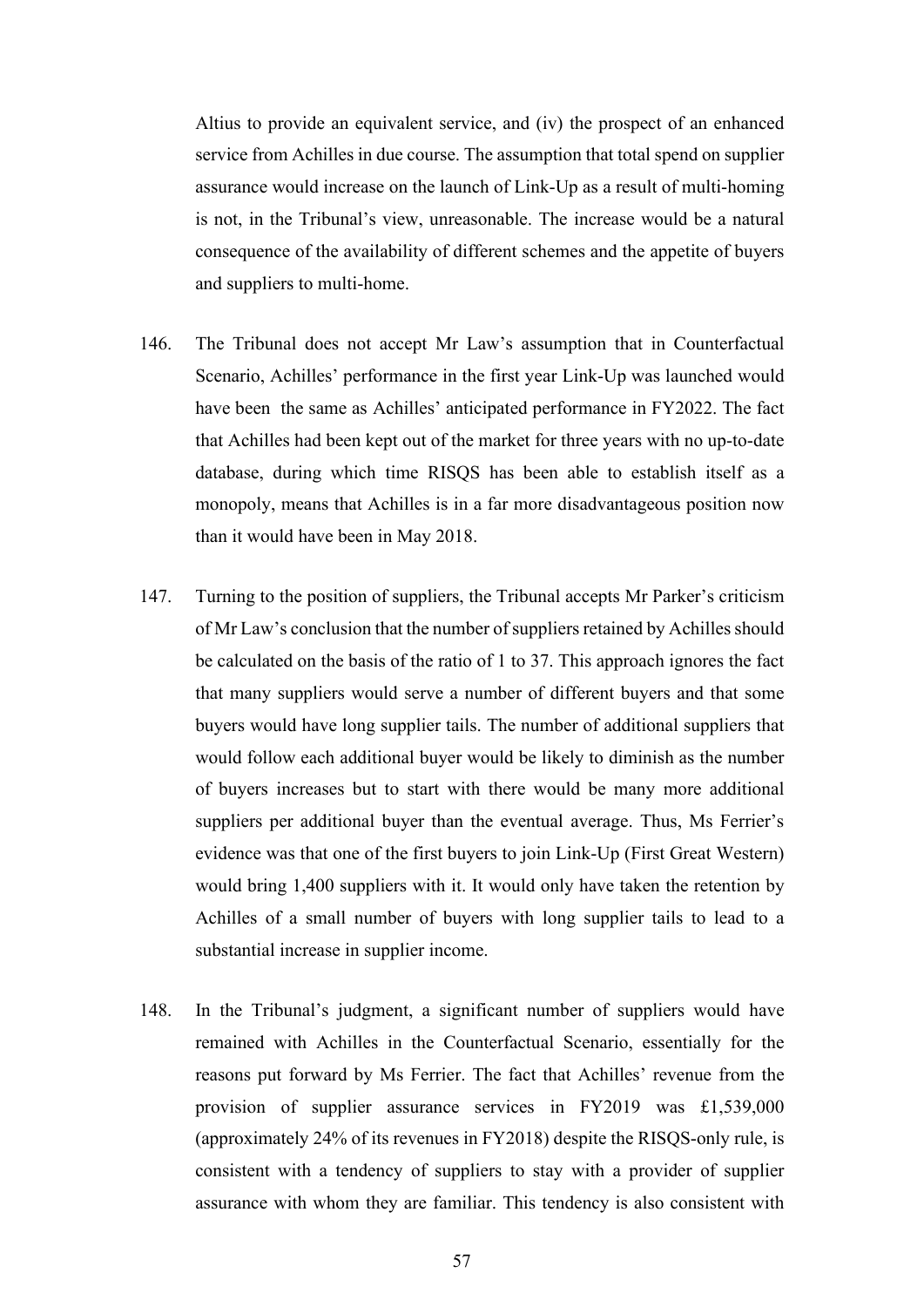Altius to provide an equivalent service, and (iv) the prospect of an enhanced service from Achilles in due course. The assumption that total spend on supplier assurance would increase on the launch of Link-Up as a result of multi-homing is not, in the Tribunal's view, unreasonable. The increase would be a natural consequence of the availability of different schemes and the appetite of buyers and suppliers to multi-home.

146. The Tribunal does not accept Mr Law's assumption that in Counterfactual Scenario, Achilles' performance in the first year Link-Up was launched would have been the same as Achilles' anticipated performance in FY2022. The fact that Achilles had been kept out of the market for three years with no up-to-date database, during which time RISQS has been able to establish itself as a monopoly, means that Achilles is in a far more disadvantageous position now than it would have been in May 2018.

147. Turning to the position of suppliers, the Tribunal accepts Mr Parker's criticism of Mr Law's conclusion that the number of suppliers retained by Achilles should be calculated on the basis of the ratio of 1 to 37. This approach ignores the fact that many suppliers would serve a number of different buyers and that some buyers would have long supplier tails. The number of additional suppliers that would follow each additional buyer would be likely to diminish as the number of buyers increases but to start with there would be many more additional suppliers per additional buyer than the eventual average. Thus, Ms Ferrier's evidence was that one of the first buyers to join Link-Up (First Great Western) would bring 1,400 suppliers with it. It would only have taken the retention by Achilles of a small number of buyers with long supplier tails to lead to a substantial increase in supplier income.

148. In the Tribunal's judgment, a significant number of suppliers would have remained with Achilles in the Counterfactual Scenario, essentially for the reasons put forward by Ms Ferrier. The fact that Achilles' revenue from the provision of supplier assurance services in FY2019 was £1,539,000 (approximately 24% of its revenues in FY2018) despite the RISQS-only rule, is consistent with a tendency of suppliers to stay with a provider of supplier assurance with whom they are familiar. This tendency is also consistent with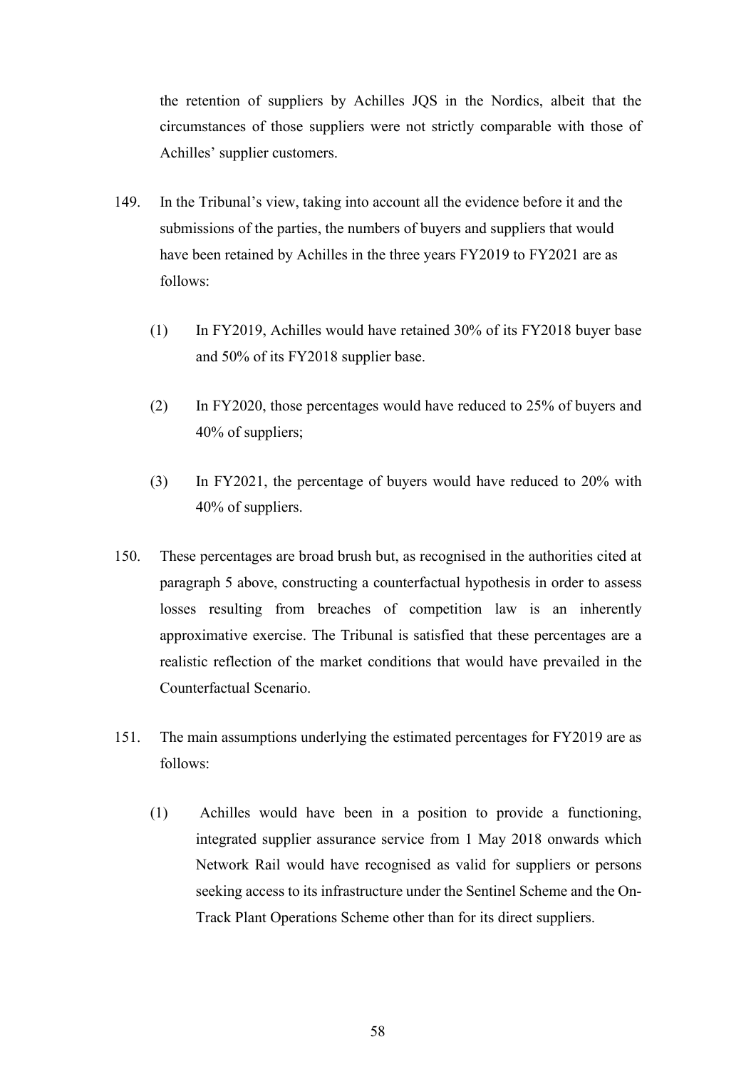the retention of suppliers by Achilles JQS in the Nordics, albeit that the circumstances of those suppliers were not strictly comparable with those of Achilles' supplier customers.

149. In the Tribunal's view, taking into account all the evidence before it and the submissions of the parties, the numbers of buyers and suppliers that would have been retained by Achilles in the three years FY2019 to FY2021 are as follows:

   (1) In FY2019, Achilles would have retained 30% of its FY2018 buyer base and 50% of its FY2018 supplier base.

   (2) In FY2020, those percentages would have reduced to 25% of buyers and 40% of suppliers;

   (3) In FY2021, the percentage of buyers would have reduced to 20% with 40% of suppliers.

150. These percentages are broad brush but, as recognised in the authorities cited at paragraph 5 above, constructing a counterfactual hypothesis in order to assess losses resulting from breaches of competition law is an inherently approximative exercise. The Tribunal is satisfied that these percentages are a realistic reflection of the market conditions that would have prevailed in the Counterfactual Scenario.

151. The main assumptions underlying the estimated percentages for FY2019 are as follows:

   (1) Achilles would have been in a position to provide a functioning, integrated supplier assurance service from 1 May 2018 onwards which Network Rail would have recognised as valid for suppliers or persons seeking access to its infrastructure under the Sentinel Scheme and the On-Track Plant Operations Scheme other than for its direct suppliers.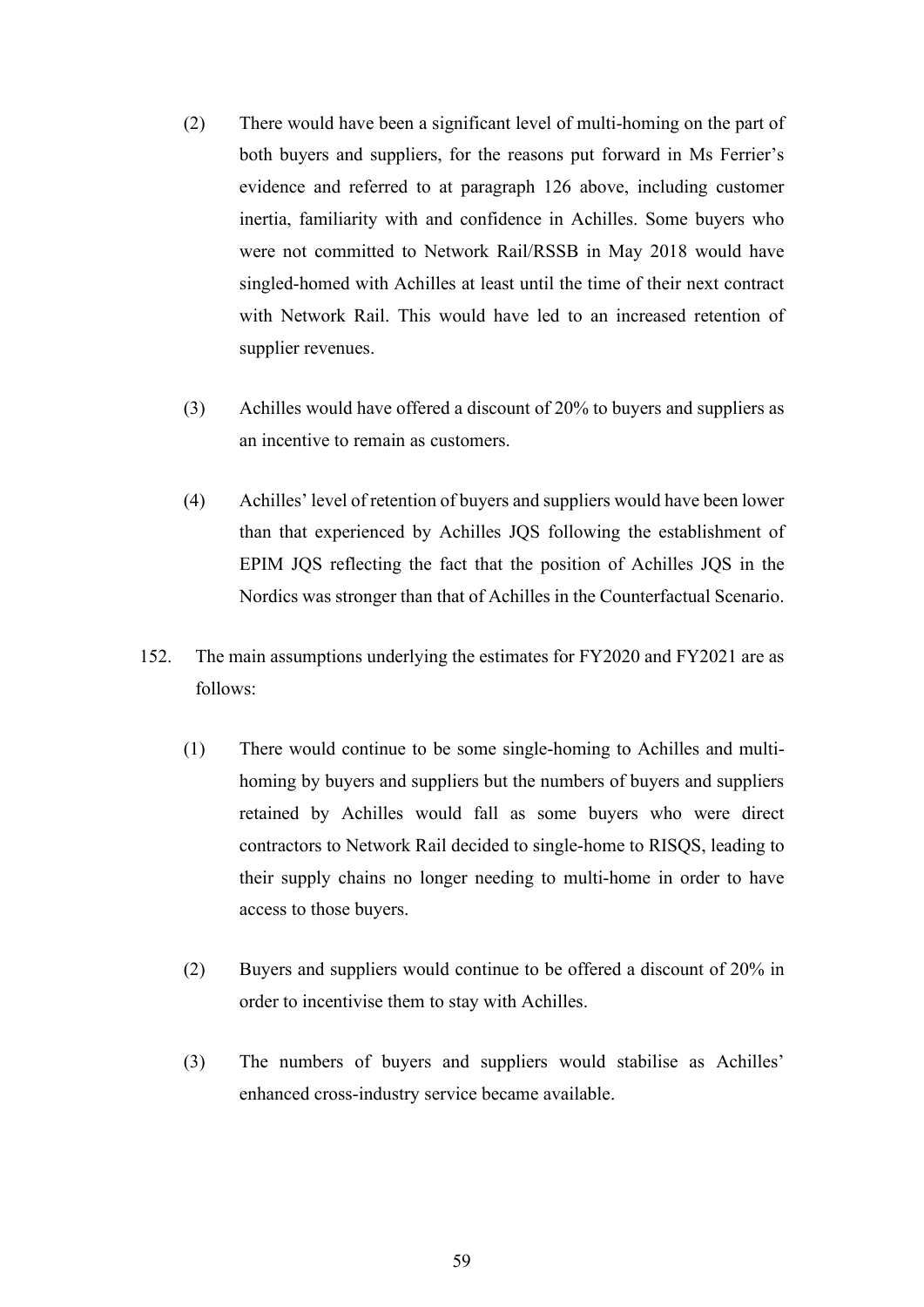(2) There would have been a significant level of multi-homing on the part of both buyers and suppliers, for the reasons put forward in Ms Ferrier's evidence and referred to at paragraph 126 above, including customer inertia, familiarity with and confidence in Achilles. Some buyers who were not committed to Network Rail/RSSB in May 2018 would have singled-homed with Achilles at least until the time of their next contract with Network Rail. This would have led to an increased retention of supplier revenues.

(3) Achilles would have offered a discount of 20% to buyers and suppliers as an incentive to remain as customers.

(4) Achilles' level of retention of buyers and suppliers would have been lower than that experienced by Achilles JQS following the establishment of EPIM JQS reflecting the fact that the position of Achilles JQS in the Nordics was stronger than that of Achilles in the Counterfactual Scenario.

152. The main assumptions underlying the estimates for FY2020 and FY2021 are as follows:

(1) There would continue to be some single-homing to Achilles and multi-homing by buyers and suppliers but the numbers of buyers and suppliers retained by Achilles would fall as some buyers who were direct contractors to Network Rail decided to single-home to RISQS, leading to their supply chains no longer needing to multi-home in order to have access to those buyers.

(2) Buyers and suppliers would continue to be offered a discount of 20% in order to incentivise them to stay with Achilles.

(3) The numbers of buyers and suppliers would stabilise as Achilles' enhanced cross-industry service became available.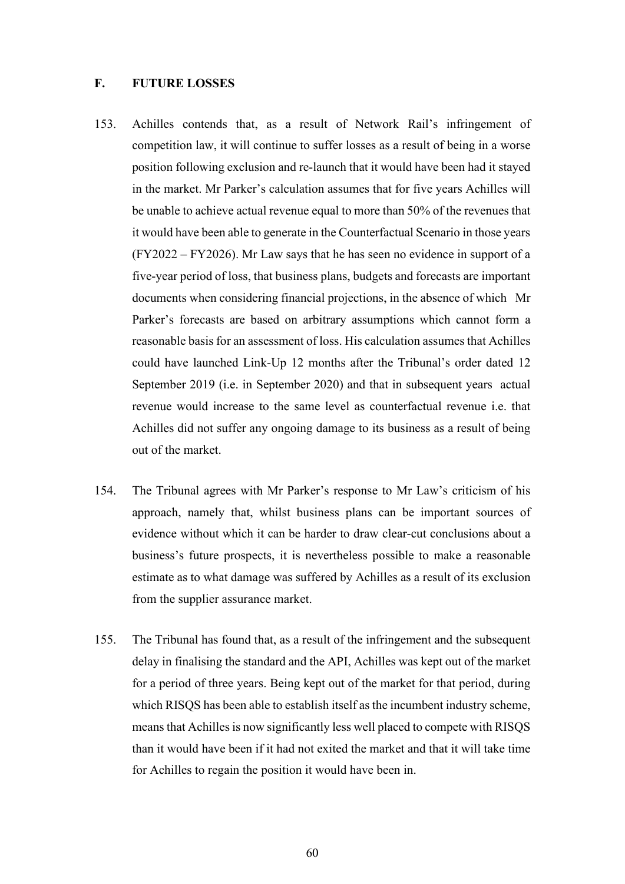## F. FUTURE LOSSES

153. Achilles contends that, as a result of Network Rail's infringement of competition law, it will continue to suffer losses as a result of being in a worse position following exclusion and re-launch that it would have been had it stayed in the market. Mr Parker's calculation assumes that for five years Achilles will be unable to achieve actual revenue equal to more than 50% of the revenues that it would have been able to generate in the Counterfactual Scenario in those years (FY2022 – FY2026). Mr Law says that he has seen no evidence in support of a five-year period of loss, that business plans, budgets and forecasts are important documents when considering financial projections, in the absence of which Mr Parker's forecasts are based on arbitrary assumptions which cannot form a reasonable basis for an assessment of loss. His calculation assumes that Achilles could have launched Link-Up 12 months after the Tribunal's order dated 12 September 2019 (i.e. in September 2020) and that in subsequent years actual revenue would increase to the same level as counterfactual revenue i.e. that Achilles did not suffer any ongoing damage to its business as a result of being out of the market.

154. The Tribunal agrees with Mr Parker's response to Mr Law's criticism of his approach, namely that, whilst business plans can be important sources of evidence without which it can be harder to draw clear-cut conclusions about a business's future prospects, it is nevertheless possible to make a reasonable estimate as to what damage was suffered by Achilles as a result of its exclusion from the supplier assurance market.

155. The Tribunal has found that, as a result of the infringement and the subsequent delay in finalising the standard and the API, Achilles was kept out of the market for a period of three years. Being kept out of the market for that period, during which RISQS has been able to establish itself as the incumbent industry scheme, means that Achilles is now significantly less well placed to compete with RISQS than it would have been if it had not exited the market and that it will take time for Achilles to regain the position it would have been in.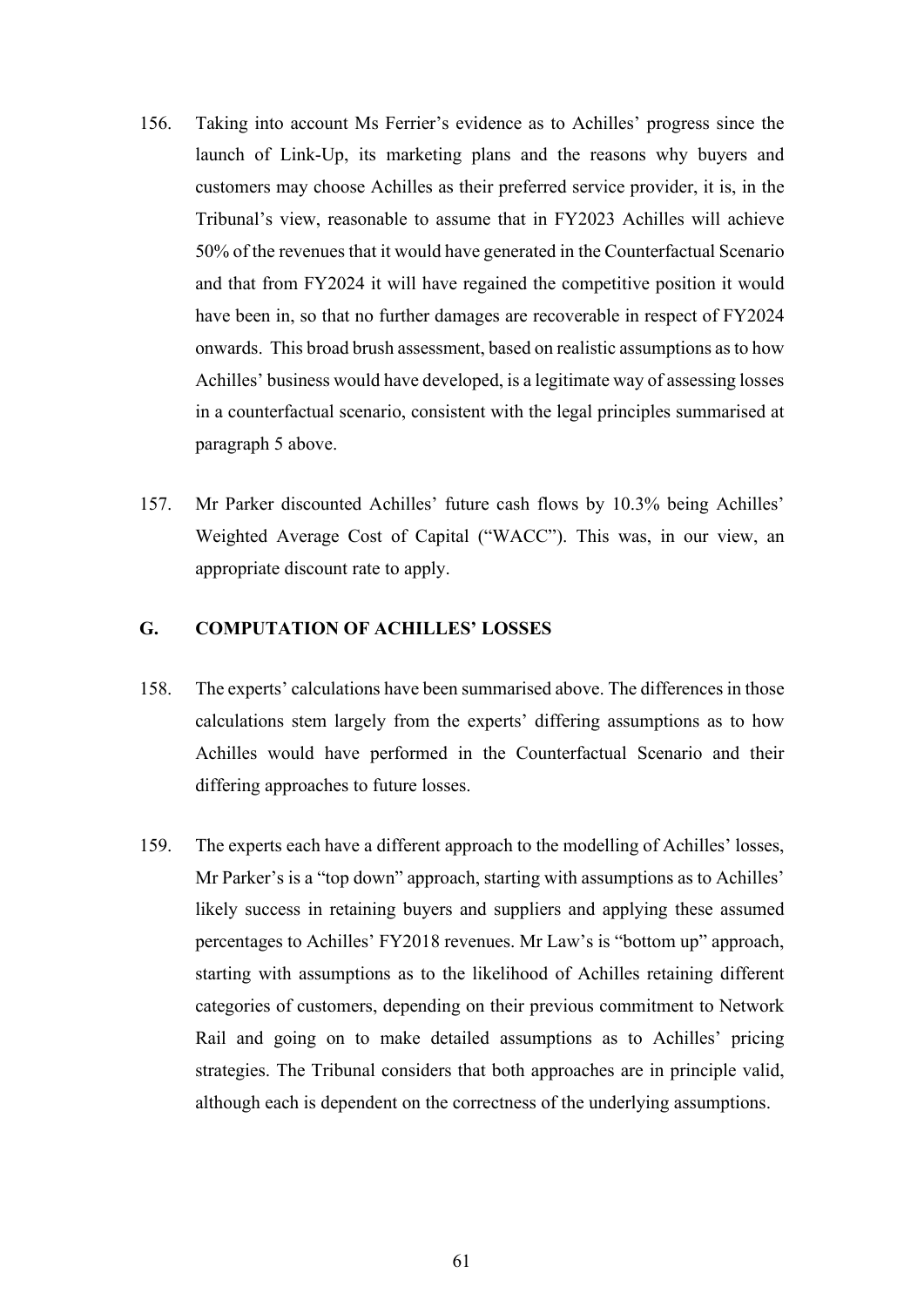156. Taking into account Ms Ferrier's evidence as to Achilles' progress since the launch of Link-Up, its marketing plans and the reasons why buyers and customers may choose Achilles as their preferred service provider, it is, in the Tribunal's view, reasonable to assume that in FY2023 Achilles will achieve 50% of the revenues that it would have generated in the Counterfactual Scenario and that from FY2024 it will have regained the competitive position it would have been in, so that no further damages are recoverable in respect of FY2024 onwards. This broad brush assessment, based on realistic assumptions as to how Achilles' business would have developed, is a legitimate way of assessing losses in a counterfactual scenario, consistent with the legal principles summarised at paragraph 5 above.

157. Mr Parker discounted Achilles' future cash flows by 10.3% being Achilles' Weighted Average Cost of Capital ("WACC"). This was, in our view, an appropriate discount rate to apply.

## G. COMPUTATION OF ACHILLES' LOSSES

158. The experts' calculations have been summarised above. The differences in those calculations stem largely from the experts' differing assumptions as to how Achilles would have performed in the Counterfactual Scenario and their differing approaches to future losses.

159. The experts each have a different approach to the modelling of Achilles' losses, Mr Parker's is a "top down" approach, starting with assumptions as to Achilles' likely success in retaining buyers and suppliers and applying these assumed percentages to Achilles' FY2018 revenues. Mr Law's is "bottom up" approach, starting with assumptions as to the likelihood of Achilles retaining different categories of customers, depending on their previous commitment to Network Rail and going on to make detailed assumptions as to Achilles' pricing strategies. The Tribunal considers that both approaches are in principle valid, although each is dependent on the correctness of the underlying assumptions.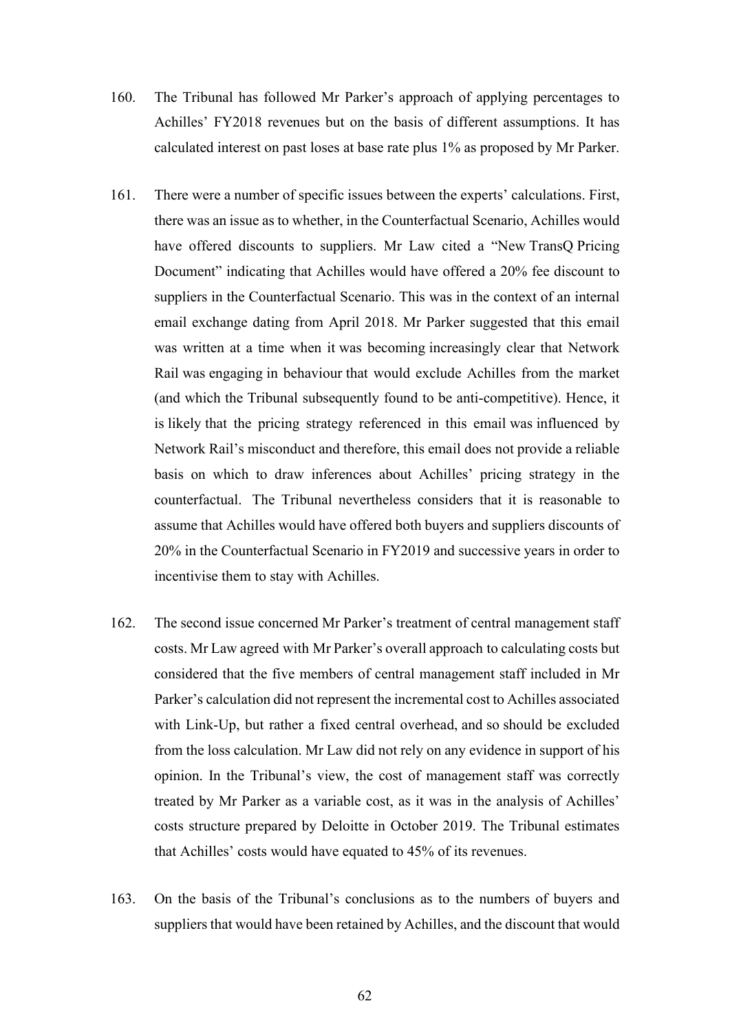160. The Tribunal has followed Mr Parker's approach of applying percentages to Achilles' FY2018 revenues but on the basis of different assumptions. It has calculated interest on past loses at base rate plus 1% as proposed by Mr Parker.

161. There were a number of specific issues between the experts' calculations. First, there was an issue as to whether, in the Counterfactual Scenario, Achilles would have offered discounts to suppliers. Mr Law cited a "New TransQ Pricing Document" indicating that Achilles would have offered a 20% fee discount to suppliers in the Counterfactual Scenario. This was in the context of an internal email exchange dating from April 2018. Mr Parker suggested that this email was written at a time when it was becoming increasingly clear that Network Rail was engaging in behaviour that would exclude Achilles from the market (and which the Tribunal subsequently found to be anti-competitive). Hence, it is likely that the pricing strategy referenced in this email was influenced by Network Rail's misconduct and therefore, this email does not provide a reliable basis on which to draw inferences about Achilles' pricing strategy in the counterfactual. The Tribunal nevertheless considers that it is reasonable to assume that Achilles would have offered both buyers and suppliers discounts of 20% in the Counterfactual Scenario in FY2019 and successive years in order to incentivise them to stay with Achilles.

162. The second issue concerned Mr Parker's treatment of central management staff costs. Mr Law agreed with Mr Parker's overall approach to calculating costs but considered that the five members of central management staff included in Mr Parker's calculation did not represent the incremental cost to Achilles associated with Link-Up, but rather a fixed central overhead, and so should be excluded from the loss calculation. Mr Law did not rely on any evidence in support of his opinion. In the Tribunal's view, the cost of management staff was correctly treated by Mr Parker as a variable cost, as it was in the analysis of Achilles' costs structure prepared by Deloitte in October 2019. The Tribunal estimates that Achilles' costs would have equated to 45% of its revenues.

163. On the basis of the Tribunal's conclusions as to the numbers of buyers and suppliers that would have been retained by Achilles, and the discount that would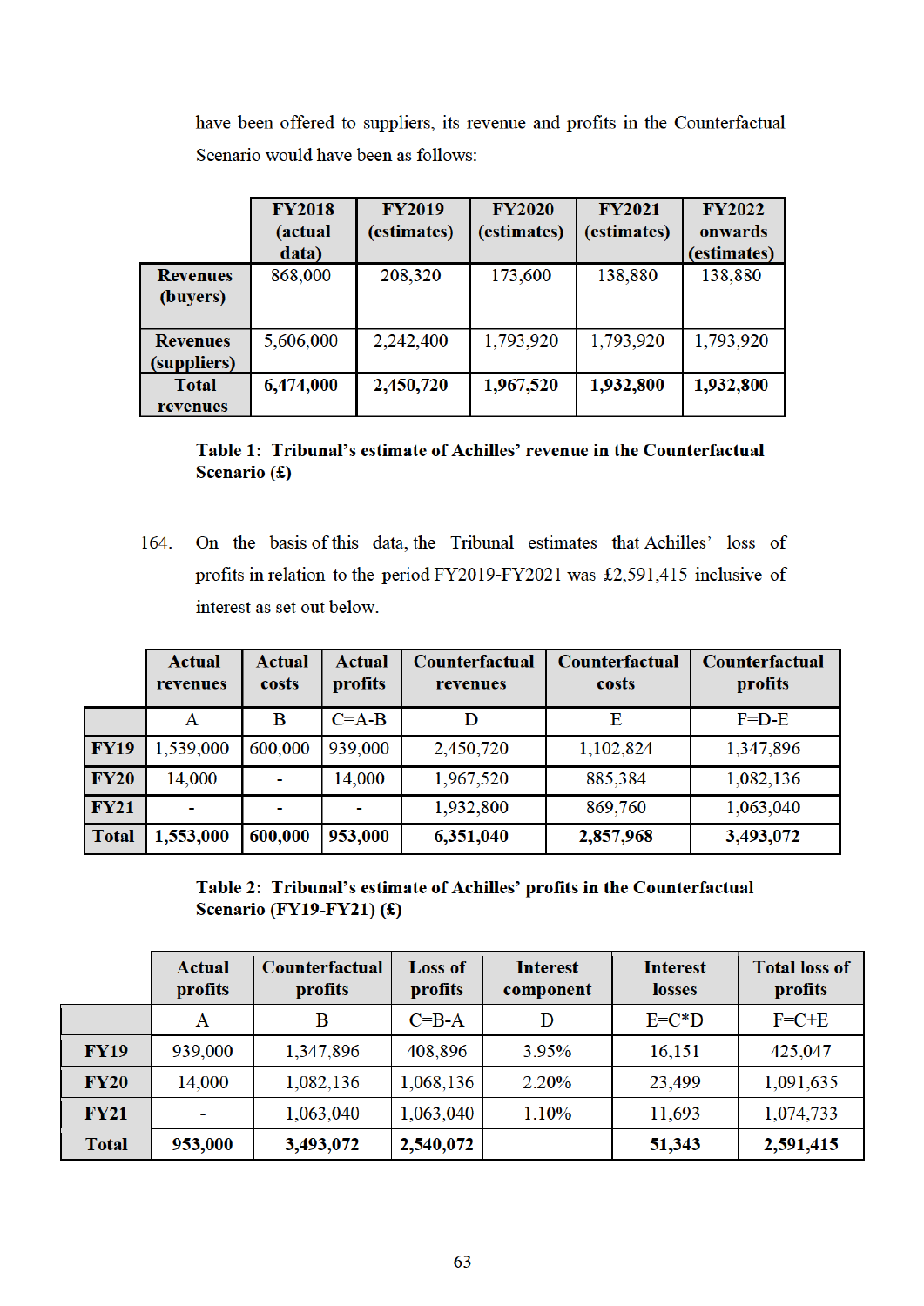have been offered to suppliers, its revenue and profits in the Counterfactual Scenario would have been as follows:

| | FY2018 (actual data) | FY2019 (estimates) | FY2020 (estimates) | FY2021 (estimates) | FY2022 onwards (estimates) |
|---|---|---|---|---|---|
| **Revenues (buyers)** | 868,000 | 208,320 | 173,600 | 138,880 | 138,880 |
| **Revenues (suppliers)** | 5,606,000 | 2,242,400 | 1,793,920 | 1,793,920 | 1,793,920 |
| **Total revenues** | **6,474,000** | **2,450,720** | **1,967,520** | **1,932,800** | **1,932,800** |

**Table 1: Tribunal's estimate of Achilles' revenue in the Counterfactual Scenario (£)**

164. On the basis of this data, the Tribunal estimates that Achilles' loss of profits in relation to the period FY2019-FY2021 was £2,591,415 inclusive of interest as set out below.

| | Actual revenues | Actual costs | Actual profits | Counterfactual revenues | Counterfactual costs | Counterfactual profits |
|---|---|---|---|---|---|---|
| | A | B | C=A-B | D | E | F=D-E |
| **FY19** | 1,539,000 | 600,000 | 939,000 | 2,450,720 | 1,102,824 | 1,347,896 |
| **FY20** | 14,000 | - | 14,000 | 1,967,520 | 885,384 | 1,082,136 |
| **FY21** | - | - | - | 1,932,800 | 869,760 | 1,063,040 |
| **Total** | **1,553,000** | **600,000** | **953,000** | **6,351,040** | **2,857,968** | **3,493,072** |

**Table 2: Tribunal's estimate of Achilles' profits in the Counterfactual Scenario (FY19-FY21) (£)**

| | Actual profits | Counterfactual profits | Loss of profits | Interest component | Interest losses | Total loss of profits |
|---|---|---|---|---|---|---|
| | A | B | C=B-A | D | E=C*D | F=C+E |
| **FY19** | 939,000 | 1,347,896 | 408,896 | 3.95% | 16,151 | 425,047 |
| **FY20** | 14,000 | 1,082,136 | 1,068,136 | 2.20% | 23,499 | 1,091,635 |
| **FY21** | - | 1,063,040 | 1,063,040 | 1.10% | 11,693 | 1,074,733 |
| **Total** | **953,000** | **3,493,072** | **2,540,072** | | **51,343** | **2,591,415** |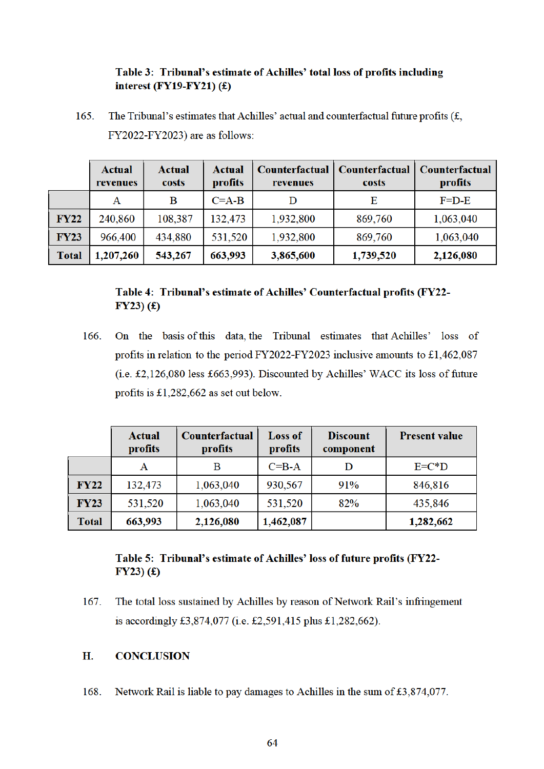**Table 3: Tribunal's estimate of Achilles' total loss of profits including interest (FY19-FY21) (£)**

165. The Tribunal's estimates that Achilles' actual and counterfactual future profits (£, FY2022-FY2023) are as follows:

| | Actual revenues | Actual costs | Actual profits | Counterfactual revenues | Counterfactual costs | Counterfactual profits |
|---|---|---|---|---|---|---|
| | A | B | C=A-B | D | E | F=D-E |
| **FY22** | 240,860 | 108,387 | 132,473 | 1,932,800 | 869,760 | 1,063,040 |
| **FY23** | 966,400 | 434,880 | 531,520 | 1,932,800 | 869,760 | 1,063,040 |
| **Total** | **1,207,260** | **543,267** | **663,993** | **3,865,600** | **1,739,520** | **2,126,080** |

**Table 4: Tribunal's estimate of Achilles' Counterfactual profits (FY22-FY23) (£)**

166. On the basis of this data, the Tribunal estimates that Achilles' loss of profits in relation to the period FY2022-FY2023 inclusive amounts to £1,462,087 (i.e. £2,126,080 less £663,993). Discounted by Achilles' WACC its loss of future profits is £1,282,662 as set out below.

| | Actual profits | Counterfactual profits | Loss of profits | Discount component | Present value |
|---|---|---|---|---|---|
| | A | B | C=B-A | D | E=C*D |
| **FY22** | 132,473 | 1,063,040 | 930,567 | 91% | 846,816 |
| **FY23** | 531,520 | 1,063,040 | 531,520 | 82% | 435,846 |
| **Total** | **663,993** | **2,126,080** | **1,462,087** | | **1,282,662** |

**Table 5: Tribunal's estimate of Achilles' loss of future profits (FY22-FY23) (£)**

167. The total loss sustained by Achilles by reason of Network Rail's infringement is accordingly £3,874,077 (i.e. £2,591,415 plus £1,282,662).

## H. CONCLUSION

168. Network Rail is liable to pay damages to Achilles in the sum of £3,874,077.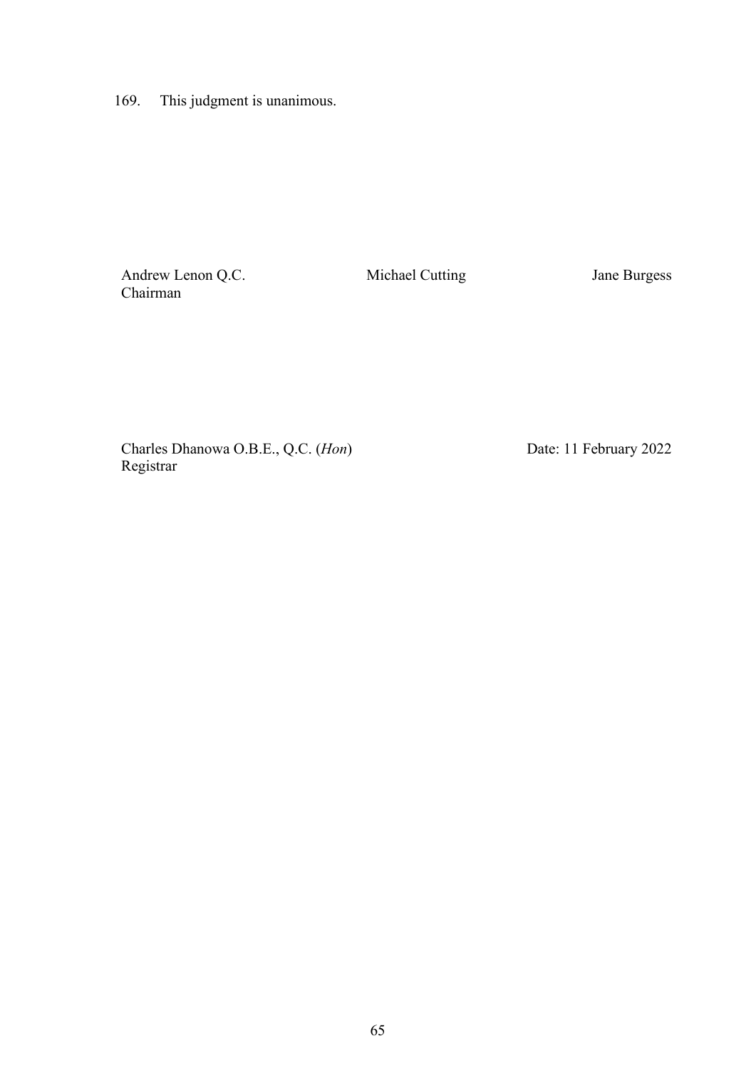169. This judgment is unanimous.

| | | |
|---|---|---|
| Andrew Lenon Q.C.<br>Chairman | Michael Cutting | Jane Burgess |

| | |
|---|---|
| Charles Dhanowa O.B.E., Q.C. (*Hon*)<br>Registrar | Date: 11 February 2022 |